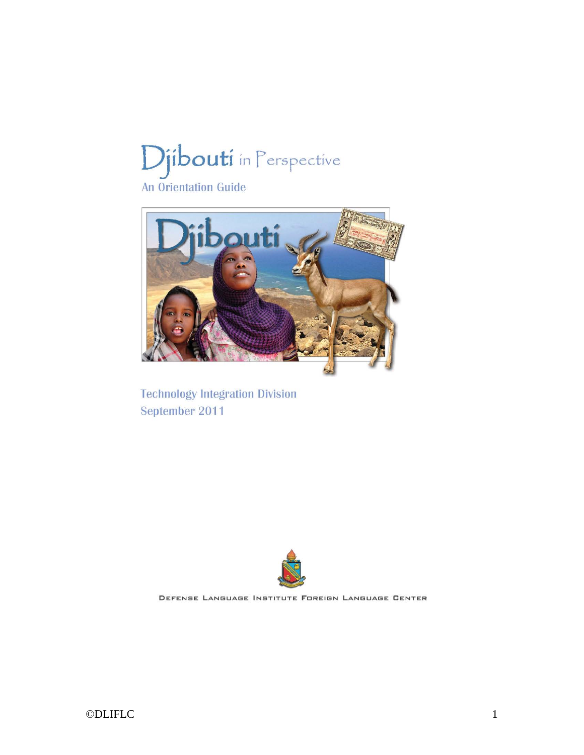# Djibouti in Perspective

## An Orientation Guide

Technology Integration Division
September 2011

DEFENSE LANGUAGE INSTITUTE FOREIGN LANGUAGE CENTER

©DLIFLC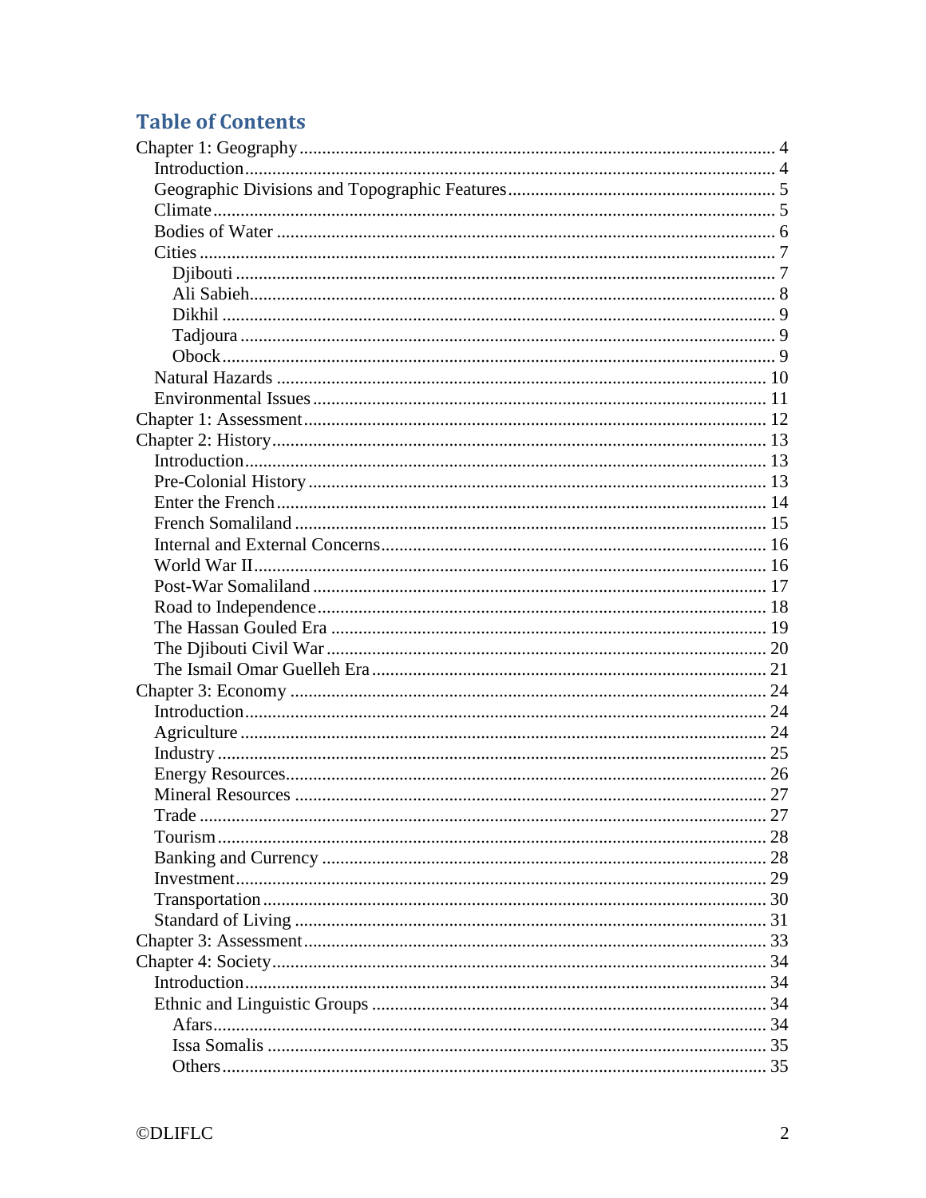## Table of Contents

- Chapter 1: Geography ........ 4
  - Introduction ........ 4
  - Geographic Divisions and Topographic Features ........ 5
  - Climate ........ 5
  - Bodies of Water ........ 6
  - Cities ........ 7
    - Djibouti ........ 7
    - Ali Sabieh ........ 8
    - Dikhil ........ 9
    - Tadjoura ........ 9
    - Obock ........ 9
  - Natural Hazards ........ 10
  - Environmental Issues ........ 11
- Chapter 1: Assessment ........ 12
- Chapter 2: History ........ 13
  - Introduction ........ 13
  - Pre-Colonial History ........ 13
  - Enter the French ........ 14
  - French Somaliland ........ 15
  - Internal and External Concerns ........ 16
  - World War II ........ 16
  - Post-War Somaliland ........ 17
  - Road to Independence ........ 18
  - The Hassan Gouled Era ........ 19
  - The Djibouti Civil War ........ 20
  - The Ismail Omar Guelleh Era ........ 21
- Chapter 3: Economy ........ 24
  - Introduction ........ 24
  - Agriculture ........ 24
  - Industry ........ 25
  - Energy Resources ........ 26
  - Mineral Resources ........ 27
  - Trade ........ 27
  - Tourism ........ 28
  - Banking and Currency ........ 28
  - Investment ........ 29
  - Transportation ........ 30
  - Standard of Living ........ 31
- Chapter 3: Assessment ........ 33
- Chapter 4: Society ........ 34
  - Introduction ........ 34
  - Ethnic and Linguistic Groups ........ 34
    - Afars ........ 34
    - Issa Somalis ........ 35
    - Others ........ 35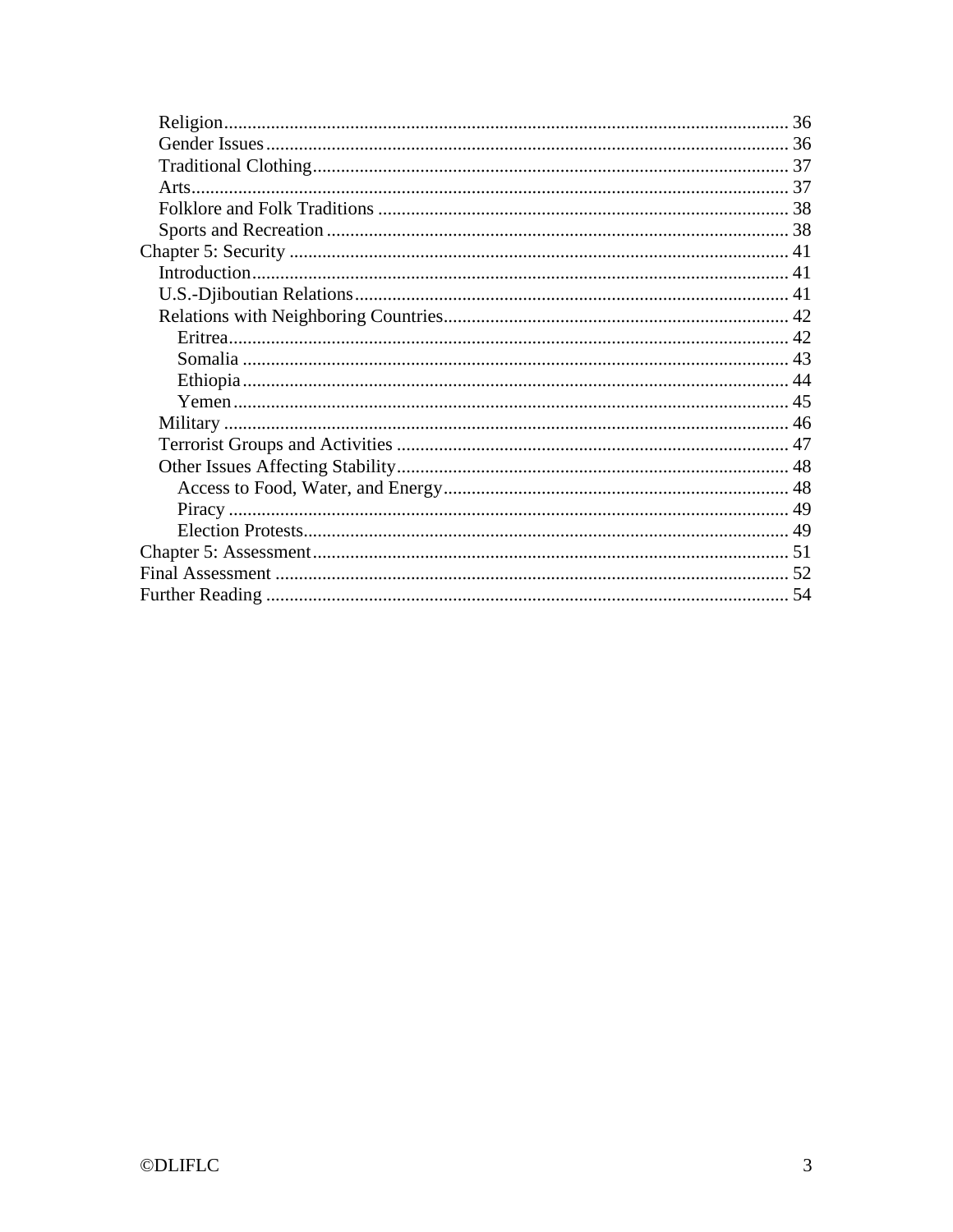- Religion ........................................................................................................ 36
- Gender Issues ............................................................................................... 36
- Traditional Clothing ..................................................................................... 37
- Arts ............................................................................................................... 37
- Folklore and Folk Traditions ....................................................................... 38
- Sports and Recreation .................................................................................. 38

Chapter 5: Security ............................................................................................ 41

- Introduction .................................................................................................. 41
- U.S.-Djiboutian Relations ............................................................................ 41
- Relations with Neighboring Countries ......................................................... 42
  - Eritrea ....................................................................................................... 42
  - Somalia .................................................................................................... 43
  - Ethiopia .................................................................................................... 44
  - Yemen ...................................................................................................... 45
- Military ........................................................................................................ 46
- Terrorist Groups and Activities .................................................................... 47
- Other Issues Affecting Stability .................................................................... 48
  - Access to Food, Water, and Energy .......................................................... 48
  - Piracy ....................................................................................................... 49
  - Election Protests ....................................................................................... 49

Chapter 5: Assessment ....................................................................................... 51

Final Assessment ............................................................................................... 52

Further Reading ................................................................................................. 54

©DLIFLC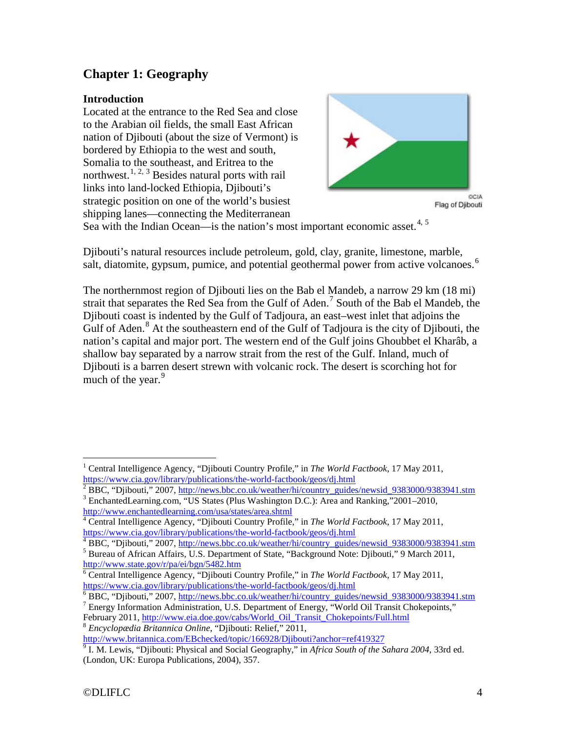# Chapter 1: Geography

## Introduction

Located at the entrance to the Red Sea and close to the Arabian oil fields, the small East African nation of Djibouti (about the size of Vermont) is bordered by Ethiopia to the west and south, Somalia to the southeast, and Eritrea to the northwest.[1, 2, 3] Besides natural ports with rail links into land-locked Ethiopia, Djibouti's strategic position on one of the world's busiest shipping lanes—connecting the Mediterranean Sea with the Indian Ocean—is the nation's most important economic asset.[4, 5]

©CIA
Flag of Djibouti

Djibouti's natural resources include petroleum, gold, clay, granite, limestone, marble, salt, diatomite, gypsum, pumice, and potential geothermal power from active volcanoes.[6]

The northernmost region of Djibouti lies on the Bab el Mandeb, a narrow 29 km (18 mi) strait that separates the Red Sea from the Gulf of Aden.[7] South of the Bab el Mandeb, the Djibouti coast is indented by the Gulf of Tadjoura, an east–west inlet that adjoins the Gulf of Aden.[8] At the southeastern end of the Gulf of Tadjoura is the city of Djibouti, the nation's capital and major port. The western end of the Gulf joins Ghoubbet el Kharâb, a shallow bay separated by a narrow strait from the rest of the Gulf. Inland, much of Djibouti is a barren desert strewn with volcanic rock. The desert is scorching hot for much of the year.[9]

---

[1] Central Intelligence Agency, "Djibouti Country Profile," in *The World Factbook*, 17 May 2011, https://www.cia.gov/library/publications/the-world-factbook/geos/dj.html

[2] BBC, "Djibouti," 2007, http://news.bbc.co.uk/weather/hi/country_guides/newsid_9383000/9383941.stm

[3] EnchantedLearning.com, "US States (Plus Washington D.C.): Area and Ranking,"2001–2010, http://www.enchantedlearning.com/usa/states/area.shtml

[4] Central Intelligence Agency, "Djibouti Country Profile," in *The World Factbook*, 17 May 2011, https://www.cia.gov/library/publications/the-world-factbook/geos/dj.html

[4] BBC, "Djibouti," 2007, http://news.bbc.co.uk/weather/hi/country_guides/newsid_9383000/9383941.stm

[5] Bureau of African Affairs, U.S. Department of State, "Background Note: Djibouti," 9 March 2011, http://www.state.gov/r/pa/ei/bgn/5482.htm

[6] Central Intelligence Agency, "Djibouti Country Profile," in *The World Factbook*, 17 May 2011, https://www.cia.gov/library/publications/the-world-factbook/geos/dj.html

[6] BBC, "Djibouti," 2007, http://news.bbc.co.uk/weather/hi/country_guides/newsid_9383000/9383941.stm

[7] Energy Information Administration, U.S. Department of Energy, "World Oil Transit Chokepoints," February 2011, http://www.eia.doe.gov/cabs/World_Oil_Transit_Chokepoints/Full.html

[8] *Encyclopædia Britannica Online*, "Djibouti: Relief," 2011, http://www.britannica.com/EBchecked/topic/166928/Djibouti?anchor=ref419327

[9] I. M. Lewis, "Djibouti: Physical and Social Geography," in *Africa South of the Sahara 2004*, 33rd ed. (London, UK: Europa Publications, 2004), 357.

©DLIFLC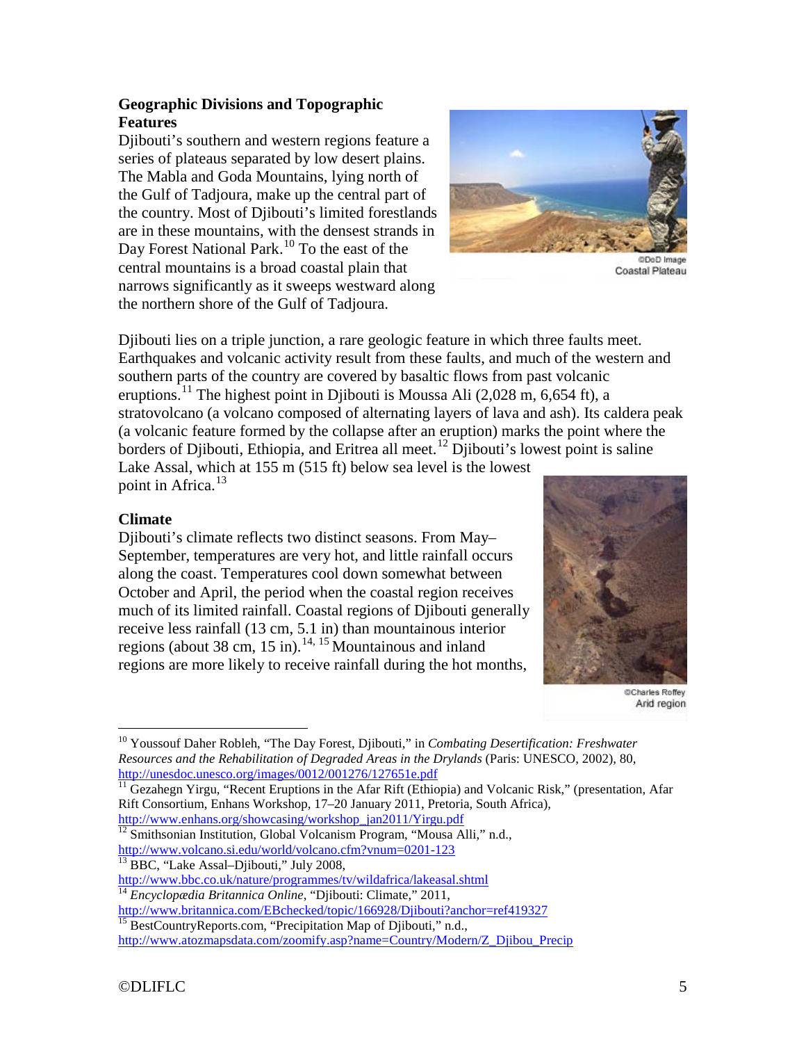### Geographic Divisions and Topographic Features

Djibouti's southern and western regions feature a series of plateaus separated by low desert plains. The Mabla and Goda Mountains, lying north of the Gulf of Tadjoura, make up the central part of the country. Most of Djibouti's limited forestlands are in these mountains, with the densest strands in Day Forest National Park.[10] To the east of the central mountains is a broad coastal plain that narrows significantly as it sweeps westward along the northern shore of the Gulf of Tadjoura.

©DoD Image
Coastal Plateau

Djibouti lies on a triple junction, a rare geologic feature in which three faults meet. Earthquakes and volcanic activity result from these faults, and much of the western and southern parts of the country are covered by basaltic flows from past volcanic eruptions.[11] The highest point in Djibouti is Moussa Ali (2,028 m, 6,654 ft), a stratovolcano (a volcano composed of alternating layers of lava and ash). Its caldera peak (a volcanic feature formed by the collapse after an eruption) marks the point where the borders of Djibouti, Ethiopia, and Eritrea all meet.[12] Djibouti's lowest point is saline Lake Assal, which at 155 m (515 ft) below sea level is the lowest point in Africa.[13]

### Climate

Djibouti's climate reflects two distinct seasons. From May–September, temperatures are very hot, and little rainfall occurs along the coast. Temperatures cool down somewhat between October and April, the period when the coastal region receives much of its limited rainfall. Coastal regions of Djibouti generally receive less rainfall (13 cm, 5.1 in) than mountainous interior regions (about 38 cm, 15 in).[14, 15] Mountainous and inland regions are more likely to receive rainfall during the hot months,

©Charles Roffey
Arid region

---

[10] Youssouf Daher Robleh, "The Day Forest, Djibouti," in *Combating Desertification: Freshwater Resources and the Rehabilitation of Degraded Areas in the Drylands* (Paris: UNESCO, 2002), 80, http://unesdoc.unesco.org/images/0012/001276/127651e.pdf

[11] Gezahegn Yirgu, "Recent Eruptions in the Afar Rift (Ethiopia) and Volcanic Risk," (presentation, Afar Rift Consortium, Enhans Workshop, 17–20 January 2011, Pretoria, South Africa), http://www.enhans.org/showcasing/workshop_jan2011/Yirgu.pdf

[12] Smithsonian Institution, Global Volcanism Program, "Mousa Alli," n.d., http://www.volcano.si.edu/world/volcano.cfm?vnum=0201-123

[13] BBC, "Lake Assal–Djibouti," July 2008, http://www.bbc.co.uk/nature/programmes/tv/wildafrica/lakeassal.shtml

[14] *Encyclopædia Britannica Online*, "Djibouti: Climate," 2011, http://www.britannica.com/EBchecked/topic/166928/Djibouti?anchor=ref419327

[15] BestCountryReports.com, "Precipitation Map of Djibouti," n.d., http://www.atozmapsdata.com/zoomify.asp?name=Country/Modern/Z_Djibou_Precip

©DLIFLC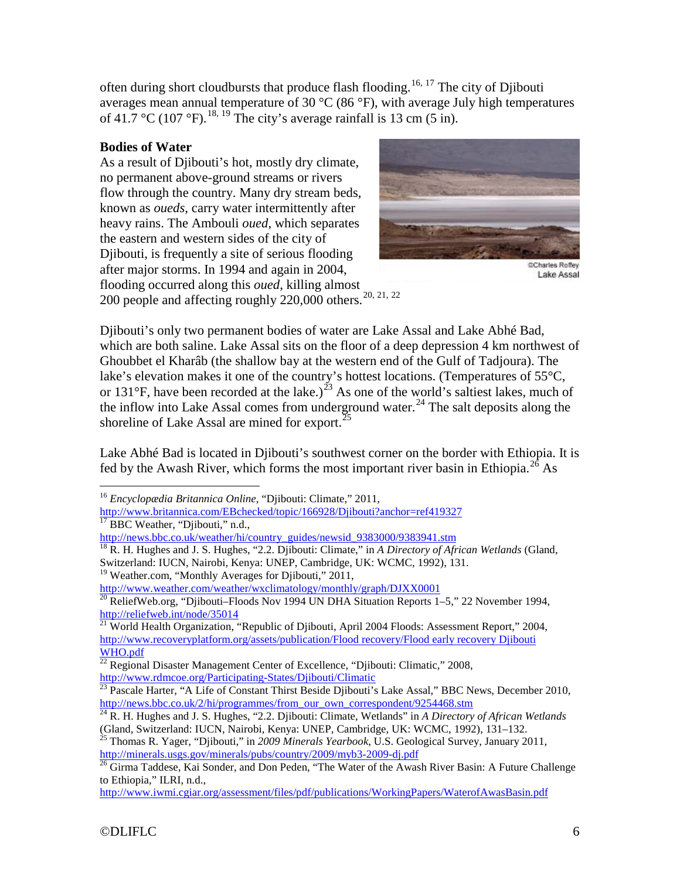often during short cloudbursts that produce flash flooding.[16, 17] The city of Djibouti averages mean annual temperature of 30 °C (86 °F), with average July high temperatures of 41.7 °C (107 °F).[18, 19] The city's average rainfall is 13 cm (5 in).

**Bodies of Water**

As a result of Djibouti's hot, mostly dry climate, no permanent above-ground streams or rivers flow through the country. Many dry stream beds, known as *oueds*, carry water intermittently after heavy rains. The Ambouli *oued*, which separates the eastern and western sides of the city of Djibouti, is frequently a site of serious flooding after major storms. In 1994 and again in 2004, flooding occurred along this *oued*, killing almost 200 people and affecting roughly 220,000 others.[20, 21, 22]

©Charles Roffey
Lake Assal

Djibouti's only two permanent bodies of water are Lake Assal and Lake Abhé Bad, which are both saline. Lake Assal sits on the floor of a deep depression 4 km northwest of Ghoubbet el Kharâb (the shallow bay at the western end of the Gulf of Tadjoura). The lake's elevation makes it one of the country's hottest locations. (Temperatures of 55°C, or 131°F, have been recorded at the lake.)[23] As one of the world's saltiest lakes, much of the inflow into Lake Assal comes from underground water.[24] The salt deposits along the shoreline of Lake Assal are mined for export.[25]

Lake Abhé Bad is located in Djibouti's southwest corner on the border with Ethiopia. It is fed by the Awash River, which forms the most important river basin in Ethiopia.[26] As

---

[16] *Encyclopædia Britannica Online*, "Djibouti: Climate," 2011, http://www.britannica.com/EBchecked/topic/166928/Djibouti?anchor=ref419327

[17] BBC Weather, "Djibouti," n.d., http://news.bbc.co.uk/weather/hi/country_guides/newsid_9383000/9383941.stm

[18] R. H. Hughes and J. S. Hughes, "2.2. Djibouti: Climate," in *A Directory of African Wetlands* (Gland, Switzerland: IUCN, Nairobi, Kenya: UNEP, Cambridge, UK: WCMC, 1992), 131.

[19] Weather.com, "Monthly Averages for Djibouti," 2011, http://www.weather.com/weather/wxclimatology/monthly/graph/DJXX0001

[20] ReliefWeb.org, "Djibouti–Floods Nov 1994 UN DHA Situation Reports 1–5," 22 November 1994, http://reliefweb.int/node/35014

[21] World Health Organization, "Republic of Djibouti, April 2004 Floods: Assessment Report," 2004, http://www.recoveryplatform.org/assets/publication/Flood recovery/Flood early recovery Djibouti WHO.pdf

[22] Regional Disaster Management Center of Excellence, "Djibouti: Climatic," 2008, http://www.rdmcoe.org/Participating-States/Djibouti/Climatic

[23] Pascale Harter, "A Life of Constant Thirst Beside Djibouti's Lake Assal," BBC News, December 2010, http://news.bbc.co.uk/2/hi/programmes/from_our_own_correspondent/9254468.stm

[24] R. H. Hughes and J. S. Hughes, "2.2. Djibouti: Climate, Wetlands" in *A Directory of African Wetlands* (Gland, Switzerland: IUCN, Nairobi, Kenya: UNEP, Cambridge, UK: WCMC, 1992), 131–132.

[25] Thomas R. Yager, "Djibouti," in *2009 Minerals Yearbook*, U.S. Geological Survey, January 2011, http://minerals.usgs.gov/minerals/pubs/country/2009/myb3-2009-dj.pdf

[26] Girma Taddese, Kai Sonder, and Don Peden, "The Water of the Awash River Basin: A Future Challenge to Ethiopia," ILRI, n.d., http://www.iwmi.cgiar.org/assessment/files/pdf/publications/WorkingPapers/WaterofAwasBasin.pdf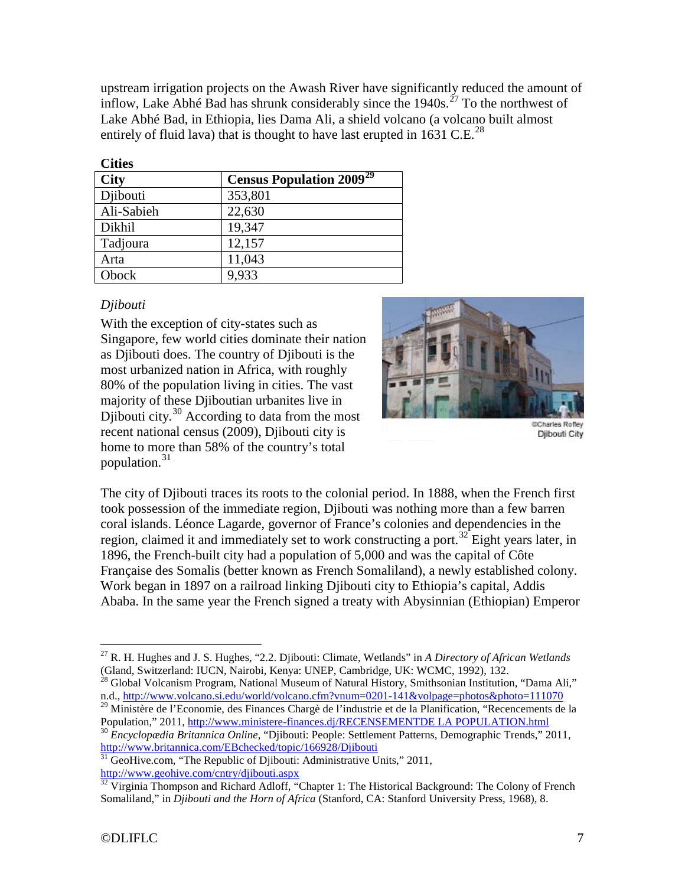upstream irrigation projects on the Awash River have significantly reduced the amount of inflow, Lake Abhé Bad has shrunk considerably since the 1940s.[27] To the northwest of Lake Abhé Bad, in Ethiopia, lies Dama Ali, a shield volcano (a volcano built almost entirely of fluid lava) that is thought to have last erupted in 1631 C.E.[28]

**Cities**

| City | Census Population 2009[29] |
|---|---|
| Djibouti | 353,801 |
| Ali-Sabieh | 22,630 |
| Dikhil | 19,347 |
| Tadjoura | 12,157 |
| Arta | 11,043 |
| Obock | 9,933 |

*Djibouti*

With the exception of city-states such as Singapore, few world cities dominate their nation as Djibouti does. The country of Djibouti is the most urbanized nation in Africa, with roughly 80% of the population living in cities. The vast majority of these Djiboutian urbanites live in Djibouti city.[30] According to data from the most recent national census (2009), Djibouti city is home to more than 58% of the country's total population.[31]

©Charles Roffey
Djibouti City

The city of Djibouti traces its roots to the colonial period. In 1888, when the French first took possession of the immediate region, Djibouti was nothing more than a few barren coral islands. Léonce Lagarde, governor of France's colonies and dependencies in the region, claimed it and immediately set to work constructing a port.[32] Eight years later, in 1896, the French-built city had a population of 5,000 and was the capital of Côte Française des Somalis (better known as French Somaliland), a newly established colony. Work began in 1897 on a railroad linking Djibouti city to Ethiopia's capital, Addis Ababa. In the same year the French signed a treaty with Abysinnian (Ethiopian) Emperor

---

[27] R. H. Hughes and J. S. Hughes, "2.2. Djibouti: Climate, Wetlands" in *A Directory of African Wetlands* (Gland, Switzerland: IUCN, Nairobi, Kenya: UNEP, Cambridge, UK: WCMC, 1992), 132.

[28] Global Volcanism Program, National Museum of Natural History, Smithsonian Institution, "Dama Ali," n.d., http://www.volcano.si.edu/world/volcano.cfm?vnum=0201-141&volpage=photos&photo=111070

[29] Ministère de l'Economie, des Finances Chargè de l'industrie et de la Planification, "Recencements de la Population," 2011, http://www.ministere-finances.dj/RECENSEMENTDE LA POPULATION.html

[30] *Encyclopædia Britannica Online*, "Djibouti: People: Settlement Patterns, Demographic Trends," 2011, http://www.britannica.com/EBchecked/topic/166928/Djibouti

[31] GeoHive.com, "The Republic of Djibouti: Administrative Units," 2011, http://www.geohive.com/cntry/djibouti.aspx

[32] Virginia Thompson and Richard Adloff, "Chapter 1: The Historical Background: The Colony of French Somaliland," in *Djibouti and the Horn of Africa* (Stanford, CA: Stanford University Press, 1968), 8.

©DLIFLC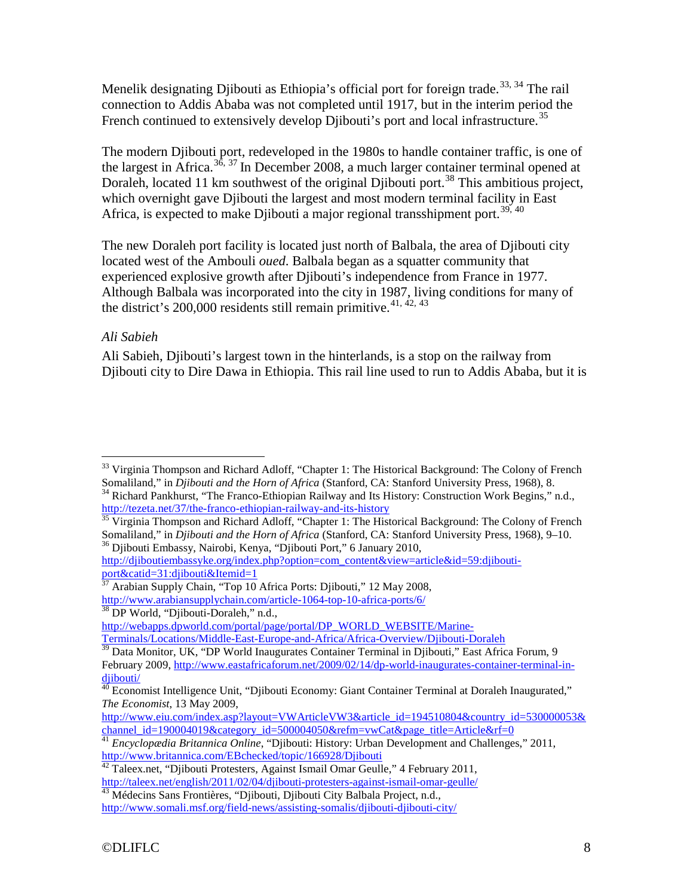Menelik designating Djibouti as Ethiopia's official port for foreign trade.[33, 34] The rail connection to Addis Ababa was not completed until 1917, but in the interim period the French continued to extensively develop Djibouti's port and local infrastructure.[35]

The modern Djibouti port, redeveloped in the 1980s to handle container traffic, is one of the largest in Africa.[36, 37] In December 2008, a much larger container terminal opened at Doraleh, located 11 km southwest of the original Djibouti port.[38] This ambitious project, which overnight gave Djibouti the largest and most modern terminal facility in East Africa, is expected to make Djibouti a major regional transshipment port.[39, 40]

The new Doraleh port facility is located just north of Balbala, the area of Djibouti city located west of the Ambouli *oued*. Balbala began as a squatter community that experienced explosive growth after Djibouti's independence from France in 1977. Although Balbala was incorporated into the city in 1987, living conditions for many of the district's 200,000 residents still remain primitive.[41, 42, 43]

*Ali Sabieh*

Ali Sabieh, Djibouti's largest town in the hinterlands, is a stop on the railway from Djibouti city to Dire Dawa in Ethiopia. This rail line used to run to Addis Ababa, but it is

---

[33] Virginia Thompson and Richard Adloff, "Chapter 1: The Historical Background: The Colony of French Somaliland," in *Djibouti and the Horn of Africa* (Stanford, CA: Stanford University Press, 1968), 8.

[34] Richard Pankhurst, "The Franco-Ethiopian Railway and Its History: Construction Work Begins," n.d., http://tezeta.net/37/the-franco-ethiopian-railway-and-its-history

[35] Virginia Thompson and Richard Adloff, "Chapter 1: The Historical Background: The Colony of French Somaliland," in *Djibouti and the Horn of Africa* (Stanford, CA: Stanford University Press, 1968), 9–10.

[36] Djibouti Embassy, Nairobi, Kenya, "Djibouti Port," 6 January 2010, http://djiboutiembassyke.org/index.php?option=com_content&view=article&id=59:djibouti-port&catid=31:djibouti&Itemid=1

[37] Arabian Supply Chain, "Top 10 Africa Ports: Djibouti," 12 May 2008, http://www.arabiansupplychain.com/article-1064-top-10-africa-ports/6/

[38] DP World, "Djibouti-Doraleh," n.d., http://webapps.dpworld.com/portal/page/portal/DP_WORLD_WEBSITE/Marine-Terminals/Locations/Middle-East-Europe-and-Africa/Africa-Overview/Djibouti-Doraleh

[39] Data Monitor, UK, "DP World Inaugurates Container Terminal in Djibouti," East Africa Forum, 9 February 2009, http://www.eastafricaforum.net/2009/02/14/dp-world-inaugurates-container-terminal-in-djibouti/

[40] Economist Intelligence Unit, "Djibouti Economy: Giant Container Terminal at Doraleh Inaugurated," *The Economist*, 13 May 2009, http://www.eiu.com/index.asp?layout=VWArticleVW3&article_id=194510804&country_id=530000053&channel_id=190004019&category_id=500004050&refm=vwCat&page_title=Article&rf=0

[41] *Encyclopædia Britannica Online*, "Djibouti: History: Urban Development and Challenges," 2011, http://www.britannica.com/EBchecked/topic/166928/Djibouti

[42] Taleex.net, "Djibouti Protesters, Against Ismail Omar Geulle," 4 February 2011, http://taleex.net/english/2011/02/04/djibouti-protesters-against-ismail-omar-geulle/

[43] Médecins Sans Frontières, "Djibouti, Djibouti City Balbala Project, n.d., http://www.somali.msf.org/field-news/assisting-somalis/djibouti-djibouti-city/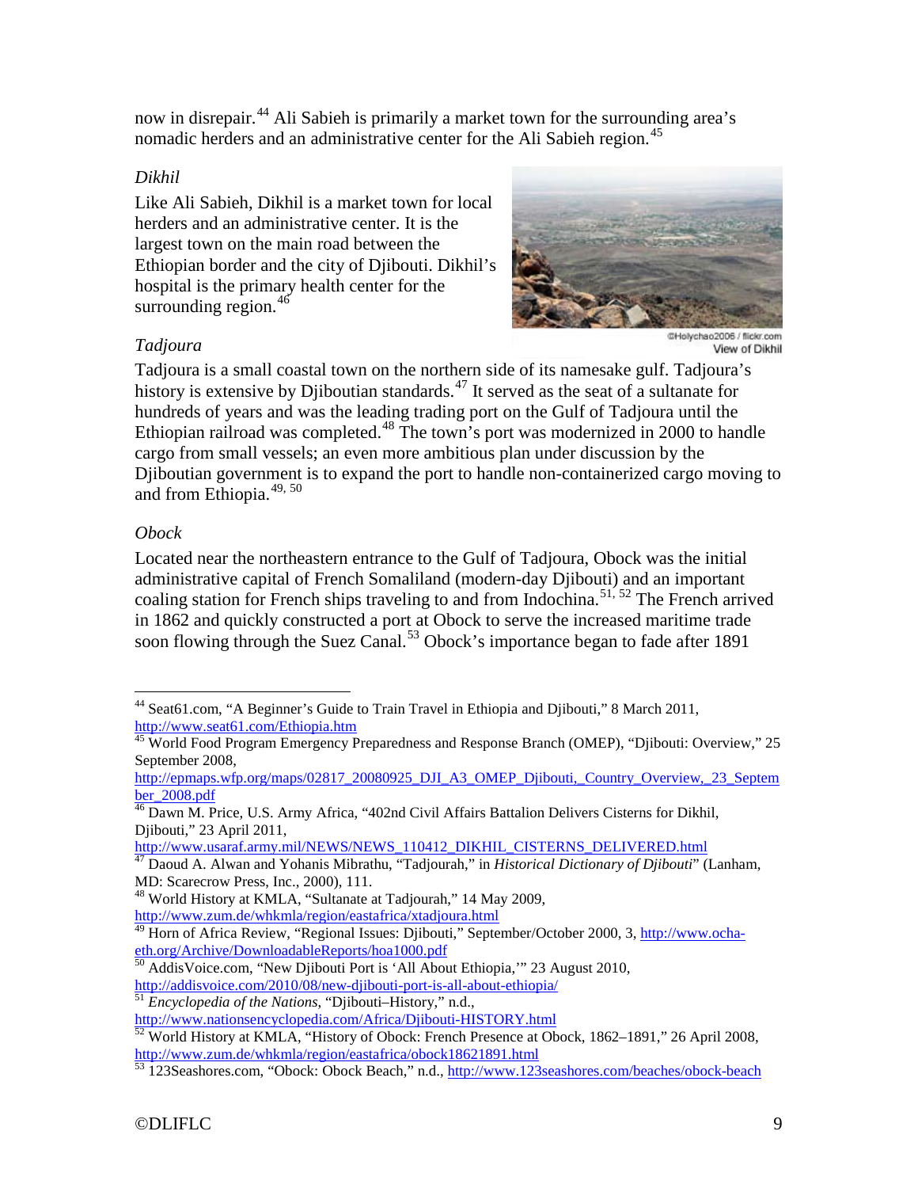now in disrepair.[44] Ali Sabieh is primarily a market town for the surrounding area's nomadic herders and an administrative center for the Ali Sabieh region.[45]

*Dikhil*

Like Ali Sabieh, Dikhil is a market town for local herders and an administrative center. It is the largest town on the main road between the Ethiopian border and the city of Djibouti. Dikhil's hospital is the primary health center for the surrounding region.[46]

©Holychao2006 / flickr.com
View of Dikhil

*Tadjoura*

Tadjoura is a small coastal town on the northern side of its namesake gulf. Tadjoura's history is extensive by Djiboutian standards.[47] It served as the seat of a sultanate for hundreds of years and was the leading trading port on the Gulf of Tadjoura until the Ethiopian railroad was completed.[48] The town's port was modernized in 2000 to handle cargo from small vessels; an even more ambitious plan under discussion by the Djiboutian government is to expand the port to handle non-containerized cargo moving to and from Ethiopia.[49, 50]

*Obock*

Located near the northeastern entrance to the Gulf of Tadjoura, Obock was the initial administrative capital of French Somaliland (modern-day Djibouti) and an important coaling station for French ships traveling to and from Indochina.[51, 52] The French arrived in 1862 and quickly constructed a port at Obock to serve the increased maritime trade soon flowing through the Suez Canal.[53] Obock's importance began to fade after 1891

---

[44] Seat61.com, "A Beginner's Guide to Train Travel in Ethiopia and Djibouti," 8 March 2011, http://www.seat61.com/Ethiopia.htm

[45] World Food Program Emergency Preparedness and Response Branch (OMEP), "Djibouti: Overview," 25 September 2008, http://epmaps.wfp.org/maps/02817_20080925_DJI_A3_OMEP_Djibouti,_Country_Overview,_23_September_2008.pdf

[46] Dawn M. Price, U.S. Army Africa, "402nd Civil Affairs Battalion Delivers Cisterns for Dikhil, Djibouti," 23 April 2011, http://www.usaraf.army.mil/NEWS/NEWS_110412_DIKHIL_CISTERNS_DELIVERED.html

[47] Daoud A. Alwan and Yohanis Mibrathu, "Tadjourah," in *Historical Dictionary of Djibouti*" (Lanham, MD: Scarecrow Press, Inc., 2000), 111.

[48] World History at KMLA, "Sultanate at Tadjourah," 14 May 2009, http://www.zum.de/whkmla/region/eastafrica/xtadjoura.html

[49] Horn of Africa Review, "Regional Issues: Djibouti," September/October 2000, 3, http://www.ocha-eth.org/Archive/DownloadableReports/hoa1000.pdf

[50] AddisVoice.com, "New Djibouti Port is 'All About Ethiopia,'" 23 August 2010, http://addisvoice.com/2010/08/new-djibouti-port-is-all-about-ethiopia/

[51] *Encyclopedia of the Nations*, "Djibouti–History," n.d., http://www.nationsencyclopedia.com/Africa/Djibouti-HISTORY.html

[52] World History at KMLA, "History of Obock: French Presence at Obock, 1862–1891," 26 April 2008, http://www.zum.de/whkmla/region/eastafrica/obock18621891.html

[53] 123Seashores.com, "Obock: Obock Beach," n.d., http://www.123seashores.com/beaches/obock-beach

©DLIFLC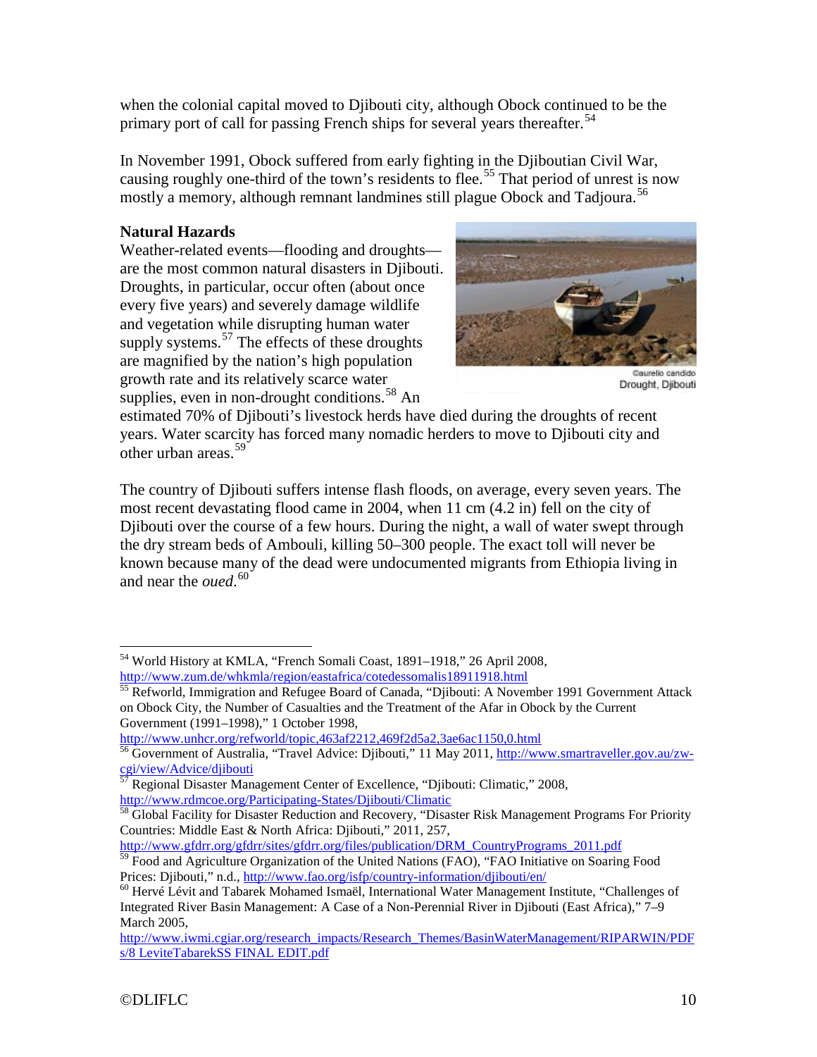when the colonial capital moved to Djibouti city, although Obock continued to be the primary port of call for passing French ships for several years thereafter.[54]

In November 1991, Obock suffered from early fighting in the Djiboutian Civil War, causing roughly one-third of the town's residents to flee.[55] That period of unrest is now mostly a memory, although remnant landmines still plague Obock and Tadjoura.[56]

**Natural Hazards**

Weather-related events—flooding and droughts—are the most common natural disasters in Djibouti. Droughts, in particular, occur often (about once every five years) and severely damage wildlife and vegetation while disrupting human water supply systems.[57] The effects of these droughts are magnified by the nation's high population growth rate and its relatively scarce water supplies, even in non-drought conditions.[58] An estimated 70% of Djibouti's livestock herds have died during the droughts of recent years. Water scarcity has forced many nomadic herders to move to Djibouti city and other urban areas.[59]

©aurelio candido
Drought, Djibouti

The country of Djibouti suffers intense flash floods, on average, every seven years. The most recent devastating flood came in 2004, when 11 cm (4.2 in) fell on the city of Djibouti over the course of a few hours. During the night, a wall of water swept through the dry stream beds of Ambouli, killing 50–300 people. The exact toll will never be known because many of the dead were undocumented migrants from Ethiopia living in and near the *oued*.[60]

---

[54] World History at KMLA, "French Somali Coast, 1891–1918," 26 April 2008, http://www.zum.de/whkmla/region/eastafrica/cotedessomalis18911918.html

[55] Refworld, Immigration and Refugee Board of Canada, "Djibouti: A November 1991 Government Attack on Obock City, the Number of Casualties and the Treatment of the Afar in Obock by the Current Government (1991–1998)," 1 October 1998, http://www.unhcr.org/refworld/topic,463af2212,469f2d5a2,3ae6ac1150,0.html

[56] Government of Australia, "Travel Advice: Djibouti," 11 May 2011, http://www.smartraveller.gov.au/zw-cgi/view/Advice/djibouti

[57] Regional Disaster Management Center of Excellence, "Djibouti: Climatic," 2008, http://www.rdmcoe.org/Participating-States/Djibouti/Climatic

[58] Global Facility for Disaster Reduction and Recovery, "Disaster Risk Management Programs For Priority Countries: Middle East & North Africa: Djibouti," 2011, 257, http://www.gfdrr.org/gfdrr/sites/gfdrr.org/files/publication/DRM_CountryPrograms_2011.pdf

[59] Food and Agriculture Organization of the United Nations (FAO), "FAO Initiative on Soaring Food Prices: Djibouti," n.d., http://www.fao.org/isfp/country-information/djibouti/en/

[60] Hervé Lévit and Tabarek Mohamed Ismaël, International Water Management Institute, "Challenges of Integrated River Basin Management: A Case of a Non-Perennial River in Djibouti (East Africa)," 7–9 March 2005, http://www.iwmi.cgiar.org/research_impacts/Research_Themes/BasinWaterManagement/RIPARWIN/PDFs/8 LeviteTabarekSS FINAL EDIT.pdf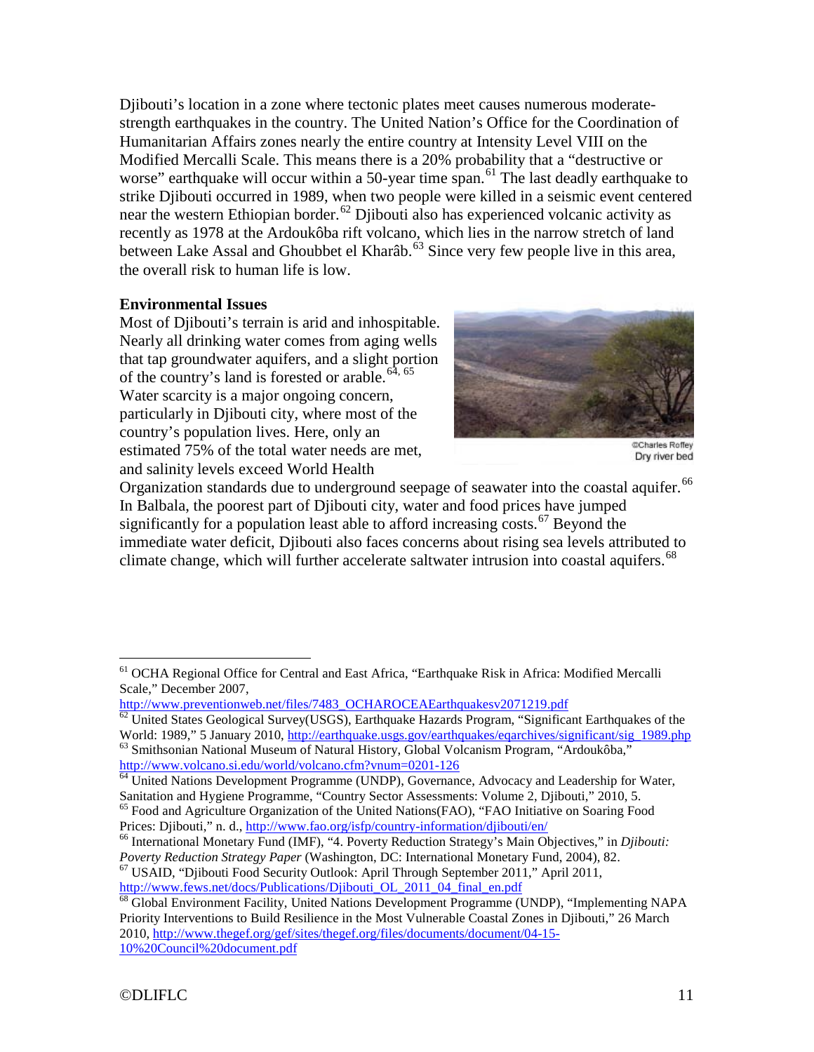Djibouti's location in a zone where tectonic plates meet causes numerous moderate-strength earthquakes in the country. The United Nation's Office for the Coordination of Humanitarian Affairs zones nearly the entire country at Intensity Level VIII on the Modified Mercalli Scale. This means there is a 20% probability that a "destructive or worse" earthquake will occur within a 50-year time span.[61] The last deadly earthquake to strike Djibouti occurred in 1989, when two people were killed in a seismic event centered near the western Ethiopian border.[62] Djibouti also has experienced volcanic activity as recently as 1978 at the Ardoukôba rift volcano, which lies in the narrow stretch of land between Lake Assal and Ghoubbet el Kharâb.[63] Since very few people live in this area, the overall risk to human life is low.

**Environmental Issues**

Most of Djibouti's terrain is arid and inhospitable. Nearly all drinking water comes from aging wells that tap groundwater aquifers, and a slight portion of the country's land is forested or arable.[64, 65] Water scarcity is a major ongoing concern, particularly in Djibouti city, where most of the country's population lives. Here, only an estimated 75% of the total water needs are met, and salinity levels exceed World Health Organization standards due to underground seepage of seawater into the coastal aquifer.[66] In Balbala, the poorest part of Djibouti city, water and food prices have jumped significantly for a population least able to afford increasing costs.[67] Beyond the immediate water deficit, Djibouti also faces concerns about rising sea levels attributed to climate change, which will further accelerate saltwater intrusion into coastal aquifers.[68]

©Charles Roffey
Dry river bed

---

[61] OCHA Regional Office for Central and East Africa, "Earthquake Risk in Africa: Modified Mercalli Scale," December 2007, http://www.preventionweb.net/files/7483_OCHAROCEAEarthquakesv2071219.pdf

[62] United States Geological Survey(USGS), Earthquake Hazards Program, "Significant Earthquakes of the World: 1989," 5 January 2010, http://earthquake.usgs.gov/earthquakes/eqarchives/significant/sig_1989.php

[63] Smithsonian National Museum of Natural History, Global Volcanism Program, "Ardoukôba," http://www.volcano.si.edu/world/volcano.cfm?vnum=0201-126

[64] United Nations Development Programme (UNDP), Governance, Advocacy and Leadership for Water, Sanitation and Hygiene Programme, "Country Sector Assessments: Volume 2, Djibouti," 2010, 5.

[65] Food and Agriculture Organization of the United Nations(FAO), "FAO Initiative on Soaring Food Prices: Djibouti," n. d., http://www.fao.org/isfp/country-information/djibouti/en/

[66] International Monetary Fund (IMF), "4. Poverty Reduction Strategy's Main Objectives," in *Djibouti: Poverty Reduction Strategy Paper* (Washington, DC: International Monetary Fund, 2004), 82.

[67] USAID, "Djibouti Food Security Outlook: April Through September 2011," April 2011, http://www.fews.net/docs/Publications/Djibouti_OL_2011_04_final_en.pdf

[68] Global Environment Facility, United Nations Development Programme (UNDP), "Implementing NAPA Priority Interventions to Build Resilience in the Most Vulnerable Coastal Zones in Djibouti," 26 March 2010, http://www.thegef.org/gef/sites/thegef.org/files/documents/document/04-15-10%20Council%20document.pdf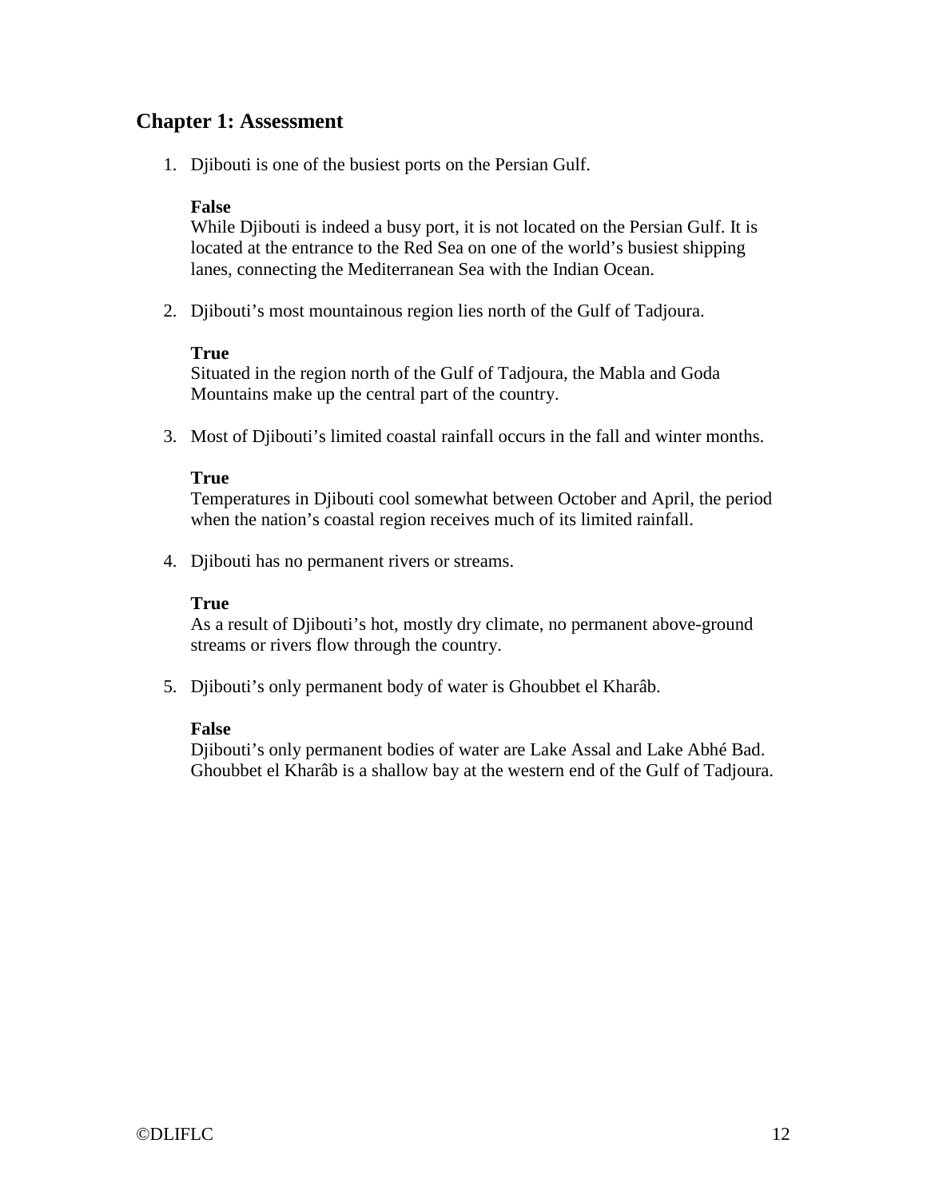## Chapter 1: Assessment

1. Djibouti is one of the busiest ports on the Persian Gulf.

   **False**
   While Djibouti is indeed a busy port, it is not located on the Persian Gulf. It is located at the entrance to the Red Sea on one of the world's busiest shipping lanes, connecting the Mediterranean Sea with the Indian Ocean.

2. Djibouti's most mountainous region lies north of the Gulf of Tadjoura.

   **True**
   Situated in the region north of the Gulf of Tadjoura, the Mabla and Goda Mountains make up the central part of the country.

3. Most of Djibouti's limited coastal rainfall occurs in the fall and winter months.

   **True**
   Temperatures in Djibouti cool somewhat between October and April, the period when the nation's coastal region receives much of its limited rainfall.

4. Djibouti has no permanent rivers or streams.

   **True**
   As a result of Djibouti's hot, mostly dry climate, no permanent above-ground streams or rivers flow through the country.

5. Djibouti's only permanent body of water is Ghoubbet el Kharâb.

   **False**
   Djibouti's only permanent bodies of water are Lake Assal and Lake Abhé Bad. Ghoubbet el Kharâb is a shallow bay at the western end of the Gulf of Tadjoura.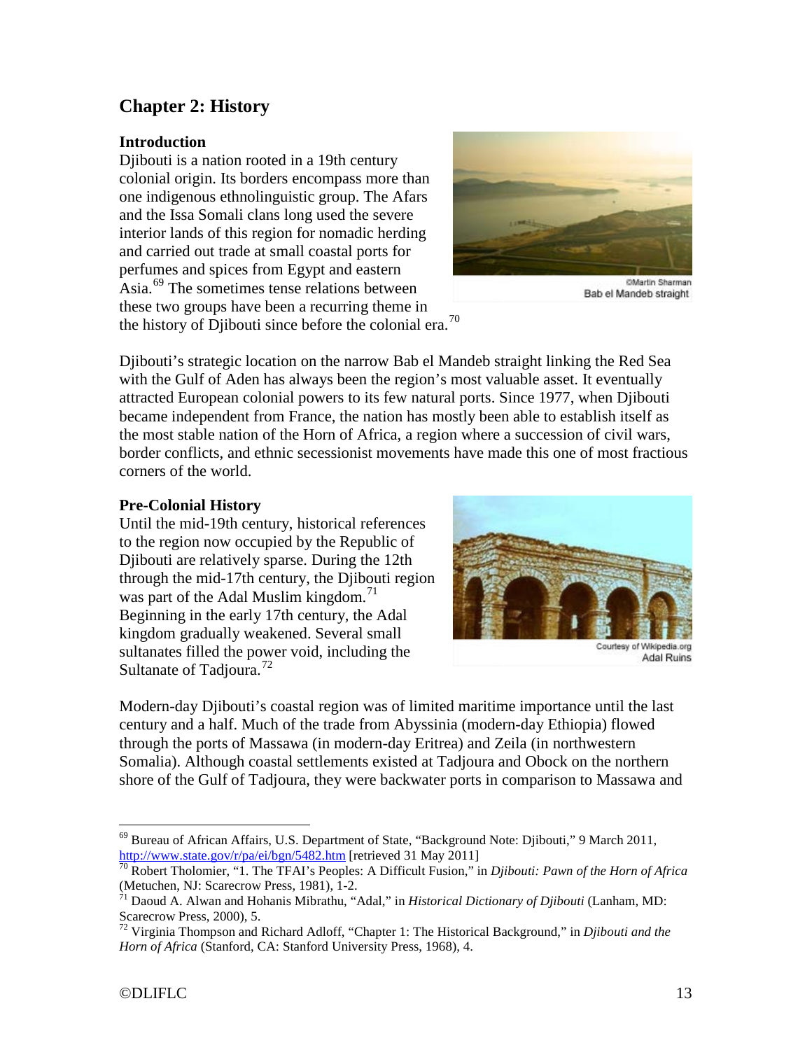## Chapter 2: History

### Introduction

Djibouti is a nation rooted in a 19th century colonial origin. Its borders encompass more than one indigenous ethnolinguistic group. The Afars and the Issa Somali clans long used the severe interior lands of this region for nomadic herding and carried out trade at small coastal ports for perfumes and spices from Egypt and eastern Asia.[69] The sometimes tense relations between these two groups have been a recurring theme in the history of Djibouti since before the colonial era.[70]

©Martin Sharman
Bab el Mandeb straight

Djibouti's strategic location on the narrow Bab el Mandeb straight linking the Red Sea with the Gulf of Aden has always been the region's most valuable asset. It eventually attracted European colonial powers to its few natural ports. Since 1977, when Djibouti became independent from France, the nation has mostly been able to establish itself as the most stable nation of the Horn of Africa, a region where a succession of civil wars, border conflicts, and ethnic secessionist movements have made this one of most fractious corners of the world.

### Pre-Colonial History

Until the mid-19th century, historical references to the region now occupied by the Republic of Djibouti are relatively sparse. During the 12th through the mid-17th century, the Djibouti region was part of the Adal Muslim kingdom.[71] Beginning in the early 17th century, the Adal kingdom gradually weakened. Several small sultanates filled the power void, including the Sultanate of Tadjoura.[72]

Courtesy of Wikipedia.org
Adal Ruins

Modern-day Djibouti's coastal region was of limited maritime importance until the last century and a half. Much of the trade from Abyssinia (modern-day Ethiopia) flowed through the ports of Massawa (in modern-day Eritrea) and Zeila (in northwestern Somalia). Although coastal settlements existed at Tadjoura and Obock on the northern shore of the Gulf of Tadjoura, they were backwater ports in comparison to Massawa and

---

[69] Bureau of African Affairs, U.S. Department of State, "Background Note: Djibouti," 9 March 2011, http://www.state.gov/r/pa/ei/bgn/5482.htm [retrieved 31 May 2011]

[70] Robert Tholomier, "1. The TFAI's Peoples: A Difficult Fusion," in *Djibouti: Pawn of the Horn of Africa* (Metuchen, NJ: Scarecrow Press, 1981), 1-2.

[71] Daoud A. Alwan and Hohanis Mibrathu, "Adal," in *Historical Dictionary of Djibouti* (Lanham, MD: Scarecrow Press, 2000), 5.

[72] Virginia Thompson and Richard Adloff, "Chapter 1: The Historical Background," in *Djibouti and the Horn of Africa* (Stanford, CA: Stanford University Press, 1968), 4.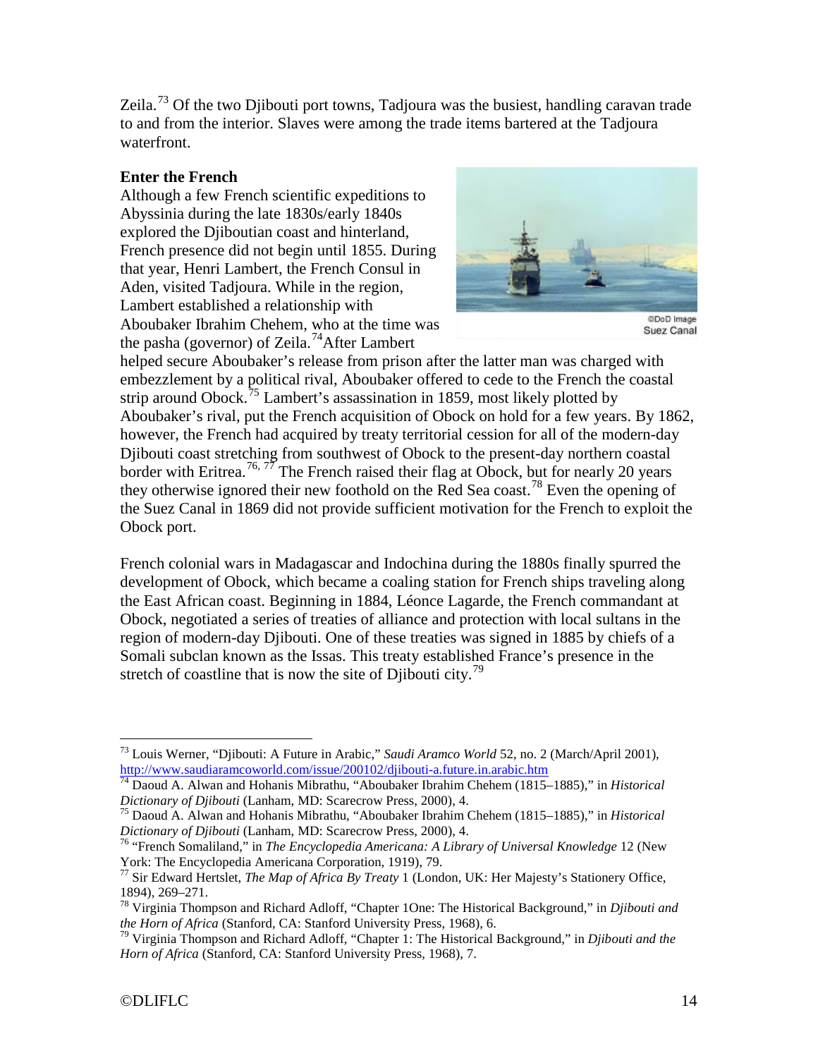Zeila.[73] Of the two Djibouti port towns, Tadjoura was the busiest, handling caravan trade to and from the interior. Slaves were among the trade items bartered at the Tadjoura waterfront.

**Enter the French**

Although a few French scientific expeditions to Abyssinia during the late 1830s/early 1840s explored the Djiboutian coast and hinterland, French presence did not begin until 1855. During that year, Henri Lambert, the French Consul in Aden, visited Tadjoura. While in the region, Lambert established a relationship with Aboubaker Ibrahim Chehem, who at the time was the pasha (governor) of Zeila.[74] After Lambert helped secure Aboubaker's release from prison after the latter man was charged with embezzlement by a political rival, Aboubaker offered to cede to the French the coastal strip around Obock.[75] Lambert's assassination in 1859, most likely plotted by Aboubaker's rival, put the French acquisition of Obock on hold for a few years. By 1862, however, the French had acquired by treaty territorial cession for all of the modern-day Djibouti coast stretching from southwest of Obock to the present-day northern coastal border with Eritrea.[76, 77] The French raised their flag at Obock, but for nearly 20 years they otherwise ignored their new foothold on the Red Sea coast.[78] Even the opening of the Suez Canal in 1869 did not provide sufficient motivation for the French to exploit the Obock port.

©DoD Image
Suez Canal

French colonial wars in Madagascar and Indochina during the 1880s finally spurred the development of Obock, which became a coaling station for French ships traveling along the East African coast. Beginning in 1884, Léonce Lagarde, the French commandant at Obock, negotiated a series of treaties of alliance and protection with local sultans in the region of modern-day Djibouti. One of these treaties was signed in 1885 by chiefs of a Somali subclan known as the Issas. This treaty established France's presence in the stretch of coastline that is now the site of Djibouti city.[79]

---

[73] Louis Werner, "Djibouti: A Future in Arabic," *Saudi Aramco World* 52, no. 2 (March/April 2001), http://www.saudiaramcoworld.com/issue/200102/djibouti-a.future.in.arabic.htm

[74] Daoud A. Alwan and Hohanis Mibrathu, "Aboubaker Ibrahim Chehem (1815–1885)," in *Historical Dictionary of Djibouti* (Lanham, MD: Scarecrow Press, 2000), 4.

[75] Daoud A. Alwan and Hohanis Mibrathu, "Aboubaker Ibrahim Chehem (1815–1885)," in *Historical Dictionary of Djibouti* (Lanham, MD: Scarecrow Press, 2000), 4.

[76] "French Somaliland," in *The Encyclopedia Americana: A Library of Universal Knowledge* 12 (New York: The Encyclopedia Americana Corporation, 1919), 79.

[77] Sir Edward Hertslet, *The Map of Africa By Treaty* 1 (London, UK: Her Majesty's Stationery Office, 1894), 269–271.

[78] Virginia Thompson and Richard Adloff, "Chapter 1One: The Historical Background," in *Djibouti and the Horn of Africa* (Stanford, CA: Stanford University Press, 1968), 6.

[79] Virginia Thompson and Richard Adloff, "Chapter 1: The Historical Background," in *Djibouti and the Horn of Africa* (Stanford, CA: Stanford University Press, 1968), 7.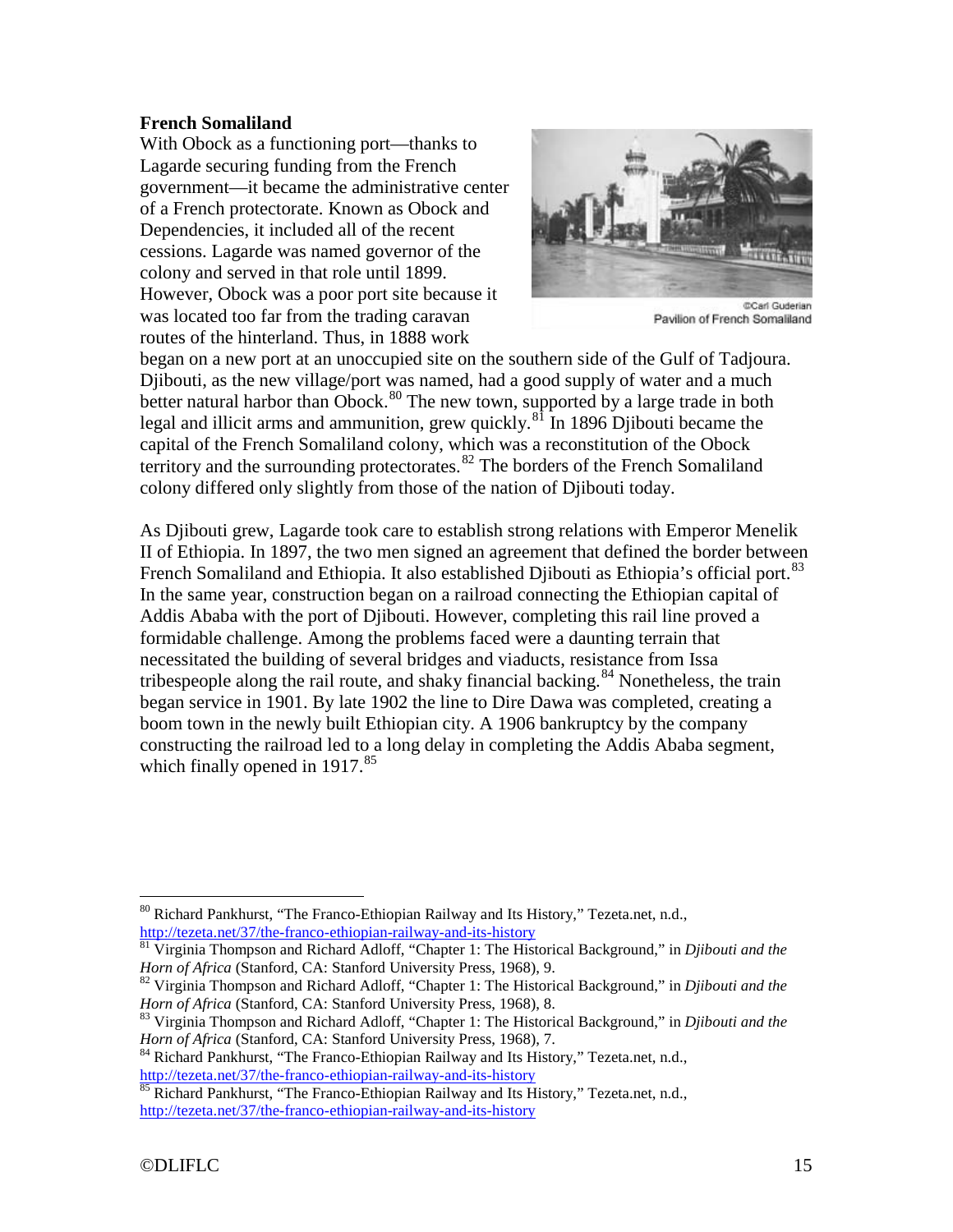**French Somaliland**

With Obock as a functioning port—thanks to Lagarde securing funding from the French government—it became the administrative center of a French protectorate. Known as Obock and Dependencies, it included all of the recent cessions. Lagarde was named governor of the colony and served in that role until 1899. However, Obock was a poor port site because it was located too far from the trading caravan routes of the hinterland. Thus, in 1888 work began on a new port at an unoccupied site on the southern side of the Gulf of Tadjoura. Djibouti, as the new village/port was named, had a good supply of water and a much better natural harbor than Obock.[80] The new town, supported by a large trade in both legal and illicit arms and ammunition, grew quickly.[81] In 1896 Djibouti became the capital of the French Somaliland colony, which was a reconstitution of the Obock territory and the surrounding protectorates.[82] The borders of the French Somaliland colony differed only slightly from those of the nation of Djibouti today.

©Carl Guderian
Pavilion of French Somaliland

As Djibouti grew, Lagarde took care to establish strong relations with Emperor Menelik II of Ethiopia. In 1897, the two men signed an agreement that defined the border between French Somaliland and Ethiopia. It also established Djibouti as Ethiopia's official port.[83] In the same year, construction began on a railroad connecting the Ethiopian capital of Addis Ababa with the port of Djibouti. However, completing this rail line proved a formidable challenge. Among the problems faced were a daunting terrain that necessitated the building of several bridges and viaducts, resistance from Issa tribespeople along the rail route, and shaky financial backing.[84] Nonetheless, the train began service in 1901. By late 1902 the line to Dire Dawa was completed, creating a boom town in the newly built Ethiopian city. A 1906 bankruptcy by the company constructing the railroad led to a long delay in completing the Addis Ababa segment, which finally opened in 1917.[85]

---

[80] Richard Pankhurst, "The Franco-Ethiopian Railway and Its History," Tezeta.net, n.d., http://tezeta.net/37/the-franco-ethiopian-railway-and-its-history

[81] Virginia Thompson and Richard Adloff, "Chapter 1: The Historical Background," in *Djibouti and the Horn of Africa* (Stanford, CA: Stanford University Press, 1968), 9.

[82] Virginia Thompson and Richard Adloff, "Chapter 1: The Historical Background," in *Djibouti and the Horn of Africa* (Stanford, CA: Stanford University Press, 1968), 8.

[83] Virginia Thompson and Richard Adloff, "Chapter 1: The Historical Background," in *Djibouti and the Horn of Africa* (Stanford, CA: Stanford University Press, 1968), 7.

[84] Richard Pankhurst, "The Franco-Ethiopian Railway and Its History," Tezeta.net, n.d., http://tezeta.net/37/the-franco-ethiopian-railway-and-its-history

[85] Richard Pankhurst, "The Franco-Ethiopian Railway and Its History," Tezeta.net, n.d., http://tezeta.net/37/the-franco-ethiopian-railway-and-its-history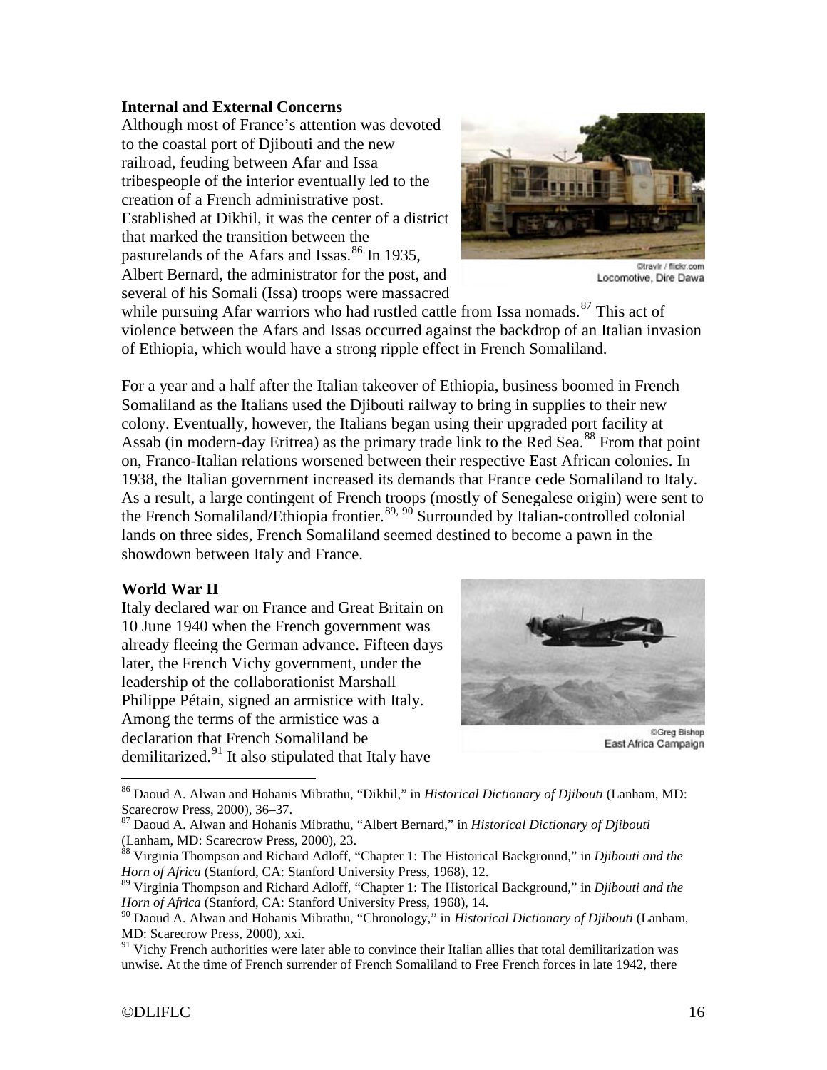**Internal and External Concerns**

Although most of France's attention was devoted to the coastal port of Djibouti and the new railroad, feuding between Afar and Issa tribespeople of the interior eventually led to the creation of a French administrative post. Established at Dikhil, it was the center of a district that marked the transition between the pasturelands of the Afars and Issas.[86] In 1935, Albert Bernard, the administrator for the post, and several of his Somali (Issa) troops were massacred while pursuing Afar warriors who had rustled cattle from Issa nomads.[87] This act of violence between the Afars and Issas occurred against the backdrop of an Italian invasion of Ethiopia, which would have a strong ripple effect in French Somaliland.

©travlr / flickr.com
Locomotive, Dire Dawa

For a year and a half after the Italian takeover of Ethiopia, business boomed in French Somaliland as the Italians used the Djibouti railway to bring in supplies to their new colony. Eventually, however, the Italians began using their upgraded port facility at Assab (in modern-day Eritrea) as the primary trade link to the Red Sea.[88] From that point on, Franco-Italian relations worsened between their respective East African colonies. In 1938, the Italian government increased its demands that France cede Somaliland to Italy. As a result, a large contingent of French troops (mostly of Senegalese origin) were sent to the French Somaliland/Ethiopia frontier.[89, 90] Surrounded by Italian-controlled colonial lands on three sides, French Somaliland seemed destined to become a pawn in the showdown between Italy and France.

**World War II**

Italy declared war on France and Great Britain on 10 June 1940 when the French government was already fleeing the German advance. Fifteen days later, the French Vichy government, under the leadership of the collaborationist Marshall Philippe Pétain, signed an armistice with Italy. Among the terms of the armistice was a declaration that French Somaliland be demilitarized.[91] It also stipulated that Italy have

©Greg Bishop
East Africa Campaign

---

[86] Daoud A. Alwan and Hohanis Mibrathu, "Dikhil," in *Historical Dictionary of Djibouti* (Lanham, MD: Scarecrow Press, 2000), 36–37.

[87] Daoud A. Alwan and Hohanis Mibrathu, "Albert Bernard," in *Historical Dictionary of Djibouti* (Lanham, MD: Scarecrow Press, 2000), 23.

[88] Virginia Thompson and Richard Adloff, "Chapter 1: The Historical Background," in *Djibouti and the Horn of Africa* (Stanford, CA: Stanford University Press, 1968), 12.

[89] Virginia Thompson and Richard Adloff, "Chapter 1: The Historical Background," in *Djibouti and the Horn of Africa* (Stanford, CA: Stanford University Press, 1968), 14.

[90] Daoud A. Alwan and Hohanis Mibrathu, "Chronology," in *Historical Dictionary of Djibouti* (Lanham, MD: Scarecrow Press, 2000), xxi.

[91] Vichy French authorities were later able to convince their Italian allies that total demilitarization was unwise. At the time of French surrender of French Somaliland to Free French forces in late 1942, there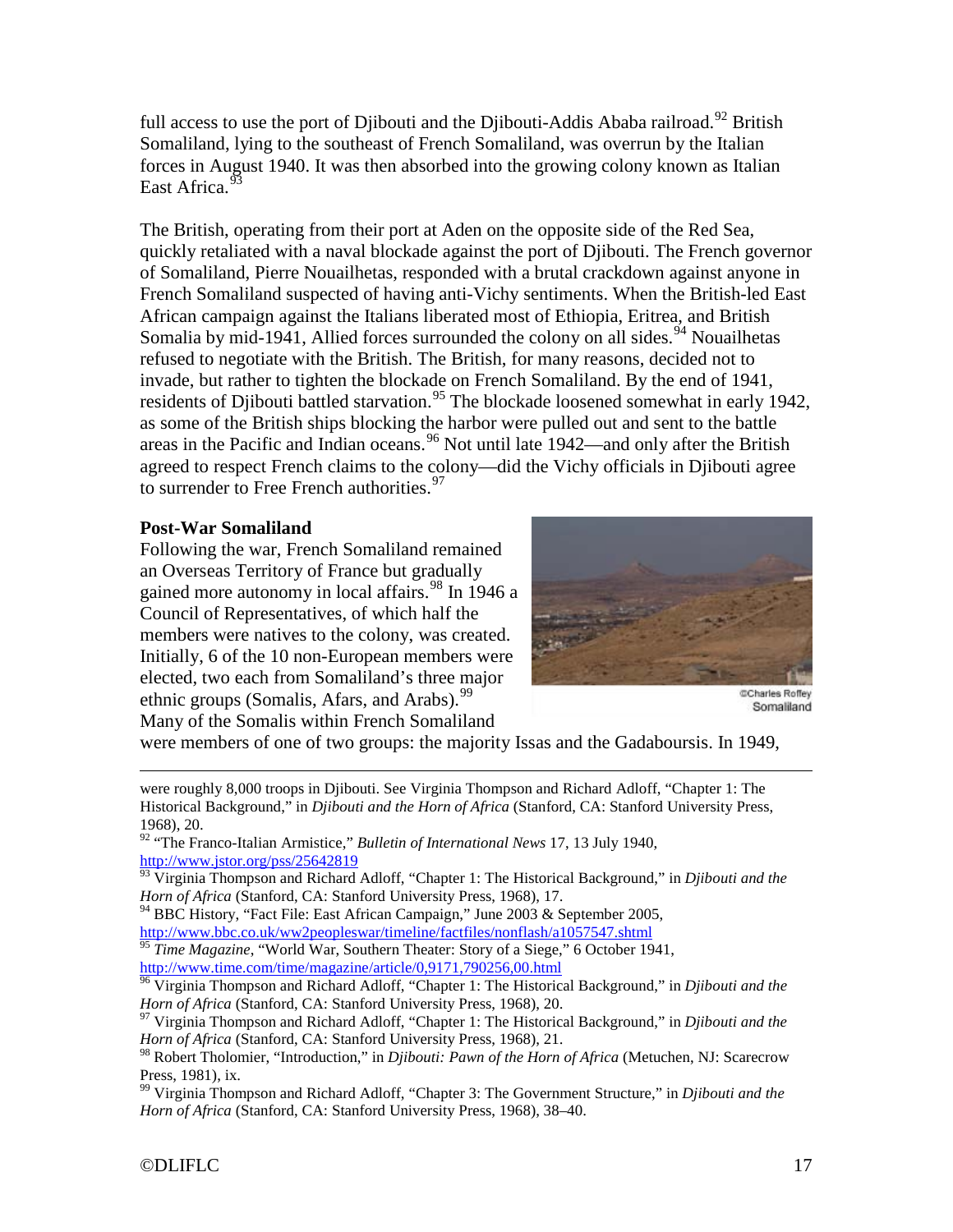full access to use the port of Djibouti and the Djibouti-Addis Ababa railroad.[92] British Somaliland, lying to the southeast of French Somaliland, was overrun by the Italian forces in August 1940. It was then absorbed into the growing colony known as Italian East Africa.[93]

The British, operating from their port at Aden on the opposite side of the Red Sea, quickly retaliated with a naval blockade against the port of Djibouti. The French governor of Somaliland, Pierre Nouailhetas, responded with a brutal crackdown against anyone in French Somaliland suspected of having anti-Vichy sentiments. When the British-led East African campaign against the Italians liberated most of Ethiopia, Eritrea, and British Somalia by mid-1941, Allied forces surrounded the colony on all sides.[94] Nouailhetas refused to negotiate with the British. The British, for many reasons, decided not to invade, but rather to tighten the blockade on French Somaliland. By the end of 1941, residents of Djibouti battled starvation.[95] The blockade loosened somewhat in early 1942, as some of the British ships blocking the harbor were pulled out and sent to the battle areas in the Pacific and Indian oceans.[96] Not until late 1942—and only after the British agreed to respect French claims to the colony—did the Vichy officials in Djibouti agree to surrender to Free French authorities.[97]

**Post-War Somaliland**

Following the war, French Somaliland remained an Overseas Territory of France but gradually gained more autonomy in local affairs.[98] In 1946 a Council of Representatives, of which half the members were natives to the colony, was created. Initially, 6 of the 10 non-European members were elected, two each from Somaliland's three major ethnic groups (Somalis, Afars, and Arabs).[99] Many of the Somalis within French Somaliland were members of one of two groups: the majority Issas and the Gadaboursis. In 1949,

©Charles Roffey
Somaliland

---

were roughly 8,000 troops in Djibouti. See Virginia Thompson and Richard Adloff, "Chapter 1: The Historical Background," in *Djibouti and the Horn of Africa* (Stanford, CA: Stanford University Press, 1968), 20.

[92] "The Franco-Italian Armistice," *Bulletin of International News* 17, 13 July 1940, http://www.jstor.org/pss/25642819

[93] Virginia Thompson and Richard Adloff, "Chapter 1: The Historical Background," in *Djibouti and the Horn of Africa* (Stanford, CA: Stanford University Press, 1968), 17.

[94] BBC History, "Fact File: East African Campaign," June 2003 & September 2005, http://www.bbc.co.uk/ww2peopleswar/timeline/factfiles/nonflash/a1057547.shtml

[95] *Time Magazine*, "World War, Southern Theater: Story of a Siege," 6 October 1941, http://www.time.com/time/magazine/article/0,9171,790256,00.html

[96] Virginia Thompson and Richard Adloff, "Chapter 1: The Historical Background," in *Djibouti and the Horn of Africa* (Stanford, CA: Stanford University Press, 1968), 20.

[97] Virginia Thompson and Richard Adloff, "Chapter 1: The Historical Background," in *Djibouti and the Horn of Africa* (Stanford, CA: Stanford University Press, 1968), 21.

[98] Robert Tholomier, "Introduction," in *Djibouti: Pawn of the Horn of Africa* (Metuchen, NJ: Scarecrow Press, 1981), ix.

[99] Virginia Thompson and Richard Adloff, "Chapter 3: The Government Structure," in *Djibouti and the Horn of Africa* (Stanford, CA: Stanford University Press, 1968), 38–40.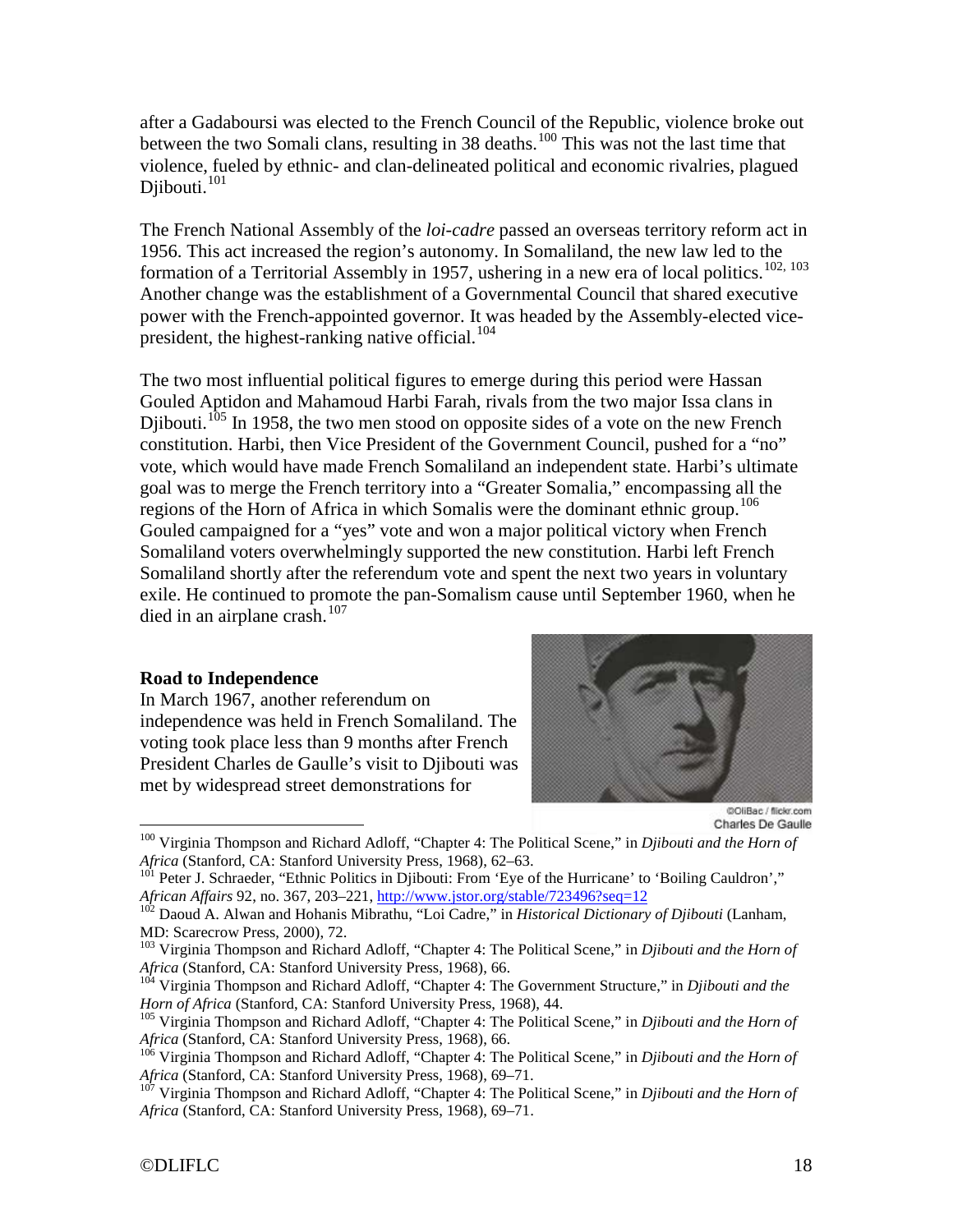after a Gadaboursi was elected to the French Council of the Republic, violence broke out between the two Somali clans, resulting in 38 deaths.[100] This was not the last time that violence, fueled by ethnic- and clan-delineated political and economic rivalries, plagued Djibouti.[101]

The French National Assembly of the *loi-cadre* passed an overseas territory reform act in 1956. This act increased the region's autonomy. In Somaliland, the new law led to the formation of a Territorial Assembly in 1957, ushering in a new era of local politics.[102, 103] Another change was the establishment of a Governmental Council that shared executive power with the French-appointed governor. It was headed by the Assembly-elected vice-president, the highest-ranking native official.[104]

The two most influential political figures to emerge during this period were Hassan Gouled Aptidon and Mahamoud Harbi Farah, rivals from the two major Issa clans in Djibouti.[105] In 1958, the two men stood on opposite sides of a vote on the new French constitution. Harbi, then Vice President of the Government Council, pushed for a "no" vote, which would have made French Somaliland an independent state. Harbi's ultimate goal was to merge the French territory into a "Greater Somalia," encompassing all the regions of the Horn of Africa in which Somalis were the dominant ethnic group.[106] Gouled campaigned for a "yes" vote and won a major political victory when French Somaliland voters overwhelmingly supported the new constitution. Harbi left French Somaliland shortly after the referendum vote and spent the next two years in voluntary exile. He continued to promote the pan-Somalism cause until September 1960, when he died in an airplane crash.[107]

### Road to Independence

In March 1967, another referendum on independence was held in French Somaliland. The voting took place less than 9 months after French President Charles de Gaulle's visit to Djibouti was met by widespread street demonstrations for

©OliBac / flickr.com
Charles De Gaulle

---

[100] Virginia Thompson and Richard Adloff, "Chapter 4: The Political Scene," in *Djibouti and the Horn of Africa* (Stanford, CA: Stanford University Press, 1968), 62–63.

[101] Peter J. Schraeder, "Ethnic Politics in Djibouti: From 'Eye of the Hurricane' to 'Boiling Cauldron'," *African Affairs* 92, no. 367, 203–221, http://www.jstor.org/stable/723496?seq=12

[102] Daoud A. Alwan and Hohanis Mibrathu, "Loi Cadre," in *Historical Dictionary of Djibouti* (Lanham, MD: Scarecrow Press, 2000), 72.

[103] Virginia Thompson and Richard Adloff, "Chapter 4: The Political Scene," in *Djibouti and the Horn of Africa* (Stanford, CA: Stanford University Press, 1968), 66.

[104] Virginia Thompson and Richard Adloff, "Chapter 4: The Government Structure," in *Djibouti and the Horn of Africa* (Stanford, CA: Stanford University Press, 1968), 44.

[105] Virginia Thompson and Richard Adloff, "Chapter 4: The Political Scene," in *Djibouti and the Horn of Africa* (Stanford, CA: Stanford University Press, 1968), 66.

[106] Virginia Thompson and Richard Adloff, "Chapter 4: The Political Scene," in *Djibouti and the Horn of Africa* (Stanford, CA: Stanford University Press, 1968), 69–71.

[107] Virginia Thompson and Richard Adloff, "Chapter 4: The Political Scene," in *Djibouti and the Horn of Africa* (Stanford, CA: Stanford University Press, 1968), 69–71.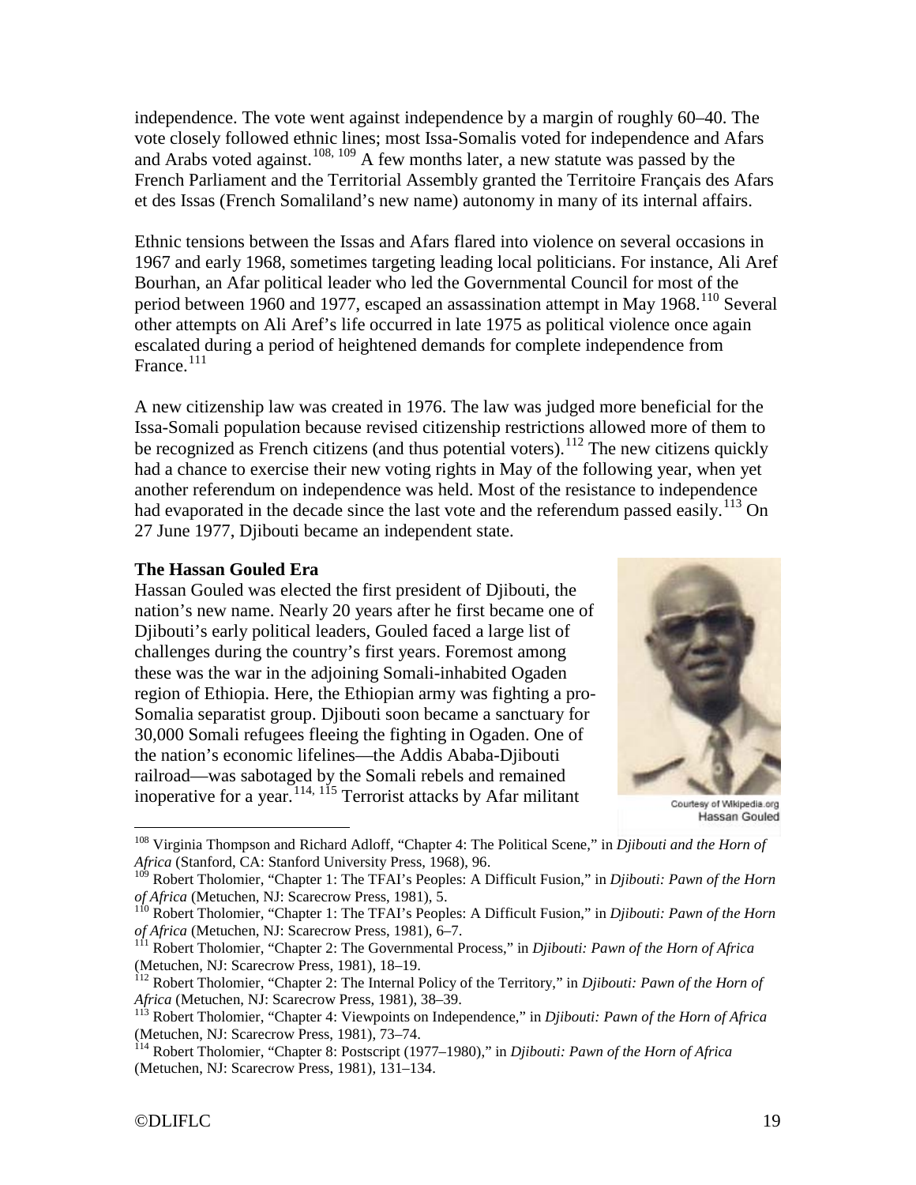independence. The vote went against independence by a margin of roughly 60–40. The vote closely followed ethnic lines; most Issa-Somalis voted for independence and Afars and Arabs voted against.[108, 109] A few months later, a new statute was passed by the French Parliament and the Territorial Assembly granted the Territoire Français des Afars et des Issas (French Somaliland's new name) autonomy in many of its internal affairs.

Ethnic tensions between the Issas and Afars flared into violence on several occasions in 1967 and early 1968, sometimes targeting leading local politicians. For instance, Ali Aref Bourhan, an Afar political leader who led the Governmental Council for most of the period between 1960 and 1977, escaped an assassination attempt in May 1968.[110] Several other attempts on Ali Aref's life occurred in late 1975 as political violence once again escalated during a period of heightened demands for complete independence from France.[111]

A new citizenship law was created in 1976. The law was judged more beneficial for the Issa-Somali population because revised citizenship restrictions allowed more of them to be recognized as French citizens (and thus potential voters).[112] The new citizens quickly had a chance to exercise their new voting rights in May of the following year, when yet another referendum on independence was held. Most of the resistance to independence had evaporated in the decade since the last vote and the referendum passed easily.[113] On 27 June 1977, Djibouti became an independent state.

**The Hassan Gouled Era**

Hassan Gouled was elected the first president of Djibouti, the nation's new name. Nearly 20 years after he first became one of Djibouti's early political leaders, Gouled faced a large list of challenges during the country's first years. Foremost among these was the war in the adjoining Somali-inhabited Ogaden region of Ethiopia. Here, the Ethiopian army was fighting a pro-Somalia separatist group. Djibouti soon became a sanctuary for 30,000 Somali refugees fleeing the fighting in Ogaden. One of the nation's economic lifelines—the Addis Ababa-Djibouti railroad—was sabotaged by the Somali rebels and remained inoperative for a year.[114, 115] Terrorist attacks by Afar militant

Courtesy of Wikipedia.org
Hassan Gouled

---

[108] Virginia Thompson and Richard Adloff, "Chapter 4: The Political Scene," in *Djibouti and the Horn of Africa* (Stanford, CA: Stanford University Press, 1968), 96.

[109] Robert Tholomier, "Chapter 1: The TFAI's Peoples: A Difficult Fusion," in *Djibouti: Pawn of the Horn of Africa* (Metuchen, NJ: Scarecrow Press, 1981), 5.

[110] Robert Tholomier, "Chapter 1: The TFAI's Peoples: A Difficult Fusion," in *Djibouti: Pawn of the Horn of Africa* (Metuchen, NJ: Scarecrow Press, 1981), 6–7.

[111] Robert Tholomier, "Chapter 2: The Governmental Process," in *Djibouti: Pawn of the Horn of Africa* (Metuchen, NJ: Scarecrow Press, 1981), 18–19.

[112] Robert Tholomier, "Chapter 2: The Internal Policy of the Territory," in *Djibouti: Pawn of the Horn of Africa* (Metuchen, NJ: Scarecrow Press, 1981), 38–39.

[113] Robert Tholomier, "Chapter 4: Viewpoints on Independence," in *Djibouti: Pawn of the Horn of Africa* (Metuchen, NJ: Scarecrow Press, 1981), 73–74.

[114] Robert Tholomier, "Chapter 8: Postscript (1977–1980)," in *Djibouti: Pawn of the Horn of Africa* (Metuchen, NJ: Scarecrow Press, 1981), 131–134.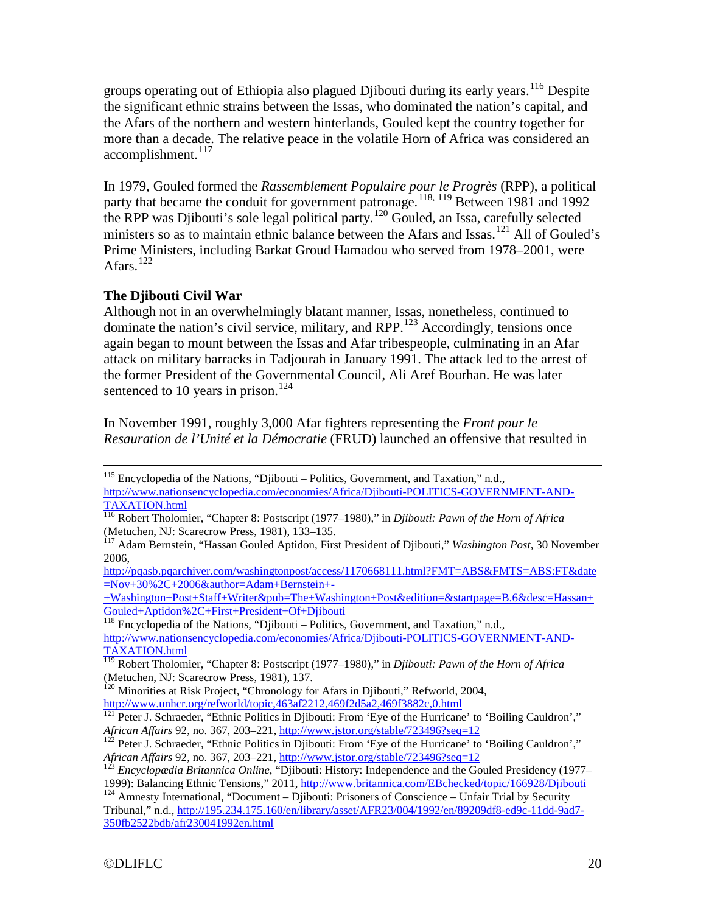groups operating out of Ethiopia also plagued Djibouti during its early years.[116] Despite the significant ethnic strains between the Issas, who dominated the nation's capital, and the Afars of the northern and western hinterlands, Gouled kept the country together for more than a decade. The relative peace in the volatile Horn of Africa was considered an accomplishment.[117]

In 1979, Gouled formed the *Rassemblement Populaire pour le Progrès* (RPP), a political party that became the conduit for government patronage.[118, 119] Between 1981 and 1992 the RPP was Djibouti's sole legal political party.[120] Gouled, an Issa, carefully selected ministers so as to maintain ethnic balance between the Afars and Issas.[121] All of Gouled's Prime Ministers, including Barkat Groud Hamadou who served from 1978–2001, were Afars.[122]

### The Djibouti Civil War

Although not in an overwhelmingly blatant manner, Issas, nonetheless, continued to dominate the nation's civil service, military, and RPP.[123] Accordingly, tensions once again began to mount between the Issas and Afar tribespeople, culminating in an Afar attack on military barracks in Tadjourah in January 1991. The attack led to the arrest of the former President of the Governmental Council, Ali Aref Bourhan. He was later sentenced to 10 years in prison.[124]

In November 1991, roughly 3,000 Afar fighters representing the *Front pour le Resauration de l'Unité et la Démocratie* (FRUD) launched an offensive that resulted in

---

[115] Encyclopedia of the Nations, "Djibouti – Politics, Government, and Taxation," n.d., http://www.nationsencyclopedia.com/economies/Africa/Djibouti-POLITICS-GOVERNMENT-AND-TAXATION.html

[116] Robert Tholomier, "Chapter 8: Postscript (1977–1980)," in *Djibouti: Pawn of the Horn of Africa* (Metuchen, NJ: Scarecrow Press, 1981), 133–135.

[117] Adam Bernstein, "Hassan Gouled Aptidon, First President of Djibouti," *Washington Post*, 30 November 2006, http://pqasb.pqarchiver.com/washingtonpost/access/1170668111.html?FMT=ABS&FMTS=ABS:FT&date=Nov+30%2C+2006&author=Adam+Bernstein+-+Washington+Post+Staff+Writer&pub=The+Washington+Post&edition=&startpage=B.6&desc=Hassan+Gouled+Aptidon%2C+First+President+Of+Djibouti

[118] Encyclopedia of the Nations, "Djibouti – Politics, Government, and Taxation," n.d., http://www.nationsencyclopedia.com/economies/Africa/Djibouti-POLITICS-GOVERNMENT-AND-TAXATION.html

[119] Robert Tholomier, "Chapter 8: Postscript (1977–1980)," in *Djibouti: Pawn of the Horn of Africa* (Metuchen, NJ: Scarecrow Press, 1981), 137.

[120] Minorities at Risk Project, "Chronology for Afars in Djibouti," Refworld, 2004, http://www.unhcr.org/refworld/topic,463af2212,469f2d5a2,469f3882c,0.html

[121] Peter J. Schraeder, "Ethnic Politics in Djibouti: From 'Eye of the Hurricane' to 'Boiling Cauldron'," *African Affairs* 92, no. 367, 203–221, http://www.jstor.org/stable/723496?seq=12

[122] Peter J. Schraeder, "Ethnic Politics in Djibouti: From 'Eye of the Hurricane' to 'Boiling Cauldron'," *African Affairs* 92, no. 367, 203–221, http://www.jstor.org/stable/723496?seq=12

[123] *Encyclopædia Britannica Online*, "Djibouti: History: Independence and the Gouled Presidency (1977–1999): Balancing Ethnic Tensions," 2011, http://www.britannica.com/EBchecked/topic/166928/Djibouti

[124] Amnesty International, "Document – Djibouti: Prisoners of Conscience – Unfair Trial by Security Tribunal," n.d., http://195.234.175.160/en/library/asset/AFR23/004/1992/en/89209df8-ed9c-11dd-9ad7-350fb2522bdb/afr230041992en.html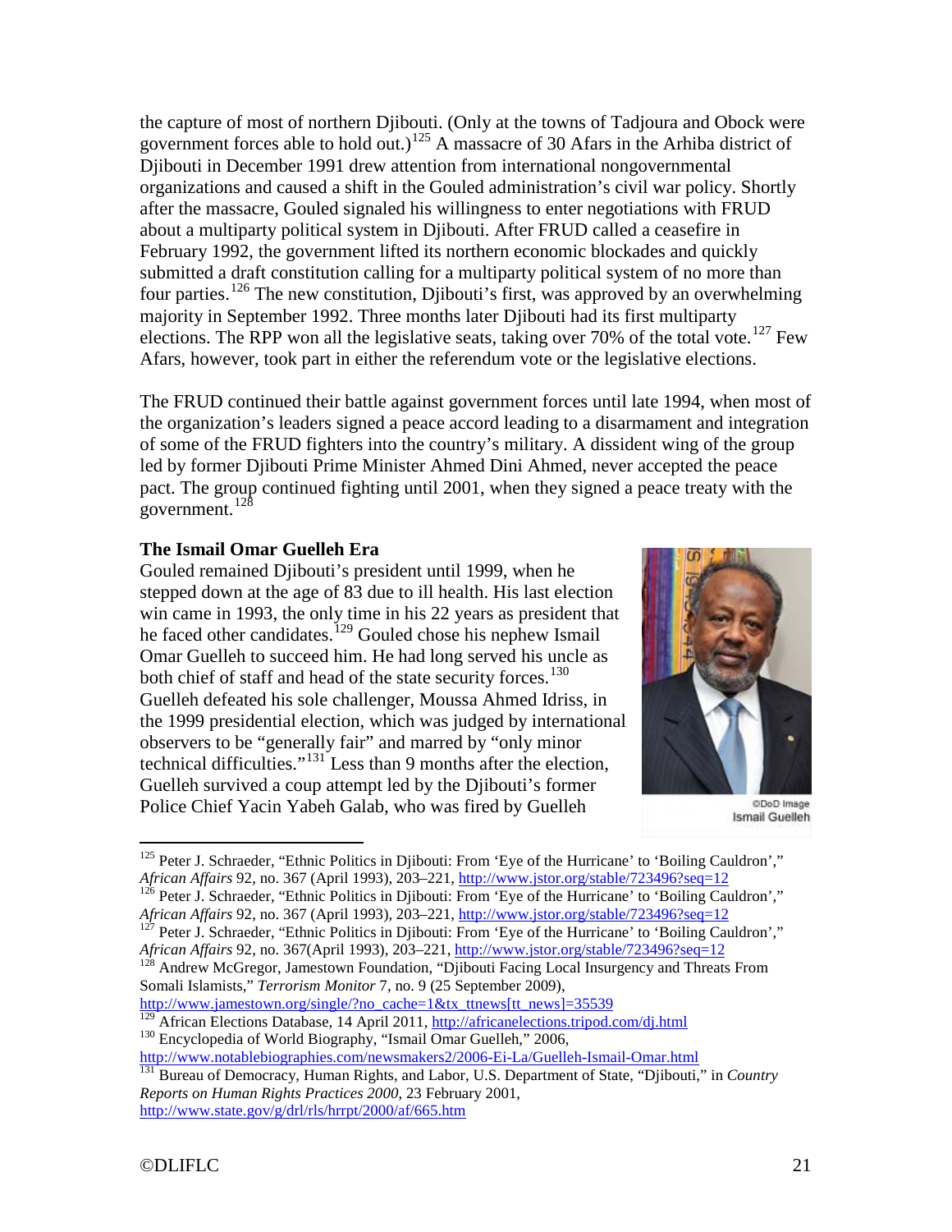the capture of most of northern Djibouti. (Only at the towns of Tadjoura and Obock were government forces able to hold out.)[125] A massacre of 30 Afars in the Arhiba district of Djibouti in December 1991 drew attention from international nongovernmental organizations and caused a shift in the Gouled administration's civil war policy. Shortly after the massacre, Gouled signaled his willingness to enter negotiations with FRUD about a multiparty political system in Djibouti. After FRUD called a ceasefire in February 1992, the government lifted its northern economic blockades and quickly submitted a draft constitution calling for a multiparty political system of no more than four parties.[126] The new constitution, Djibouti's first, was approved by an overwhelming majority in September 1992. Three months later Djibouti had its first multiparty elections. The RPP won all the legislative seats, taking over 70% of the total vote.[127] Few Afars, however, took part in either the referendum vote or the legislative elections.

The FRUD continued their battle against government forces until late 1994, when most of the organization's leaders signed a peace accord leading to a disarmament and integration of some of the FRUD fighters into the country's military. A dissident wing of the group led by former Djibouti Prime Minister Ahmed Dini Ahmed, never accepted the peace pact. The group continued fighting until 2001, when they signed a peace treaty with the government.[128]

**The Ismail Omar Guelleh Era**

Gouled remained Djibouti's president until 1999, when he stepped down at the age of 83 due to ill health. His last election win came in 1993, the only time in his 22 years as president that he faced other candidates.[129] Gouled chose his nephew Ismail Omar Guelleh to succeed him. He had long served his uncle as both chief of staff and head of the state security forces.[130] Guelleh defeated his sole challenger, Moussa Ahmed Idriss, in the 1999 presidential election, which was judged by international observers to be "generally fair" and marred by "only minor technical difficulties."[131] Less than 9 months after the election, Guelleh survived a coup attempt led by the Djibouti's former Police Chief Yacin Yabeh Galab, who was fired by Guelleh

©DoD Image
Ismail Guelleh

---

[125] Peter J. Schraeder, "Ethnic Politics in Djibouti: From 'Eye of the Hurricane' to 'Boiling Cauldron'," *African Affairs* 92, no. 367 (April 1993), 203–221, http://www.jstor.org/stable/723496?seq=12

[126] Peter J. Schraeder, "Ethnic Politics in Djibouti: From 'Eye of the Hurricane' to 'Boiling Cauldron'," *African Affairs* 92, no. 367 (April 1993), 203–221, http://www.jstor.org/stable/723496?seq=12

[127] Peter J. Schraeder, "Ethnic Politics in Djibouti: From 'Eye of the Hurricane' to 'Boiling Cauldron'," *African Affairs* 92, no. 367(April 1993), 203–221, http://www.jstor.org/stable/723496?seq=12

[128] Andrew McGregor, Jamestown Foundation, "Djibouti Facing Local Insurgency and Threats From Somali Islamists," *Terrorism Monitor* 7, no. 9 (25 September 2009), http://www.jamestown.org/single/?no_cache=1&tx_ttnews[tt_news]=35539

[129] African Elections Database, 14 April 2011, http://africanelections.tripod.com/dj.html

[130] Encyclopedia of World Biography, "Ismail Omar Guelleh," 2006, http://www.notablebiographies.com/newsmakers2/2006-Ei-La/Guelleh-Ismail-Omar.html

[131] Bureau of Democracy, Human Rights, and Labor, U.S. Department of State, "Djibouti," in *Country Reports on Human Rights Practices 2000*, 23 February 2001, http://www.state.gov/g/drl/rls/hrrpt/2000/af/665.htm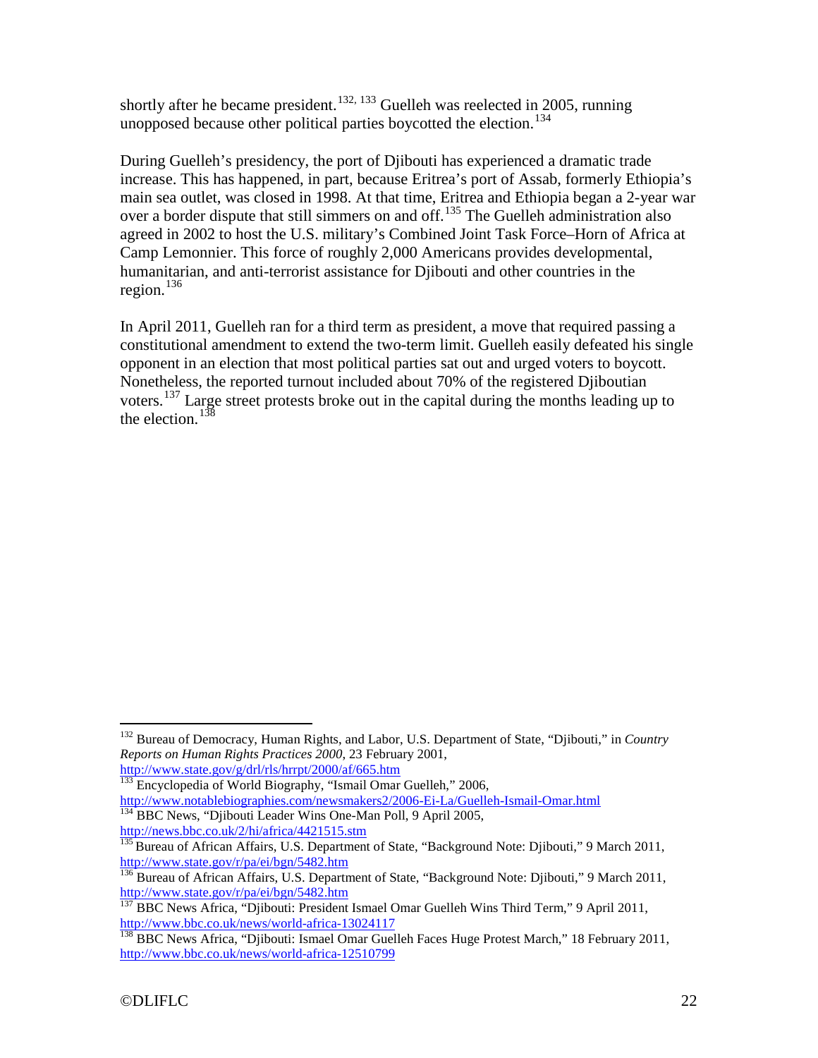shortly after he became president.[132, 133] Guelleh was reelected in 2005, running unopposed because other political parties boycotted the election.[134]

During Guelleh's presidency, the port of Djibouti has experienced a dramatic trade increase. This has happened, in part, because Eritrea's port of Assab, formerly Ethiopia's main sea outlet, was closed in 1998. At that time, Eritrea and Ethiopia began a 2-year war over a border dispute that still simmers on and off.[135] The Guelleh administration also agreed in 2002 to host the U.S. military's Combined Joint Task Force–Horn of Africa at Camp Lemonnier. This force of roughly 2,000 Americans provides developmental, humanitarian, and anti-terrorist assistance for Djibouti and other countries in the region.[136]

In April 2011, Guelleh ran for a third term as president, a move that required passing a constitutional amendment to extend the two-term limit. Guelleh easily defeated his single opponent in an election that most political parties sat out and urged voters to boycott. Nonetheless, the reported turnout included about 70% of the registered Djiboutian voters.[137] Large street protests broke out in the capital during the months leading up to the election.[138]

---

[132] Bureau of Democracy, Human Rights, and Labor, U.S. Department of State, "Djibouti," in *Country Reports on Human Rights Practices 2000*, 23 February 2001, http://www.state.gov/g/drl/rls/hrrpt/2000/af/665.htm

[133] Encyclopedia of World Biography, "Ismail Omar Guelleh," 2006, http://www.notablebiographies.com/newsmakers2/2006-Ei-La/Guelleh-Ismail-Omar.html

[134] BBC News, "Djibouti Leader Wins One-Man Poll, 9 April 2005, http://news.bbc.co.uk/2/hi/africa/4421515.stm

[135] Bureau of African Affairs, U.S. Department of State, "Background Note: Djibouti," 9 March 2011, http://www.state.gov/r/pa/ei/bgn/5482.htm

[136] Bureau of African Affairs, U.S. Department of State, "Background Note: Djibouti," 9 March 2011, http://www.state.gov/r/pa/ei/bgn/5482.htm

[137] BBC News Africa, "Djibouti: President Ismael Omar Guelleh Wins Third Term," 9 April 2011, http://www.bbc.co.uk/news/world-africa-13024117

[138] BBC News Africa, "Djibouti: Ismael Omar Guelleh Faces Huge Protest March," 18 February 2011, http://www.bbc.co.uk/news/world-africa-12510799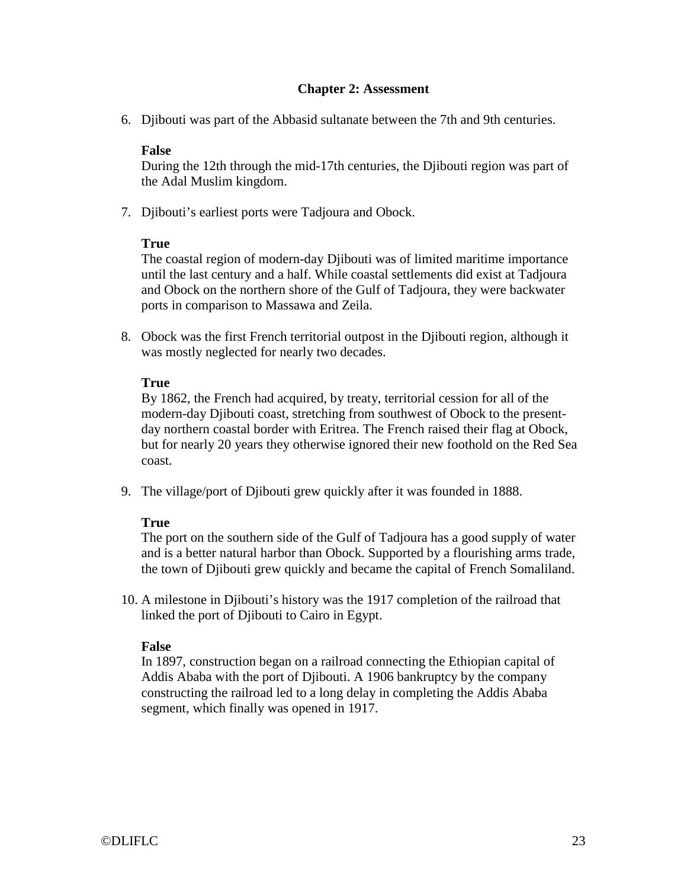**Chapter 2: Assessment**

6. Djibouti was part of the Abbasid sultanate between the 7th and 9th centuries.

   **False**
   During the 12th through the mid-17th centuries, the Djibouti region was part of the Adal Muslim kingdom.

7. Djibouti's earliest ports were Tadjoura and Obock.

   **True**
   The coastal region of modern-day Djibouti was of limited maritime importance until the last century and a half. While coastal settlements did exist at Tadjoura and Obock on the northern shore of the Gulf of Tadjoura, they were backwater ports in comparison to Massawa and Zeila.

8. Obock was the first French territorial outpost in the Djibouti region, although it was mostly neglected for nearly two decades.

   **True**
   By 1862, the French had acquired, by treaty, territorial cession for all of the modern-day Djibouti coast, stretching from southwest of Obock to the present-day northern coastal border with Eritrea. The French raised their flag at Obock, but for nearly 20 years they otherwise ignored their new foothold on the Red Sea coast.

9. The village/port of Djibouti grew quickly after it was founded in 1888.

   **True**
   The port on the southern side of the Gulf of Tadjoura has a good supply of water and is a better natural harbor than Obock. Supported by a flourishing arms trade, the town of Djibouti grew quickly and became the capital of French Somaliland.

10. A milestone in Djibouti's history was the 1917 completion of the railroad that linked the port of Djibouti to Cairo in Egypt.

    **False**
    In 1897, construction began on a railroad connecting the Ethiopian capital of Addis Ababa with the port of Djibouti. A 1906 bankruptcy by the company constructing the railroad led to a long delay in completing the Addis Ababa segment, which finally was opened in 1917.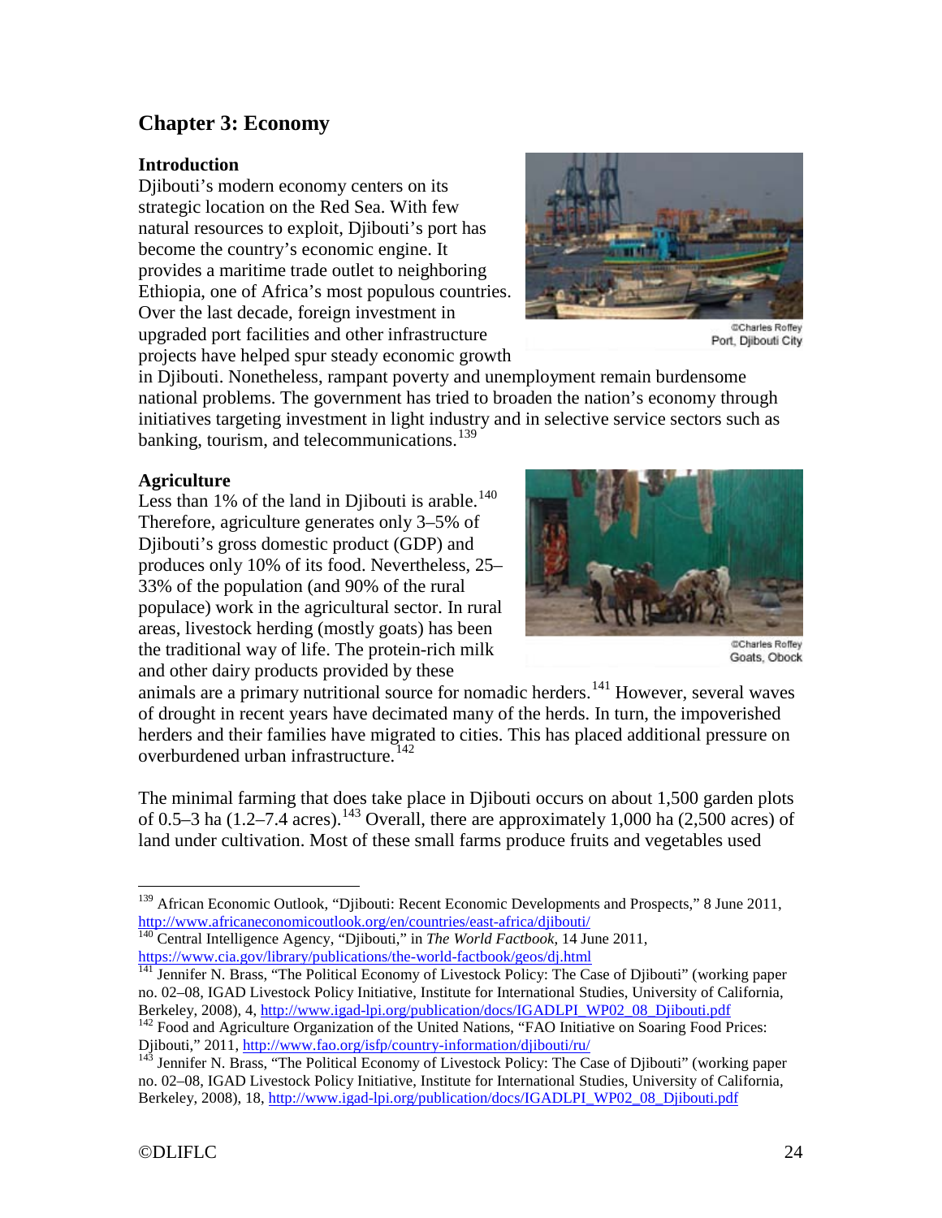## Chapter 3: Economy

### Introduction

Djibouti's modern economy centers on its strategic location on the Red Sea. With few natural resources to exploit, Djibouti's port has become the country's economic engine. It provides a maritime trade outlet to neighboring Ethiopia, one of Africa's most populous countries. Over the last decade, foreign investment in upgraded port facilities and other infrastructure projects have helped spur steady economic growth in Djibouti. Nonetheless, rampant poverty and unemployment remain burdensome national problems. The government has tried to broaden the nation's economy through initiatives targeting investment in light industry and in selective service sectors such as banking, tourism, and telecommunications.[139]

©Charles Roffey
Port, Djibouti City

### Agriculture

Less than 1% of the land in Djibouti is arable.[140] Therefore, agriculture generates only 3–5% of Djibouti's gross domestic product (GDP) and produces only 10% of its food. Nevertheless, 25–33% of the population (and 90% of the rural populace) work in the agricultural sector. In rural areas, livestock herding (mostly goats) has been the traditional way of life. The protein-rich milk and other dairy products provided by these animals are a primary nutritional source for nomadic herders.[141] However, several waves of drought in recent years have decimated many of the herds. In turn, the impoverished herders and their families have migrated to cities. This has placed additional pressure on overburdened urban infrastructure.[142]

©Charles Roffey
Goats, Obock

The minimal farming that does take place in Djibouti occurs on about 1,500 garden plots of 0.5–3 ha (1.2–7.4 acres).[143] Overall, there are approximately 1,000 ha (2,500 acres) of land under cultivation. Most of these small farms produce fruits and vegetables used

---

[139] African Economic Outlook, "Djibouti: Recent Economic Developments and Prospects," 8 June 2011, http://www.africaneconomicoutlook.org/en/countries/east-africa/djibouti/

[140] Central Intelligence Agency, "Djibouti," in *The World Factbook*, 14 June 2011, https://www.cia.gov/library/publications/the-world-factbook/geos/dj.html

[141] Jennifer N. Brass, "The Political Economy of Livestock Policy: The Case of Djibouti" (working paper no. 02–08, IGAD Livestock Policy Initiative, Institute for International Studies, University of California, Berkeley, 2008), 4, http://www.igad-lpi.org/publication/docs/IGADLPI_WP02_08_Djibouti.pdf

[142] Food and Agriculture Organization of the United Nations, "FAO Initiative on Soaring Food Prices: Djibouti," 2011, http://www.fao.org/isfp/country-information/djibouti/ru/

[143] Jennifer N. Brass, "The Political Economy of Livestock Policy: The Case of Djibouti" (working paper no. 02–08, IGAD Livestock Policy Initiative, Institute for International Studies, University of California, Berkeley, 2008), 18, http://www.igad-lpi.org/publication/docs/IGADLPI_WP02_08_Djibouti.pdf

©DLIFLC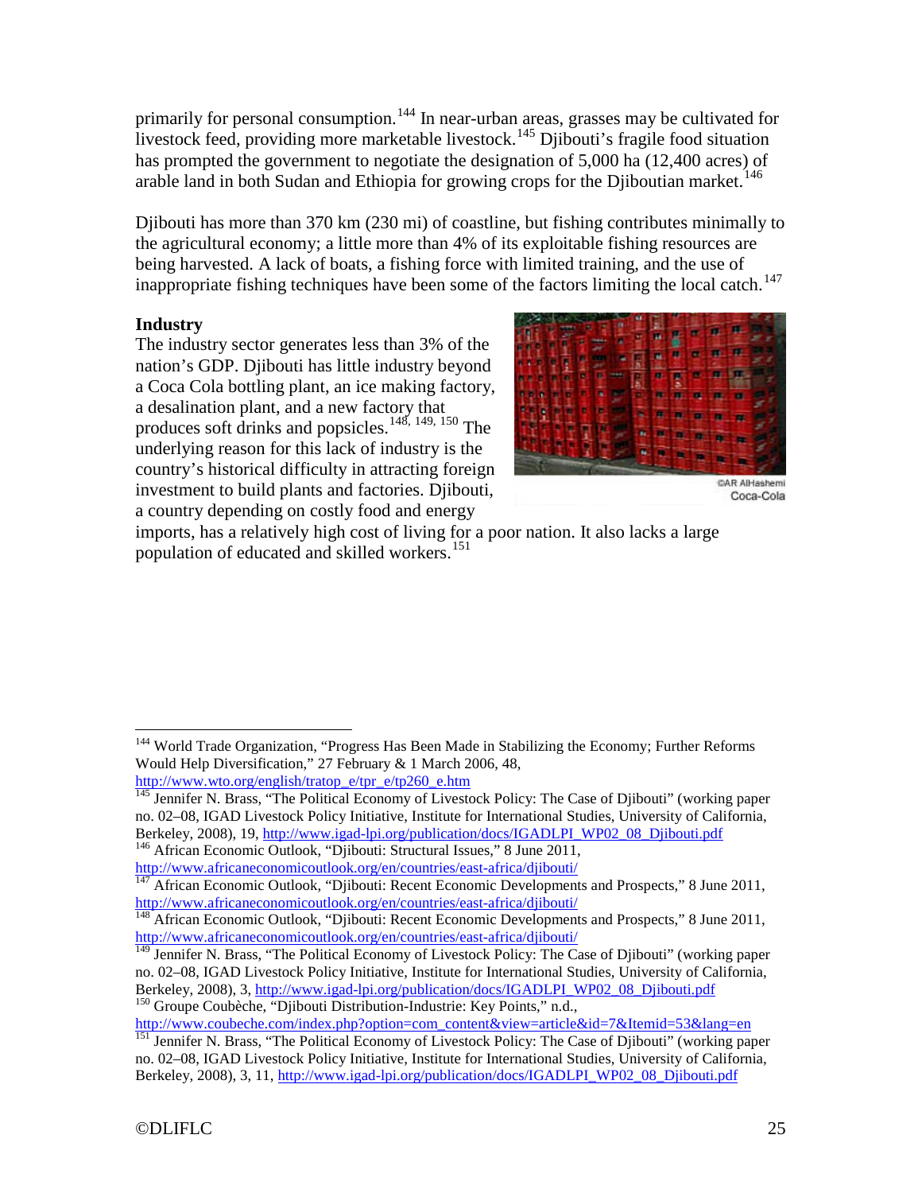primarily for personal consumption.[144] In near-urban areas, grasses may be cultivated for livestock feed, providing more marketable livestock.[145] Djibouti's fragile food situation has prompted the government to negotiate the designation of 5,000 ha (12,400 acres) of arable land in both Sudan and Ethiopia for growing crops for the Djiboutian market.[146]

Djibouti has more than 370 km (230 mi) of coastline, but fishing contributes minimally to the agricultural economy; a little more than 4% of its exploitable fishing resources are being harvested. A lack of boats, a fishing force with limited training, and the use of inappropriate fishing techniques have been some of the factors limiting the local catch.[147]

**Industry**

The industry sector generates less than 3% of the nation's GDP. Djibouti has little industry beyond a Coca Cola bottling plant, an ice making factory, a desalination plant, and a new factory that produces soft drinks and popsicles.[148, 149, 150] The underlying reason for this lack of industry is the country's historical difficulty in attracting foreign investment to build plants and factories. Djibouti, a country depending on costly food and energy imports, has a relatively high cost of living for a poor nation. It also lacks a large population of educated and skilled workers.[151]

©AR AlHashemi
Coca-Cola

---

[144] World Trade Organization, "Progress Has Been Made in Stabilizing the Economy; Further Reforms Would Help Diversification," 27 February & 1 March 2006, 48, http://www.wto.org/english/tratop_e/tpr_e/tp260_e.htm

[145] Jennifer N. Brass, "The Political Economy of Livestock Policy: The Case of Djibouti" (working paper no. 02–08, IGAD Livestock Policy Initiative, Institute for International Studies, University of California, Berkeley, 2008), 19, http://www.igad-lpi.org/publication/docs/IGADLPI_WP02_08_Djibouti.pdf

[146] African Economic Outlook, "Djibouti: Structural Issues," 8 June 2011, http://www.africaneconomicoutlook.org/en/countries/east-africa/djibouti/

[147] African Economic Outlook, "Djibouti: Recent Economic Developments and Prospects," 8 June 2011, http://www.africaneconomicoutlook.org/en/countries/east-africa/djibouti/

[148] African Economic Outlook, "Djibouti: Recent Economic Developments and Prospects," 8 June 2011, http://www.africaneconomicoutlook.org/en/countries/east-africa/djibouti/

[149] Jennifer N. Brass, "The Political Economy of Livestock Policy: The Case of Djibouti" (working paper no. 02–08, IGAD Livestock Policy Initiative, Institute for International Studies, University of California, Berkeley, 2008), 3, http://www.igad-lpi.org/publication/docs/IGADLPI_WP02_08_Djibouti.pdf

[150] Groupe Coubèche, "Djibouti Distribution-Industrie: Key Points," n.d., http://www.coubeche.com/index.php?option=com_content&view=article&id=7&Itemid=53&lang=en

[151] Jennifer N. Brass, "The Political Economy of Livestock Policy: The Case of Djibouti" (working paper no. 02–08, IGAD Livestock Policy Initiative, Institute for International Studies, University of California, Berkeley, 2008), 3, 11, http://www.igad-lpi.org/publication/docs/IGADLPI_WP02_08_Djibouti.pdf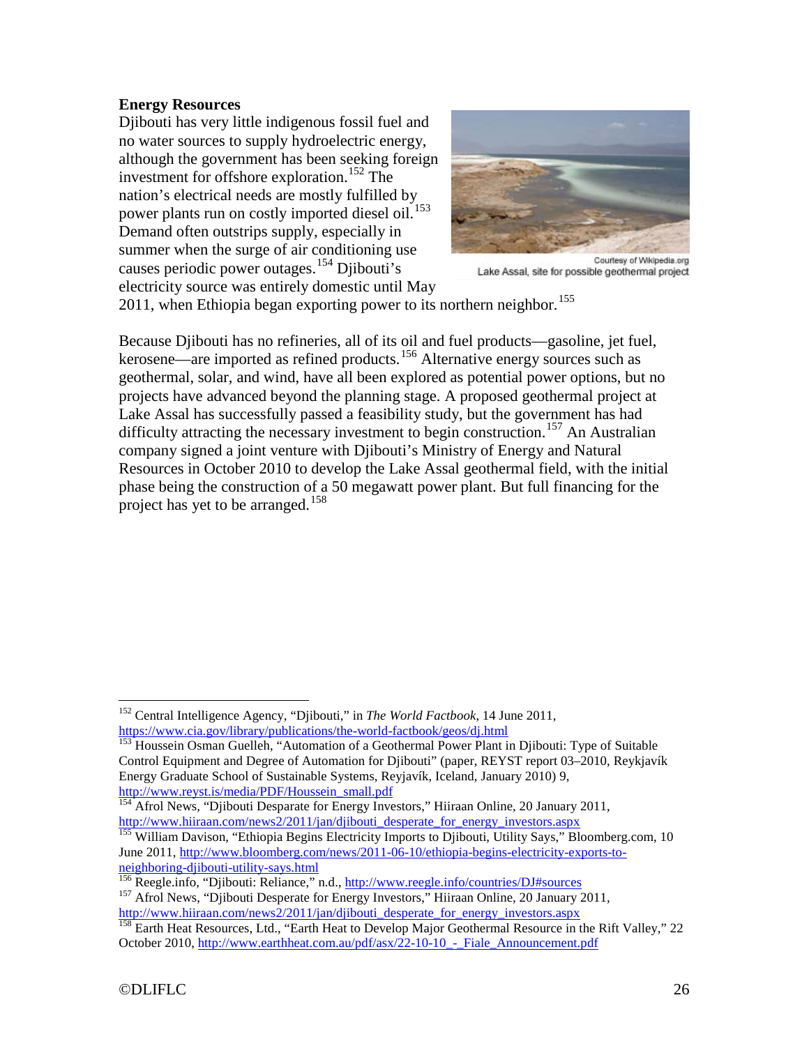## Energy Resources

Djibouti has very little indigenous fossil fuel and no water sources to supply hydroelectric energy, although the government has been seeking foreign investment for offshore exploration.[152] The nation's electrical needs are mostly fulfilled by power plants run on costly imported diesel oil.[153] Demand often outstrips supply, especially in summer when the surge of air conditioning use causes periodic power outages.[154] Djibouti's electricity source was entirely domestic until May 2011, when Ethiopia began exporting power to its northern neighbor.[155]

Courtesy of Wikipedia.org
Lake Assal, site for possible geothermal project

Because Djibouti has no refineries, all of its oil and fuel products—gasoline, jet fuel, kerosene—are imported as refined products.[156] Alternative energy sources such as geothermal, solar, and wind, have all been explored as potential power options, but no projects have advanced beyond the planning stage. A proposed geothermal project at Lake Assal has successfully passed a feasibility study, but the government has had difficulty attracting the necessary investment to begin construction.[157] An Australian company signed a joint venture with Djibouti's Ministry of Energy and Natural Resources in October 2010 to develop the Lake Assal geothermal field, with the initial phase being the construction of a 50 megawatt power plant. But full financing for the project has yet to be arranged.[158]

---

[152] Central Intelligence Agency, "Djibouti," in *The World Factbook*, 14 June 2011, https://www.cia.gov/library/publications/the-world-factbook/geos/dj.html

[153] Houssein Osman Guelleh, "Automation of a Geothermal Power Plant in Djibouti: Type of Suitable Control Equipment and Degree of Automation for Djibouti" (paper, REYST report 03–2010, Reykjavík Energy Graduate School of Sustainable Systems, Reyjavík, Iceland, January 2010) 9, http://www.reyst.is/media/PDF/Houssein_small.pdf

[154] Afrol News, "Djibouti Desparate for Energy Investors," Hiiraan Online, 20 January 2011, http://www.hiiraan.com/news2/2011/jan/djibouti_desperate_for_energy_investors.aspx

[155] William Davison, "Ethiopia Begins Electricity Imports to Djibouti, Utility Says," Bloomberg.com, 10 June 2011, http://www.bloomberg.com/news/2011-06-10/ethiopia-begins-electricity-exports-to-neighboring-djibouti-utility-says.html

[156] Reegle.info, "Djibouti: Reliance," n.d., http://www.reegle.info/countries/DJ#sources

[157] Afrol News, "Djibouti Desperate for Energy Investors," Hiiraan Online, 20 January 2011, http://www.hiiraan.com/news2/2011/jan/djibouti_desperate_for_energy_investors.aspx

[158] Earth Heat Resources, Ltd., "Earth Heat to Develop Major Geothermal Resource in the Rift Valley," 22 October 2010, http://www.earthheat.com.au/pdf/asx/22-10-10_-_Fiale_Announcement.pdf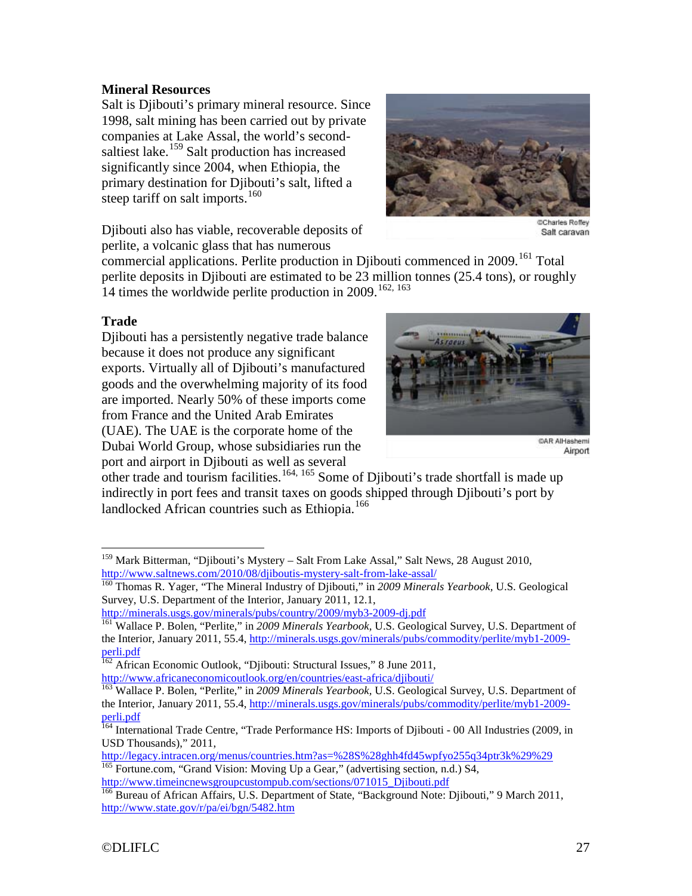## Mineral Resources

Salt is Djibouti's primary mineral resource. Since 1998, salt mining has been carried out by private companies at Lake Assal, the world's second-saltiest lake.[159] Salt production has increased significantly since 2004, when Ethiopia, the primary destination for Djibouti's salt, lifted a steep tariff on salt imports.[160]

©Charles Roffey
Salt caravan

Djibouti also has viable, recoverable deposits of perlite, a volcanic glass that has numerous commercial applications. Perlite production in Djibouti commenced in 2009.[161] Total perlite deposits in Djibouti are estimated to be 23 million tonnes (25.4 tons), or roughly 14 times the worldwide perlite production in 2009.[162, 163]

## Trade

Djibouti has a persistently negative trade balance because it does not produce any significant exports. Virtually all of Djibouti's manufactured goods and the overwhelming majority of its food are imported. Nearly 50% of these imports come from France and the United Arab Emirates (UAE). The UAE is the corporate home of the Dubai World Group, whose subsidiaries run the port and airport in Djibouti as well as several other trade and tourism facilities.[164, 165] Some of Djibouti's trade shortfall is made up indirectly in port fees and transit taxes on goods shipped through Djibouti's port by landlocked African countries such as Ethiopia.[166]

©AR AlHashemi
Airport

---

[159] Mark Bitterman, "Djibouti's Mystery – Salt From Lake Assal," Salt News, 28 August 2010, http://www.saltnews.com/2010/08/djiboutis-mystery-salt-from-lake-assal/

[160] Thomas R. Yager, "The Mineral Industry of Djibouti," in *2009 Minerals Yearbook,* U.S. Geological Survey, U.S. Department of the Interior, January 2011, 12.1, http://minerals.usgs.gov/minerals/pubs/country/2009/myb3-2009-dj.pdf

[161] Wallace P. Bolen, "Perlite," in *2009 Minerals Yearbook,* U.S. Geological Survey, U.S. Department of the Interior, January 2011, 55.4, http://minerals.usgs.gov/minerals/pubs/commodity/perlite/myb1-2009-perli.pdf

[162] African Economic Outlook, "Djibouti: Structural Issues," 8 June 2011, http://www.africaneconomicoutlook.org/en/countries/east-africa/djibouti/

[163] Wallace P. Bolen, "Perlite," in *2009 Minerals Yearbook,* U.S. Geological Survey, U.S. Department of the Interior, January 2011, 55.4, http://minerals.usgs.gov/minerals/pubs/commodity/perlite/myb1-2009-perli.pdf

[164] International Trade Centre, "Trade Performance HS: Imports of Djibouti - 00 All Industries (2009, in USD Thousands)," 2011, http://legacy.intracen.org/menus/countries.htm?as=%28S%28ghh4fd45wpfyo255q34ptr3k%29%29

[165] Fortune.com, "Grand Vision: Moving Up a Gear," (advertising section, n.d.) S4, http://www.timeincnewsgroupcustompub.com/sections/071015_Djibouti.pdf

[166] Bureau of African Affairs, U.S. Department of State, "Background Note: Djibouti," 9 March 2011, http://www.state.gov/r/pa/ei/bgn/5482.htm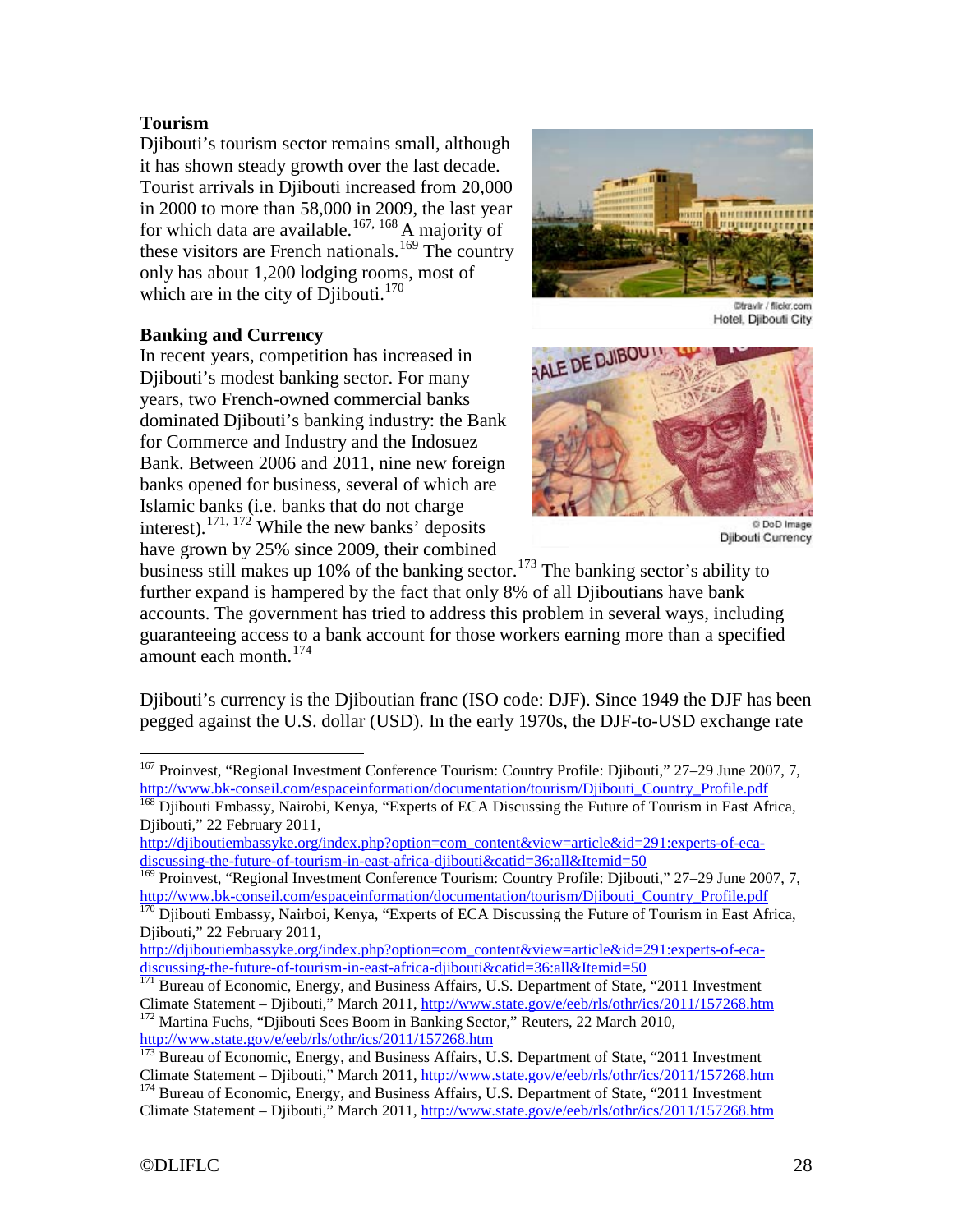**Tourism**

Djibouti's tourism sector remains small, although it has shown steady growth over the last decade. Tourist arrivals in Djibouti increased from 20,000 in 2000 to more than 58,000 in 2009, the last year for which data are available.[167, 168] A majority of these visitors are French nationals.[169] The country only has about 1,200 lodging rooms, most of which are in the city of Djibouti.[170]

©travlr / flickr.com
Hotel, Djibouti City

**Banking and Currency**

In recent years, competition has increased in Djibouti's modest banking sector. For many years, two French-owned commercial banks dominated Djibouti's banking industry: the Bank for Commerce and Industry and the Indosuez Bank. Between 2006 and 2011, nine new foreign banks opened for business, several of which are Islamic banks (i.e. banks that do not charge interest).[171, 172] While the new banks' deposits have grown by 25% since 2009, their combined business still makes up 10% of the banking sector.[173] The banking sector's ability to further expand is hampered by the fact that only 8% of all Djiboutians have bank accounts. The government has tried to address this problem in several ways, including guaranteeing access to a bank account for those workers earning more than a specified amount each month.[174]

© DoD Image
Djibouti Currency

Djibouti's currency is the Djiboutian franc (ISO code: DJF). Since 1949 the DJF has been pegged against the U.S. dollar (USD). In the early 1970s, the DJF-to-USD exchange rate

---

[167] Proinvest, "Regional Investment Conference Tourism: Country Profile: Djibouti," 27–29 June 2007, 7, http://www.bk-conseil.com/espaceinformation/documentation/tourism/Djibouti_Country_Profile.pdf

[168] Djibouti Embassy, Nairobi, Kenya, "Experts of ECA Discussing the Future of Tourism in East Africa, Djibouti," 22 February 2011, http://djiboutiembassyke.org/index.php?option=com_content&view=article&id=291:experts-of-eca-discussing-the-future-of-tourism-in-east-africa-djibouti&catid=36:all&Itemid=50

[169] Proinvest, "Regional Investment Conference Tourism: Country Profile: Djibouti," 27–29 June 2007, 7, http://www.bk-conseil.com/espaceinformation/documentation/tourism/Djibouti_Country_Profile.pdf

[170] Djibouti Embassy, Nairboi, Kenya, "Experts of ECA Discussing the Future of Tourism in East Africa, Djibouti," 22 February 2011, http://djiboutiembassyke.org/index.php?option=com_content&view=article&id=291:experts-of-eca-discussing-the-future-of-tourism-in-east-africa-djibouti&catid=36:all&Itemid=50

[171] Bureau of Economic, Energy, and Business Affairs, U.S. Department of State, "2011 Investment Climate Statement – Djibouti," March 2011, http://www.state.gov/e/eeb/rls/othr/ics/2011/157268.htm

[172] Martina Fuchs, "Djibouti Sees Boom in Banking Sector," Reuters, 22 March 2010, http://www.state.gov/e/eeb/rls/othr/ics/2011/157268.htm

[173] Bureau of Economic, Energy, and Business Affairs, U.S. Department of State, "2011 Investment Climate Statement – Djibouti," March 2011, http://www.state.gov/e/eeb/rls/othr/ics/2011/157268.htm

[174] Bureau of Economic, Energy, and Business Affairs, U.S. Department of State, "2011 Investment Climate Statement – Djibouti," March 2011, http://www.state.gov/e/eeb/rls/othr/ics/2011/157268.htm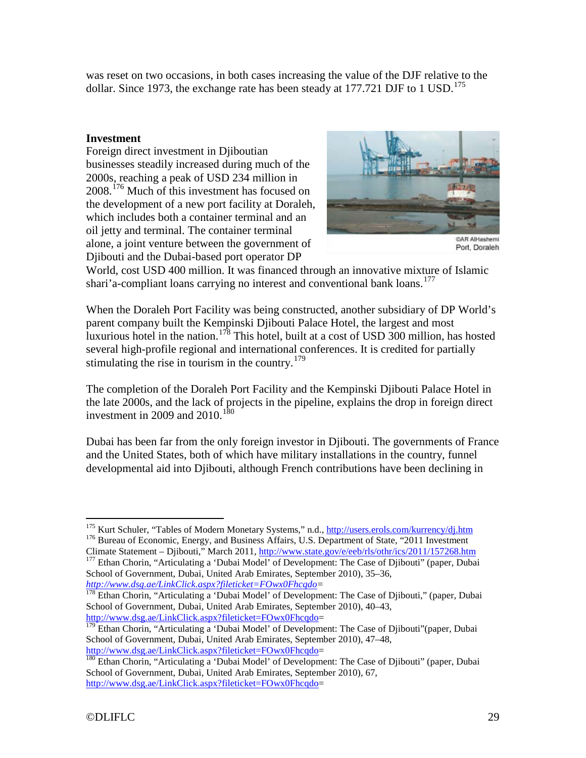was reset on two occasions, in both cases increasing the value of the DJF relative to the dollar. Since 1973, the exchange rate has been steady at 177.721 DJF to 1 USD.[175]

**Investment**

Foreign direct investment in Djiboutian businesses steadily increased during much of the 2000s, reaching a peak of USD 234 million in 2008.[176] Much of this investment has focused on the development of a new port facility at Doraleh, which includes both a container terminal and an oil jetty and terminal. The container terminal alone, a joint venture between the government of Djibouti and the Dubai-based port operator DP World, cost USD 400 million. It was financed through an innovative mixture of Islamic shari'a-compliant loans carrying no interest and conventional bank loans.[177]

©AR AlHashemi
Port, Doraleh

When the Doraleh Port Facility was being constructed, another subsidiary of DP World's parent company built the Kempinski Djibouti Palace Hotel, the largest and most luxurious hotel in the nation.[178] This hotel, built at a cost of USD 300 million, has hosted several high-profile regional and international conferences. It is credited for partially stimulating the rise in tourism in the country.[179]

The completion of the Doraleh Port Facility and the Kempinski Djibouti Palace Hotel in the late 2000s, and the lack of projects in the pipeline, explains the drop in foreign direct investment in 2009 and 2010.[180]

Dubai has been far from the only foreign investor in Djibouti. The governments of France and the United States, both of which have military installations in the country, funnel developmental aid into Djibouti, although French contributions have been declining in

---

[175] Kurt Schuler, "Tables of Modern Monetary Systems," n.d., http://users.erols.com/kurrency/dj.htm

[176] Bureau of Economic, Energy, and Business Affairs, U.S. Department of State, "2011 Investment Climate Statement – Djibouti," March 2011, http://www.state.gov/e/eeb/rls/othr/ics/2011/157268.htm

[177] Ethan Chorin, "Articulating a 'Dubai Model' of Development: The Case of Djibouti" (paper, Dubai School of Government, Dubai, United Arab Emirates, September 2010), 35–36, *http://www.dsg.ae/LinkClick.aspx?fileticket=FOwx0Fhcqdo=*

[178] Ethan Chorin, "Articulating a 'Dubai Model' of Development: The Case of Djibouti," (paper, Dubai School of Government, Dubai, United Arab Emirates, September 2010), 40–43, http://www.dsg.ae/LinkClick.aspx?fileticket=FOwx0Fhcqdo=

[179] Ethan Chorin, "Articulating a 'Dubai Model' of Development: The Case of Djibouti"(paper, Dubai School of Government, Dubai, United Arab Emirates, September 2010), 47–48, http://www.dsg.ae/LinkClick.aspx?fileticket=FOwx0Fhcqdo=

[180] Ethan Chorin, "Articulating a 'Dubai Model' of Development: The Case of Djibouti" (paper, Dubai School of Government, Dubai, United Arab Emirates, September 2010), 67, http://www.dsg.ae/LinkClick.aspx?fileticket=FOwx0Fhcqdo=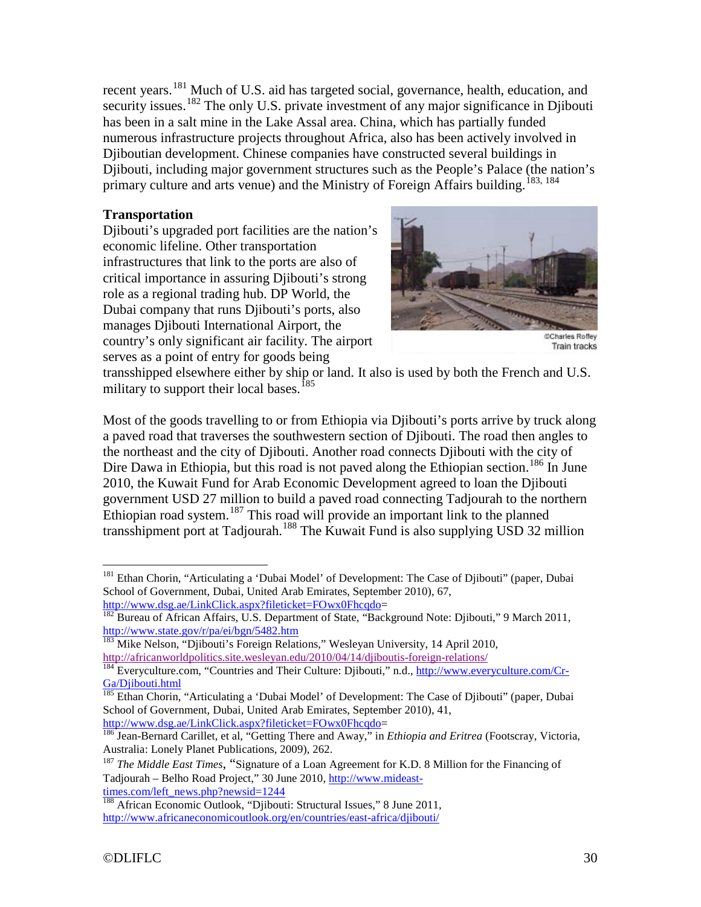recent years.[181] Much of U.S. aid has targeted social, governance, health, education, and security issues.[182] The only U.S. private investment of any major significance in Djibouti has been in a salt mine in the Lake Assal area. China, which has partially funded numerous infrastructure projects throughout Africa, also has been actively involved in Djiboutian development. Chinese companies have constructed several buildings in Djibouti, including major government structures such as the People's Palace (the nation's primary culture and arts venue) and the Ministry of Foreign Affairs building.[183, 184]

**Transportation**

Djibouti's upgraded port facilities are the nation's economic lifeline. Other transportation infrastructures that link to the ports are also of critical importance in assuring Djibouti's strong role as a regional trading hub. DP World, the Dubai company that runs Djibouti's ports, also manages Djibouti International Airport, the country's only significant air facility. The airport serves as a point of entry for goods being transshipped elsewhere either by ship or land. It also is used by both the French and U.S. military to support their local bases.[185]

©Charles Roffey
Train tracks

Most of the goods travelling to or from Ethiopia via Djibouti's ports arrive by truck along a paved road that traverses the southwestern section of Djibouti. The road then angles to the northeast and the city of Djibouti. Another road connects Djibouti with the city of Dire Dawa in Ethiopia, but this road is not paved along the Ethiopian section.[186] In June 2010, the Kuwait Fund for Arab Economic Development agreed to loan the Djibouti government USD 27 million to build a paved road connecting Tadjourah to the northern Ethiopian road system.[187] This road will provide an important link to the planned transshipment port at Tadjourah.[188] The Kuwait Fund is also supplying USD 32 million

---

[181] Ethan Chorin, "Articulating a 'Dubai Model' of Development: The Case of Djibouti" (paper, Dubai School of Government, Dubai, United Arab Emirates, September 2010), 67, http://www.dsg.ae/LinkClick.aspx?fileticket=FOwx0Fhcqdo=

[182] Bureau of African Affairs, U.S. Department of State, "Background Note: Djibouti," 9 March 2011, http://www.state.gov/r/pa/ei/bgn/5482.htm

[183] Mike Nelson, "Djibouti's Foreign Relations," Wesleyan University, 14 April 2010, http://africanworldpolitics.site.wesleyan.edu/2010/04/14/djiboutis-foreign-relations/

[184] Everyculture.com, "Countries and Their Culture: Djibouti," n.d., http://www.everyculture.com/Cr-Ga/Djibouti.html

[185] Ethan Chorin, "Articulating a 'Dubai Model' of Development: The Case of Djibouti" (paper, Dubai School of Government, Dubai, United Arab Emirates, September 2010), 41, http://www.dsg.ae/LinkClick.aspx?fileticket=FOwx0Fhcqdo=

[186] Jean-Bernard Carillet, et al, "Getting There and Away," in *Ethiopia and Eritrea* (Footscray, Victoria, Australia: Lonely Planet Publications, 2009), 262.

[187] *The Middle East Times*, "Signature of a Loan Agreement for K.D. 8 Million for the Financing of Tadjourah – Belho Road Project," 30 June 2010, http://www.mideast-times.com/left_news.php?newsid=1244

[188] African Economic Outlook, "Djibouti: Structural Issues," 8 June 2011, http://www.africaneconomicoutlook.org/en/countries/east-africa/djibouti/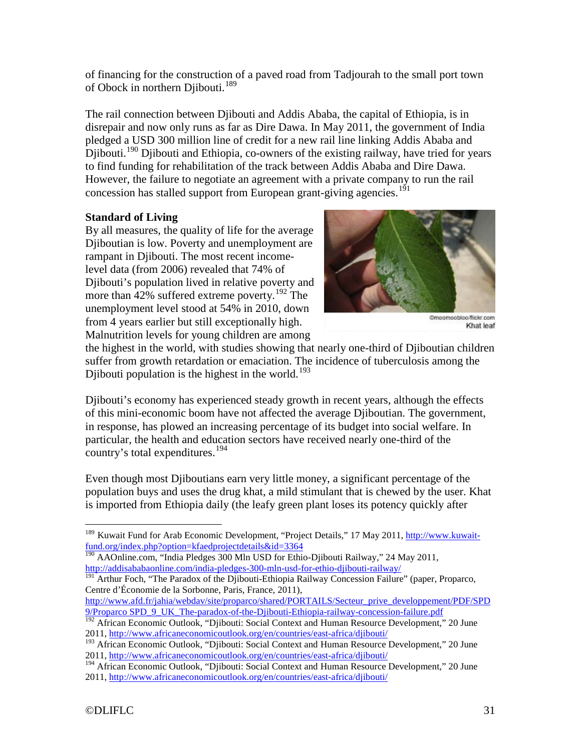of financing for the construction of a paved road from Tadjourah to the small port town of Obock in northern Djibouti.[189]

The rail connection between Djibouti and Addis Ababa, the capital of Ethiopia, is in disrepair and now only runs as far as Dire Dawa. In May 2011, the government of India pledged a USD 300 million line of credit for a new rail line linking Addis Ababa and Djibouti.[190] Djibouti and Ethiopia, co-owners of the existing railway, have tried for years to find funding for rehabilitation of the track between Addis Ababa and Dire Dawa. However, the failure to negotiate an agreement with a private company to run the rail concession has stalled support from European grant-giving agencies.[191]

**Standard of Living**

By all measures, the quality of life for the average Djiboutian is low. Poverty and unemployment are rampant in Djibouti. The most recent income-level data (from 2006) revealed that 74% of Djibouti's population lived in relative poverty and more than 42% suffered extreme poverty.[192] The unemployment level stood at 54% in 2010, down from 4 years earlier but still exceptionally high. Malnutrition levels for young children are among the highest in the world, with studies showing that nearly one-third of Djiboutian children suffer from growth retardation or emaciation. The incidence of tuberculosis among the Djibouti population is the highest in the world.[193]

©moomoobloo/flickr.com
Khat leaf

Djibouti's economy has experienced steady growth in recent years, although the effects of this mini-economic boom have not affected the average Djiboutian. The government, in response, has plowed an increasing percentage of its budget into social welfare. In particular, the health and education sectors have received nearly one-third of the country's total expenditures.[194]

Even though most Djiboutians earn very little money, a significant percentage of the population buys and uses the drug khat, a mild stimulant that is chewed by the user. Khat is imported from Ethiopia daily (the leafy green plant loses its potency quickly after

---

[189] Kuwait Fund for Arab Economic Development, "Project Details," 17 May 2011, http://www.kuwait-fund.org/index.php?option=kfaedprojectdetails&id=3364

[190] AAOnline.com, "India Pledges 300 Mln USD for Ethio-Djibouti Railway," 24 May 2011, http://addisababaonline.com/india-pledges-300-mln-usd-for-ethio-djibouti-railway/

[191] Arthur Foch, "The Paradox of the Djibouti-Ethiopia Railway Concession Failure" (paper, Proparco, Centre d'Économie de la Sorbonne, Paris, France, 2011), http://www.afd.fr/jahia/webdav/site/proparco/shared/PORTAILS/Secteur_prive_developpement/PDF/SPD9/Proparco_SPD_9_UK_The-paradox-of-the-Djibouti-Ethiopia-railway-concession-failure.pdf

[192] African Economic Outlook, "Djibouti: Social Context and Human Resource Development," 20 June 2011, http://www.africaneconomicoutlook.org/en/countries/east-africa/djibouti/

[193] African Economic Outlook, "Djibouti: Social Context and Human Resource Development," 20 June 2011, http://www.africaneconomicoutlook.org/en/countries/east-africa/djibouti/

[194] African Economic Outlook, "Djibouti: Social Context and Human Resource Development," 20 June 2011, http://www.africaneconomicoutlook.org/en/countries/east-africa/djibouti/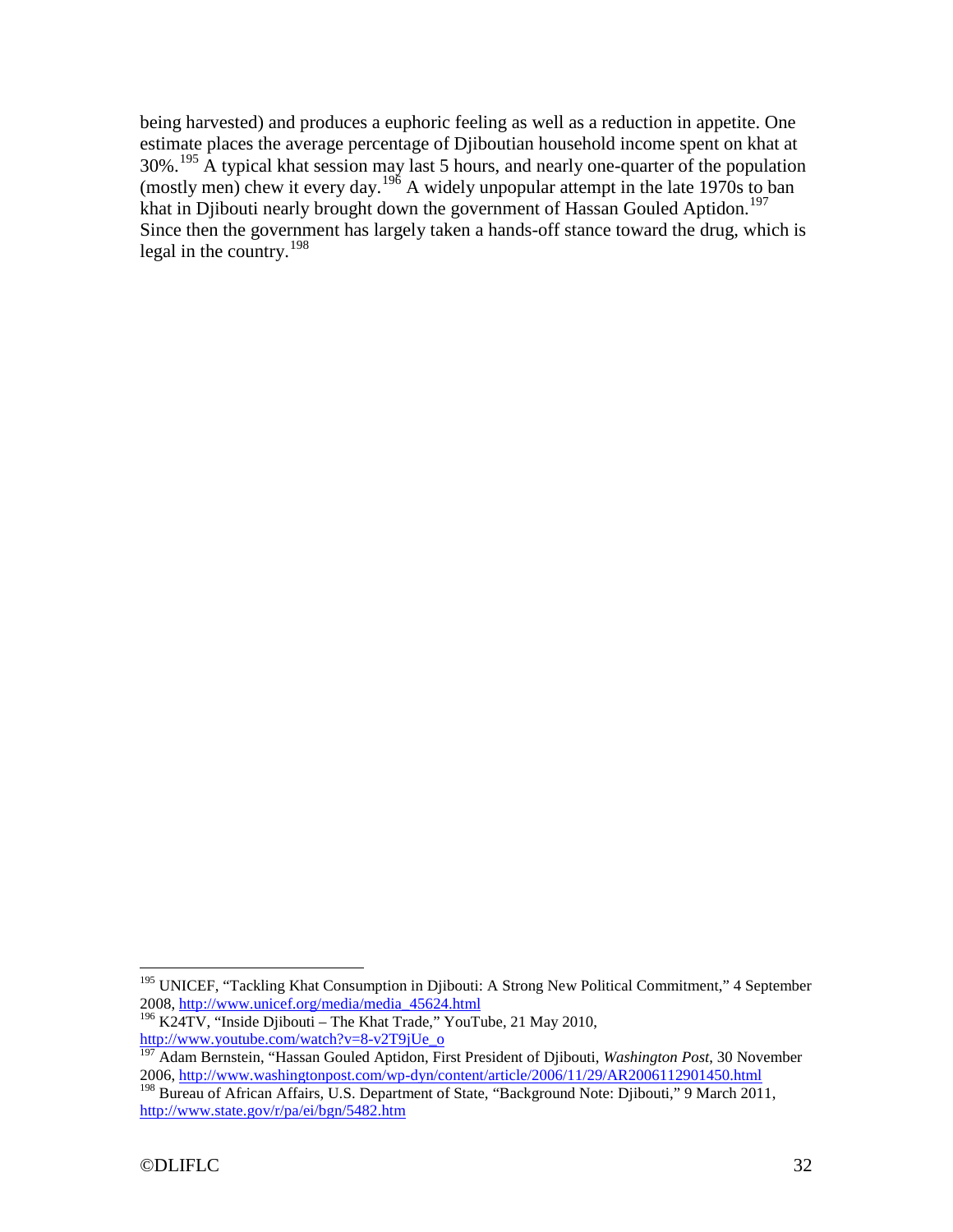being harvested) and produces a euphoric feeling as well as a reduction in appetite. One estimate places the average percentage of Djiboutian household income spent on khat at 30%.[195] A typical khat session may last 5 hours, and nearly one-quarter of the population (mostly men) chew it every day.[196] A widely unpopular attempt in the late 1970s to ban khat in Djibouti nearly brought down the government of Hassan Gouled Aptidon.[197] Since then the government has largely taken a hands-off stance toward the drug, which is legal in the country.[198]

---

[195] UNICEF, "Tackling Khat Consumption in Djibouti: A Strong New Political Commitment," 4 September 2008, http://www.unicef.org/media/media_45624.html

[196] K24TV, "Inside Djibouti – The Khat Trade," YouTube, 21 May 2010, http://www.youtube.com/watch?v=8-v2T9jUe_o

[197] Adam Bernstein, "Hassan Gouled Aptidon, First President of Djibouti, *Washington Post*, 30 November 2006, http://www.washingtonpost.com/wp-dyn/content/article/2006/11/29/AR2006112901450.html

[198] Bureau of African Affairs, U.S. Department of State, "Background Note: Djibouti," 9 March 2011, http://www.state.gov/r/pa/ei/bgn/5482.htm

©DLIFLC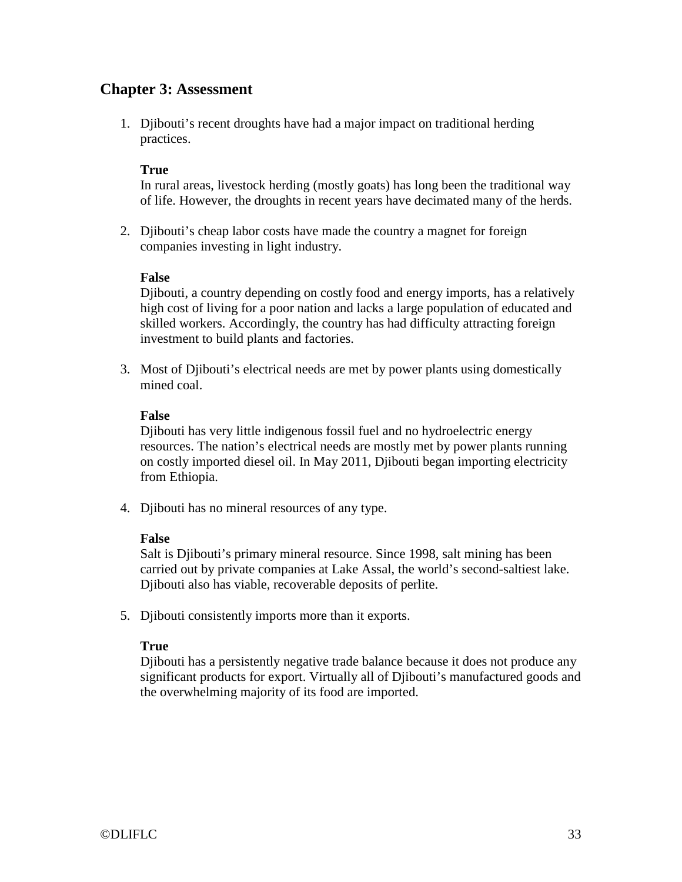## Chapter 3: Assessment

1. Djibouti's recent droughts have had a major impact on traditional herding practices.

   **True**
   In rural areas, livestock herding (mostly goats) has long been the traditional way of life. However, the droughts in recent years have decimated many of the herds.

2. Djibouti's cheap labor costs have made the country a magnet for foreign companies investing in light industry.

   **False**
   Djibouti, a country depending on costly food and energy imports, has a relatively high cost of living for a poor nation and lacks a large population of educated and skilled workers. Accordingly, the country has had difficulty attracting foreign investment to build plants and factories.

3. Most of Djibouti's electrical needs are met by power plants using domestically mined coal.

   **False**
   Djibouti has very little indigenous fossil fuel and no hydroelectric energy resources. The nation's electrical needs are mostly met by power plants running on costly imported diesel oil. In May 2011, Djibouti began importing electricity from Ethiopia.

4. Djibouti has no mineral resources of any type.

   **False**
   Salt is Djibouti's primary mineral resource. Since 1998, salt mining has been carried out by private companies at Lake Assal, the world's second-saltiest lake. Djibouti also has viable, recoverable deposits of perlite.

5. Djibouti consistently imports more than it exports.

   **True**
   Djibouti has a persistently negative trade balance because it does not produce any significant products for export. Virtually all of Djibouti's manufactured goods and the overwhelming majority of its food are imported.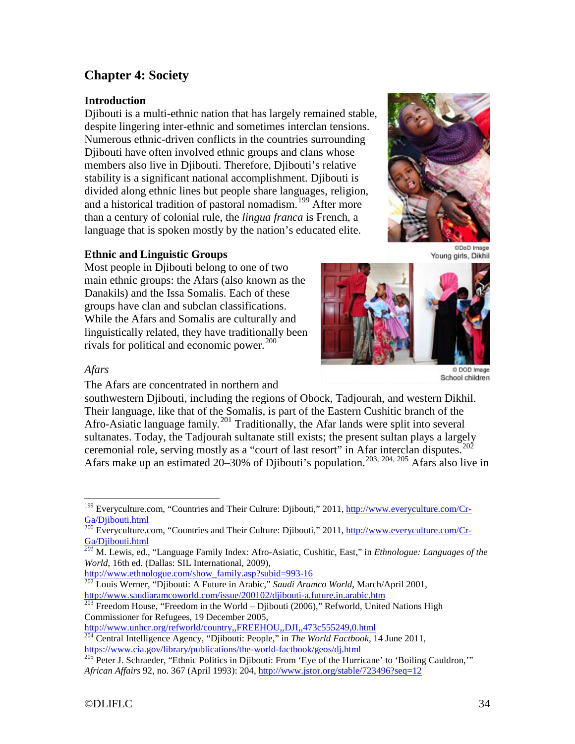# Chapter 4: Society

## Introduction

Djibouti is a multi-ethnic nation that has largely remained stable, despite lingering inter-ethnic and sometimes interclan tensions. Numerous ethnic-driven conflicts in the countries surrounding Djibouti have often involved ethnic groups and clans whose members also live in Djibouti. Therefore, Djibouti's relative stability is a significant national accomplishment. Djibouti is divided along ethnic lines but people share languages, religion, and a historical tradition of pastoral nomadism.[199] After more than a century of colonial rule, the *lingua franca* is French, a language that is spoken mostly by the nation's educated elite.

©DoD Image
Young girls, Dikhil

## Ethnic and Linguistic Groups

Most people in Djibouti belong to one of two main ethnic groups: the Afars (also known as the Danakils) and the Issa Somalis. Each of these groups have clan and subclan classifications. While the Afars and Somalis are culturally and linguistically related, they have traditionally been rivals for political and economic power.[200]

© DOD Image
School children

### *Afars*

The Afars are concentrated in northern and southwestern Djibouti, including the regions of Obock, Tadjourah, and western Dikhil. Their language, like that of the Somalis, is part of the Eastern Cushitic branch of the Afro-Asiatic language family.[201] Traditionally, the Afar lands were split into several sultanates. Today, the Tadjourah sultanate still exists; the present sultan plays a largely ceremonial role, serving mostly as a "court of last resort" in Afar interclan disputes.[202] Afars make up an estimated 20–30% of Djibouti's population.[203, 204, 205] Afars also live in

---

[199] Everyculture.com, "Countries and Their Culture: Djibouti," 2011, http://www.everyculture.com/Cr-Ga/Djibouti.html

[200] Everyculture.com, "Countries and Their Culture: Djibouti," 2011, http://www.everyculture.com/Cr-Ga/Djibouti.html

[201] M. Lewis, ed., "Language Family Index: Afro-Asiatic, Cushitic, East," in *Ethnologue: Languages of the World*, 16th ed. (Dallas: SIL International, 2009), http://www.ethnologue.com/show_family.asp?subid=993-16

[202] Louis Werner, "Djibouti: A Future in Arabic," *Saudi Aramco World*, March/April 2001, http://www.saudiaramcoworld.com/issue/200102/djibouti-a.future.in.arabic.htm

[203] Freedom House, "Freedom in the World – Djibouti (2006)," Refworld, United Nations High Commissioner for Refugees, 19 December 2005, http://www.unhcr.org/refworld/country,,FREEHOU,,DJI,,473c555249,0.html

[204] Central Intelligence Agency, "Djibouti: People," in *The World Factbook*, 14 June 2011, https://www.cia.gov/library/publications/the-world-factbook/geos/dj.html

[205] Peter J. Schraeder, "Ethnic Politics in Djibouti: From 'Eye of the Hurricane' to 'Boiling Cauldron,'" *African Affairs* 92, no. 367 (April 1993): 204, http://www.jstor.org/stable/723496?seq=12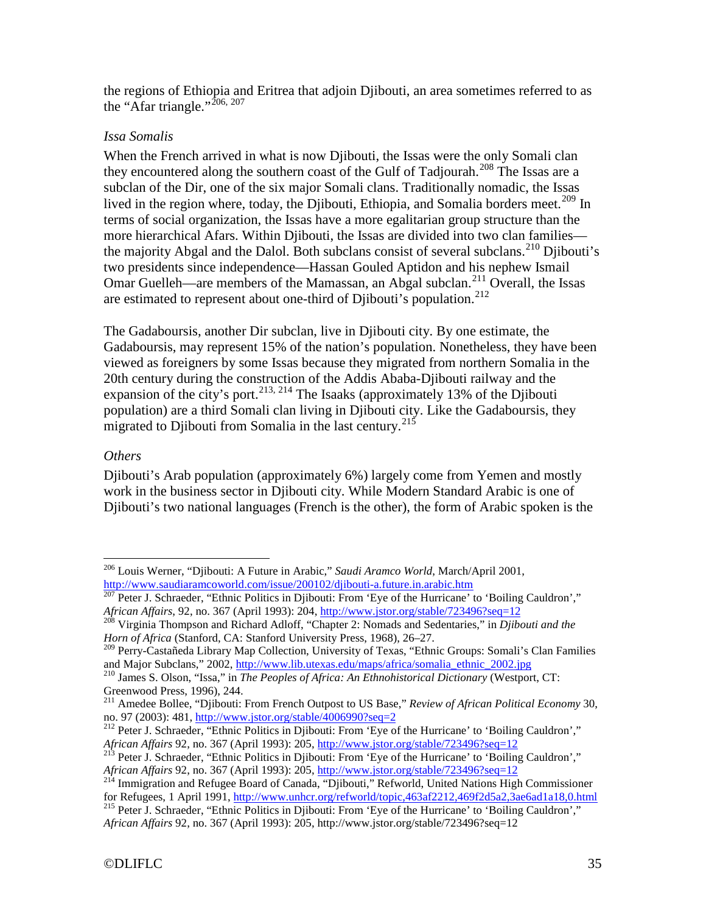the regions of Ethiopia and Eritrea that adjoin Djibouti, an area sometimes referred to as the "Afar triangle."[206, 207]

*Issa Somalis*

When the French arrived in what is now Djibouti, the Issas were the only Somali clan they encountered along the southern coast of the Gulf of Tadjourah.[208] The Issas are a subclan of the Dir, one of the six major Somali clans. Traditionally nomadic, the Issas lived in the region where, today, the Djibouti, Ethiopia, and Somalia borders meet.[209] In terms of social organization, the Issas have a more egalitarian group structure than the more hierarchical Afars. Within Djibouti, the Issas are divided into two clan families—the majority Abgal and the Dalol. Both subclans consist of several subclans.[210] Djibouti's two presidents since independence—Hassan Gouled Aptidon and his nephew Ismail Omar Guelleh—are members of the Mamassan, an Abgal subclan.[211] Overall, the Issas are estimated to represent about one-third of Djibouti's population.[212]

The Gadaboursis, another Dir subclan, live in Djibouti city. By one estimate, the Gadaboursis, may represent 15% of the nation's population. Nonetheless, they have been viewed as foreigners by some Issas because they migrated from northern Somalia in the 20th century during the construction of the Addis Ababa-Djibouti railway and the expansion of the city's port.[213, 214] The Isaaks (approximately 13% of the Djibouti population) are a third Somali clan living in Djibouti city. Like the Gadaboursis, they migrated to Djibouti from Somalia in the last century.[215]

*Others*

Djibouti's Arab population (approximately 6%) largely come from Yemen and mostly work in the business sector in Djibouti city. While Modern Standard Arabic is one of Djibouti's two national languages (French is the other), the form of Arabic spoken is the

---

[206] Louis Werner, "Djibouti: A Future in Arabic," *Saudi Aramco World*, March/April 2001, http://www.saudiaramcoworld.com/issue/200102/djibouti-a.future.in.arabic.htm

[207] Peter J. Schraeder, "Ethnic Politics in Djibouti: From 'Eye of the Hurricane' to 'Boiling Cauldron'," *African Affairs*, 92, no. 367 (April 1993): 204, http://www.jstor.org/stable/723496?seq=12

[208] Virginia Thompson and Richard Adloff, "Chapter 2: Nomads and Sedentaries," in *Djibouti and the Horn of Africa* (Stanford, CA: Stanford University Press, 1968), 26–27.

[209] Perry-Castañeda Library Map Collection, University of Texas, "Ethnic Groups: Somali's Clan Families and Major Subclans," 2002, http://www.lib.utexas.edu/maps/africa/somalia_ethnic_2002.jpg

[210] James S. Olson, "Issa," in *The Peoples of Africa: An Ethnohistorical Dictionary* (Westport, CT: Greenwood Press, 1996), 244.

[211] Amedee Bollee, "Djibouti: From French Outpost to US Base," *Review of African Political Economy* 30, no. 97 (2003): 481, http://www.jstor.org/stable/4006990?seq=2

[212] Peter J. Schraeder, "Ethnic Politics in Djibouti: From 'Eye of the Hurricane' to 'Boiling Cauldron'," *African Affairs* 92, no. 367 (April 1993): 205, http://www.jstor.org/stable/723496?seq=12

[213] Peter J. Schraeder, "Ethnic Politics in Djibouti: From 'Eye of the Hurricane' to 'Boiling Cauldron'," *African Affairs* 92, no. 367 (April 1993): 205, http://www.jstor.org/stable/723496?seq=12

[214] Immigration and Refugee Board of Canada, "Djibouti," Refworld, United Nations High Commissioner for Refugees, 1 April 1991, http://www.unhcr.org/refworld/topic,463af2212,469f2d5a2,3ae6ad1a18,0.html

[215] Peter J. Schraeder, "Ethnic Politics in Djibouti: From 'Eye of the Hurricane' to 'Boiling Cauldron'," *African Affairs* 92, no. 367 (April 1993): 205, http://www.jstor.org/stable/723496?seq=12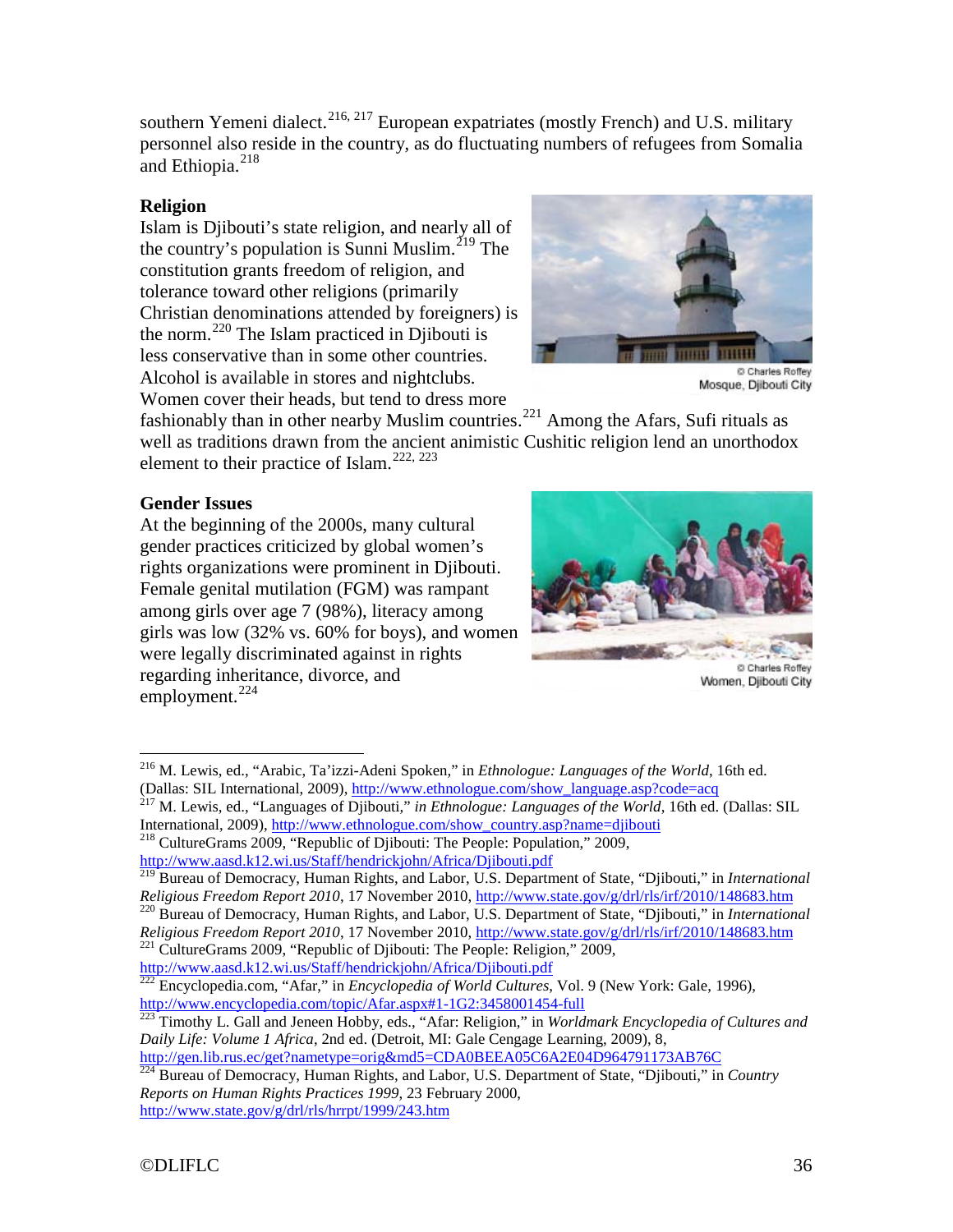southern Yemeni dialect.[216, 217] European expatriates (mostly French) and U.S. military personnel also reside in the country, as do fluctuating numbers of refugees from Somalia and Ethiopia.[218]

**Religion**

Islam is Djibouti's state religion, and nearly all of the country's population is Sunni Muslim.[219] The constitution grants freedom of religion, and tolerance toward other religions (primarily Christian denominations attended by foreigners) is the norm.[220] The Islam practiced in Djibouti is less conservative than in some other countries. Alcohol is available in stores and nightclubs. Women cover their heads, but tend to dress more fashionably than in other nearby Muslim countries.[221] Among the Afars, Sufi rituals as well as traditions drawn from the ancient animistic Cushitic religion lend an unorthodox element to their practice of Islam.[222, 223]

© Charles Roffey
Mosque, Djibouti City

**Gender Issues**

At the beginning of the 2000s, many cultural gender practices criticized by global women's rights organizations were prominent in Djibouti. Female genital mutilation (FGM) was rampant among girls over age 7 (98%), literacy among girls was low (32% vs. 60% for boys), and women were legally discriminated against in rights regarding inheritance, divorce, and employment.[224]

© Charles Roffey
Women, Djibouti City

---

[216] M. Lewis, ed., "Arabic, Ta'izzi-Adeni Spoken," in *Ethnologue: Languages of the World*, 16th ed. (Dallas: SIL International, 2009), http://www.ethnologue.com/show_language.asp?code=acq

[217] M. Lewis, ed., "Languages of Djibouti," *in Ethnologue: Languages of the World*, 16th ed. (Dallas: SIL International, 2009), http://www.ethnologue.com/show_country.asp?name=djibouti

[218] CultureGrams 2009, "Republic of Djibouti: The People: Population," 2009, http://www.aasd.k12.wi.us/Staff/hendrickjohn/Africa/Djibouti.pdf

[219] Bureau of Democracy, Human Rights, and Labor, U.S. Department of State, "Djibouti," in *International Religious Freedom Report 2010*, 17 November 2010, http://www.state.gov/g/drl/rls/irf/2010/148683.htm

[220] Bureau of Democracy, Human Rights, and Labor, U.S. Department of State, "Djibouti," in *International Religious Freedom Report 2010*, 17 November 2010, http://www.state.gov/g/drl/rls/irf/2010/148683.htm

[221] CultureGrams 2009, "Republic of Djibouti: The People: Religion," 2009, http://www.aasd.k12.wi.us/Staff/hendrickjohn/Africa/Djibouti.pdf

[222] Encyclopedia.com, "Afar," in *Encyclopedia of World Cultures*, Vol. 9 (New York: Gale, 1996), http://www.encyclopedia.com/topic/Afar.aspx#1-1G2:3458001454-full

[223] Timothy L. Gall and Jeneen Hobby, eds., "Afar: Religion," in *Worldmark Encyclopedia of Cultures and Daily Life: Volume 1 Africa*, 2nd ed. (Detroit, MI: Gale Cengage Learning, 2009), 8, http://gen.lib.rus.ec/get?nametype=orig&md5=CDA0BEEA05C6A2E04D964791173AB76C

[224] Bureau of Democracy, Human Rights, and Labor, U.S. Department of State, "Djibouti," in *Country Reports on Human Rights Practices 1999*, 23 February 2000, http://www.state.gov/g/drl/rls/hrrpt/1999/243.htm

©DLIFLC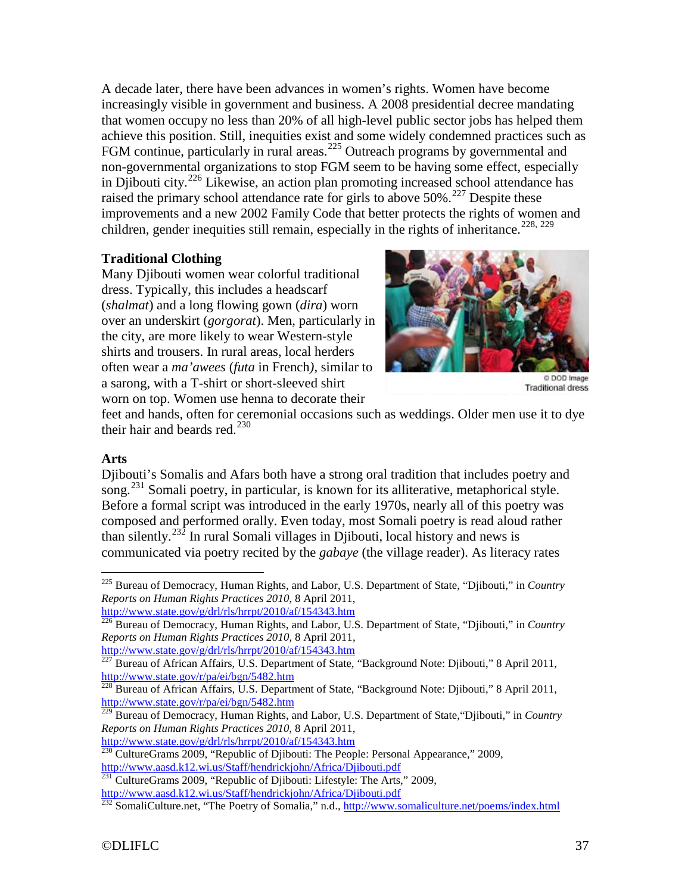A decade later, there have been advances in women's rights. Women have become increasingly visible in government and business. A 2008 presidential decree mandating that women occupy no less than 20% of all high-level public sector jobs has helped them achieve this position. Still, inequities exist and some widely condemned practices such as FGM continue, particularly in rural areas.[225] Outreach programs by governmental and non-governmental organizations to stop FGM seem to be having some effect, especially in Djibouti city.[226] Likewise, an action plan promoting increased school attendance has raised the primary school attendance rate for girls to above 50%.[227] Despite these improvements and a new 2002 Family Code that better protects the rights of women and children, gender inequities still remain, especially in the rights of inheritance.[228, 229]

**Traditional Clothing**

Many Djibouti women wear colorful traditional dress. Typically, this includes a headscarf (*shalmat*) and a long flowing gown (*dira*) worn over an underskirt (*gorgorat*). Men, particularly in the city, are more likely to wear Western-style shirts and trousers. In rural areas, local herders often wear a *ma'awees* (*futa* in French), similar to a sarong, with a T-shirt or short-sleeved shirt worn on top. Women use henna to decorate their feet and hands, often for ceremonial occasions such as weddings. Older men use it to dye their hair and beards red.[230]

© DOD Image
Traditional dress

**Arts**

Djibouti's Somalis and Afars both have a strong oral tradition that includes poetry and song.[231] Somali poetry, in particular, is known for its alliterative, metaphorical style. Before a formal script was introduced in the early 1970s, nearly all of this poetry was composed and performed orally. Even today, most Somali poetry is read aloud rather than silently.[232] In rural Somali villages in Djibouti, local history and news is communicated via poetry recited by the *gabaye* (the village reader). As literacy rates

---

[225] Bureau of Democracy, Human Rights, and Labor, U.S. Department of State, "Djibouti," in *Country Reports on Human Rights Practices 2010*, 8 April 2011, http://www.state.gov/g/drl/rls/hrrpt/2010/af/154343.htm

[226] Bureau of Democracy, Human Rights, and Labor, U.S. Department of State, "Djibouti," in *Country Reports on Human Rights Practices 2010*, 8 April 2011, http://www.state.gov/g/drl/rls/hrrpt/2010/af/154343.htm

[227] Bureau of African Affairs, U.S. Department of State, "Background Note: Djibouti," 8 April 2011, http://www.state.gov/r/pa/ei/bgn/5482.htm

[228] Bureau of African Affairs, U.S. Department of State, "Background Note: Djibouti," 8 April 2011, http://www.state.gov/r/pa/ei/bgn/5482.htm

[229] Bureau of Democracy, Human Rights, and Labor, U.S. Department of State,"Djibouti," in *Country Reports on Human Rights Practices 2010*, 8 April 2011, http://www.state.gov/g/drl/rls/hrrpt/2010/af/154343.htm

[230] CultureGrams 2009, "Republic of Djibouti: The People: Personal Appearance," 2009, http://www.aasd.k12.wi.us/Staff/hendrickjohn/Africa/Djibouti.pdf

[231] CultureGrams 2009, "Republic of Djibouti: Lifestyle: The Arts," 2009, http://www.aasd.k12.wi.us/Staff/hendrickjohn/Africa/Djibouti.pdf

[232] SomaliCulture.net, "The Poetry of Somalia," n.d., http://www.somaliculture.net/poems/index.html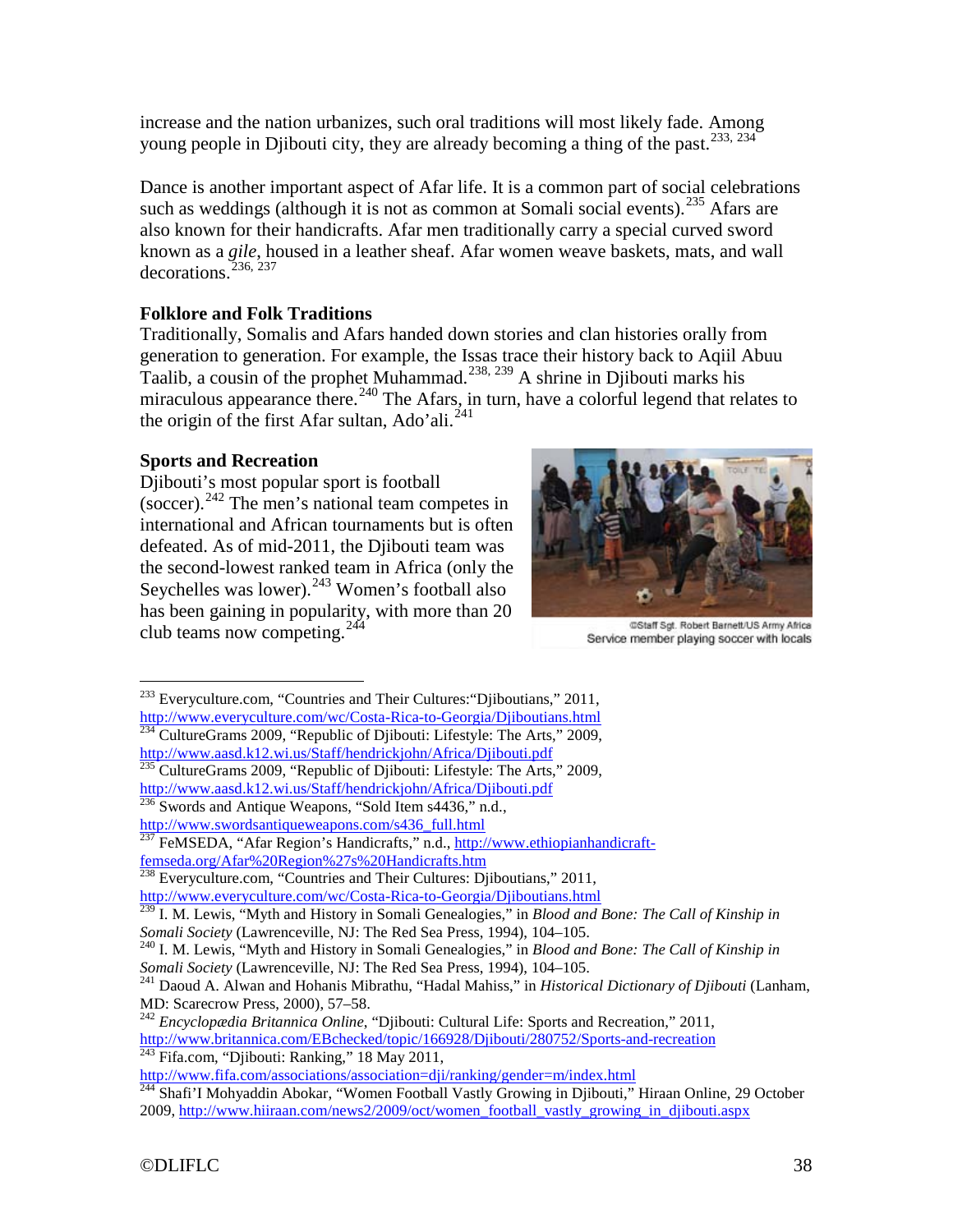increase and the nation urbanizes, such oral traditions will most likely fade. Among young people in Djibouti city, they are already becoming a thing of the past.[233, 234]

Dance is another important aspect of Afar life. It is a common part of social celebrations such as weddings (although it is not as common at Somali social events).[235] Afars are also known for their handicrafts. Afar men traditionally carry a special curved sword known as a *gile*, housed in a leather sheaf. Afar women weave baskets, mats, and wall decorations.[236, 237]

### Folklore and Folk Traditions

Traditionally, Somalis and Afars handed down stories and clan histories orally from generation to generation. For example, the Issas trace their history back to Aqiil Abuu Taalib, a cousin of the prophet Muhammad.[238, 239] A shrine in Djibouti marks his miraculous appearance there.[240] The Afars, in turn, have a colorful legend that relates to the origin of the first Afar sultan, Ado'ali.[241]

### Sports and Recreation

Djibouti's most popular sport is football (soccer).[242] The men's national team competes in international and African tournaments but is often defeated. As of mid-2011, the Djibouti team was the second-lowest ranked team in Africa (only the Seychelles was lower).[243] Women's football also has been gaining in popularity, with more than 20 club teams now competing.[244]

©Staff Sgt. Robert Barnett/US Army Africa
Service member playing soccer with locals

---

[233] Everyculture.com, "Countries and Their Cultures:"Djiboutians," 2011, http://www.everyculture.com/wc/Costa-Rica-to-Georgia/Djiboutians.html
[234] CultureGrams 2009, "Republic of Djibouti: Lifestyle: The Arts," 2009, http://www.aasd.k12.wi.us/Staff/hendrickjohn/Africa/Djibouti.pdf
[235] CultureGrams 2009, "Republic of Djibouti: Lifestyle: The Arts," 2009, http://www.aasd.k12.wi.us/Staff/hendrickjohn/Africa/Djibouti.pdf
[236] Swords and Antique Weapons, "Sold Item s4436," n.d., http://www.swordsantiqueweapons.com/s436_full.html
[237] FeMSEDA, "Afar Region's Handicrafts," n.d., http://www.ethiopianhandicraft-femseda.org/Afar%20Region%27s%20Handicrafts.htm
[238] Everyculture.com, "Countries and Their Cultures: Djiboutians," 2011, http://www.everyculture.com/wc/Costa-Rica-to-Georgia/Djiboutians.html
[239] I. M. Lewis, "Myth and History in Somali Genealogies," in *Blood and Bone: The Call of Kinship in Somali Society* (Lawrenceville, NJ: The Red Sea Press, 1994), 104–105.
[240] I. M. Lewis, "Myth and History in Somali Genealogies," in *Blood and Bone: The Call of Kinship in Somali Society* (Lawrenceville, NJ: The Red Sea Press, 1994), 104–105.
[241] Daoud A. Alwan and Hohanis Mibrathu, "Hadal Mahiss," in *Historical Dictionary of Djibouti* (Lanham, MD: Scarecrow Press, 2000), 57–58.
[242] *Encyclopædia Britannica Online*, "Djibouti: Cultural Life: Sports and Recreation," 2011, http://www.britannica.com/EBchecked/topic/166928/Djibouti/280752/Sports-and-recreation
[243] Fifa.com, "Djibouti: Ranking," 18 May 2011, http://www.fifa.com/associations/association=dji/ranking/gender=m/index.html
[244] Shafi'I Mohyaddin Abokar, "Women Football Vastly Growing in Djibouti," Hiraan Online, 29 October 2009, http://www.hiiraan.com/news2/2009/oct/women_football_vastly_growing_in_djibouti.aspx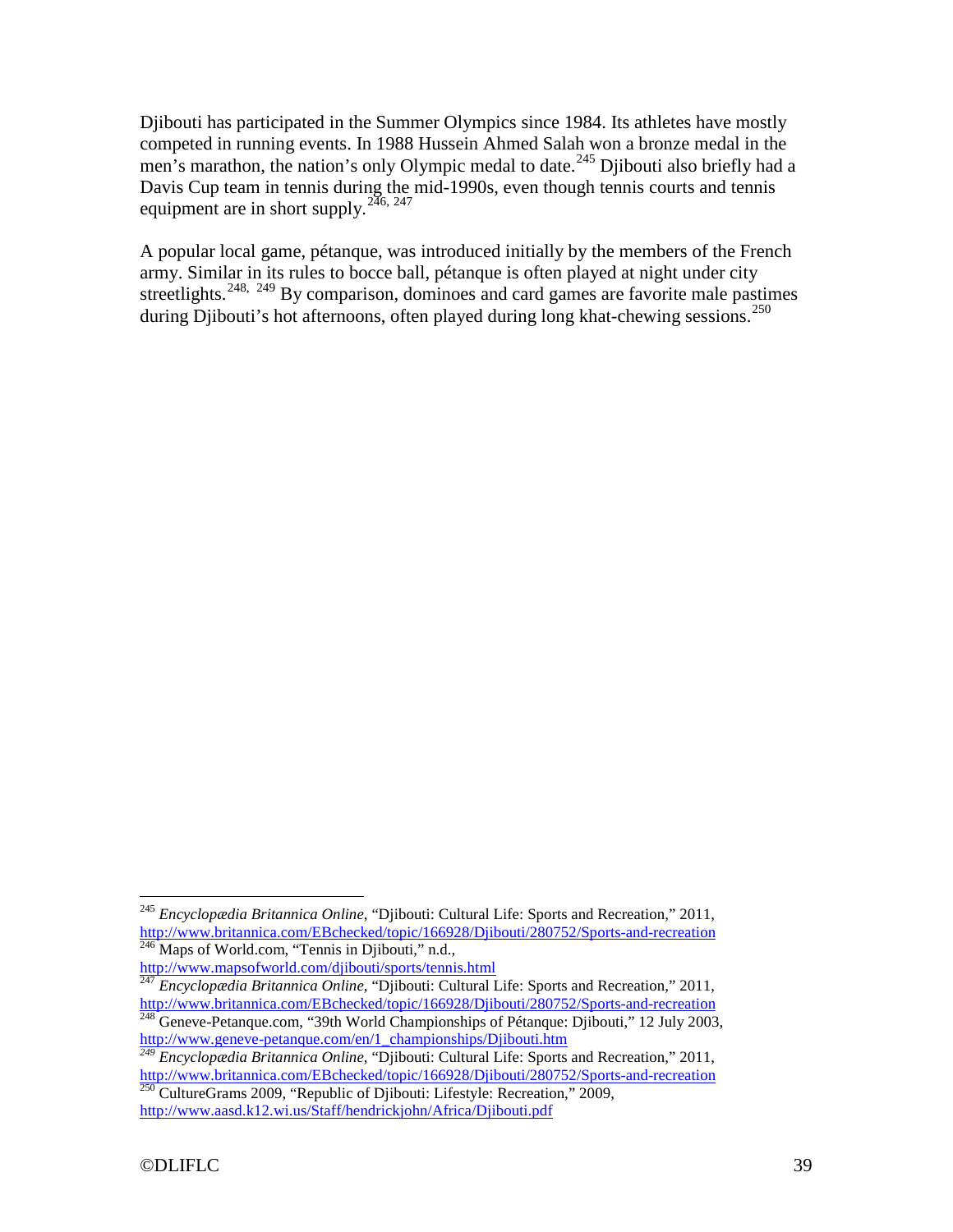Djibouti has participated in the Summer Olympics since 1984. Its athletes have mostly competed in running events. In 1988 Hussein Ahmed Salah won a bronze medal in the men's marathon, the nation's only Olympic medal to date.[245] Djibouti also briefly had a Davis Cup team in tennis during the mid-1990s, even though tennis courts and tennis equipment are in short supply.[246, 247]

A popular local game, pétanque, was introduced initially by the members of the French army. Similar in its rules to bocce ball, pétanque is often played at night under city streetlights.[248, 249] By comparison, dominoes and card games are favorite male pastimes during Djibouti's hot afternoons, often played during long khat-chewing sessions.[250]

---

[245] *Encyclopædia Britannica Online*, "Djibouti: Cultural Life: Sports and Recreation," 2011, http://www.britannica.com/EBchecked/topic/166928/Djibouti/280752/Sports-and-recreation

[246] Maps of World.com, "Tennis in Djibouti," n.d., http://www.mapsofworld.com/djibouti/sports/tennis.html

[247] *Encyclopædia Britannica Online*, "Djibouti: Cultural Life: Sports and Recreation," 2011, http://www.britannica.com/EBchecked/topic/166928/Djibouti/280752/Sports-and-recreation

[248] Geneve-Petanque.com, "39th World Championships of Pétanque: Djibouti," 12 July 2003, http://www.geneve-petanque.com/en/1_championships/Djibouti.htm

[249] *Encyclopædia Britannica Online*, "Djibouti: Cultural Life: Sports and Recreation," 2011, http://www.britannica.com/EBchecked/topic/166928/Djibouti/280752/Sports-and-recreation

[250] CultureGrams 2009, "Republic of Djibouti: Lifestyle: Recreation," 2009, http://www.aasd.k12.wi.us/Staff/hendrickjohn/Africa/Djibouti.pdf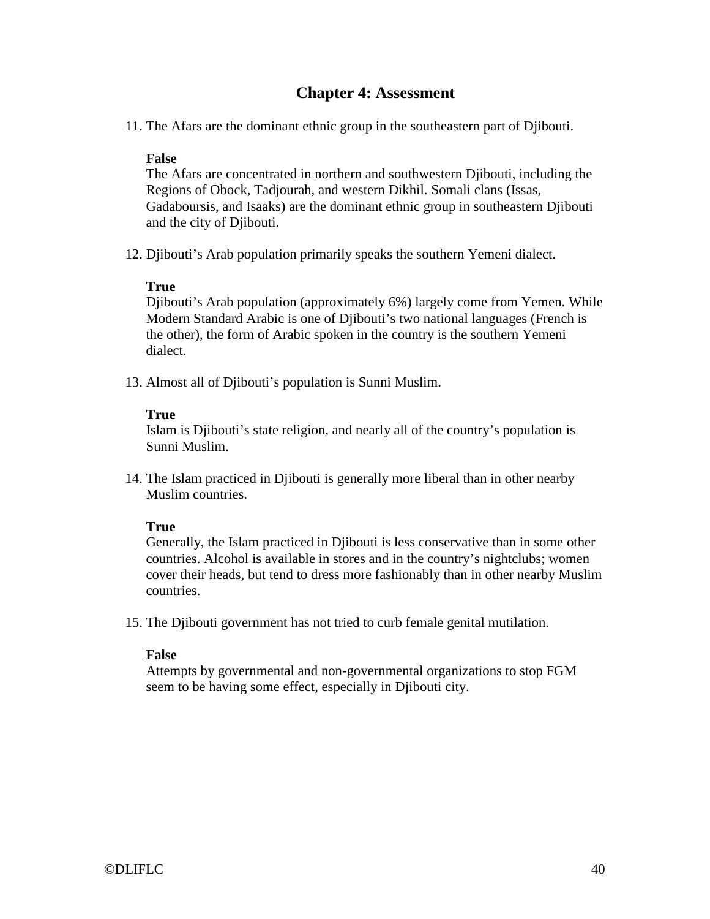## Chapter 4: Assessment

11. The Afars are the dominant ethnic group in the southeastern part of Djibouti.

    **False**
    The Afars are concentrated in northern and southwestern Djibouti, including the Regions of Obock, Tadjourah, and western Dikhil. Somali clans (Issas, Gadaboursis, and Isaaks) are the dominant ethnic group in southeastern Djibouti and the city of Djibouti.

12. Djibouti's Arab population primarily speaks the southern Yemeni dialect.

    **True**
    Djibouti's Arab population (approximately 6%) largely come from Yemen. While Modern Standard Arabic is one of Djibouti's two national languages (French is the other), the form of Arabic spoken in the country is the southern Yemeni dialect.

13. Almost all of Djibouti's population is Sunni Muslim.

    **True**
    Islam is Djibouti's state religion, and nearly all of the country's population is Sunni Muslim.

14. The Islam practiced in Djibouti is generally more liberal than in other nearby Muslim countries.

    **True**
    Generally, the Islam practiced in Djibouti is less conservative than in some other countries. Alcohol is available in stores and in the country's nightclubs; women cover their heads, but tend to dress more fashionably than in other nearby Muslim countries.

15. The Djibouti government has not tried to curb female genital mutilation.

    **False**
    Attempts by governmental and non-governmental organizations to stop FGM seem to be having some effect, especially in Djibouti city.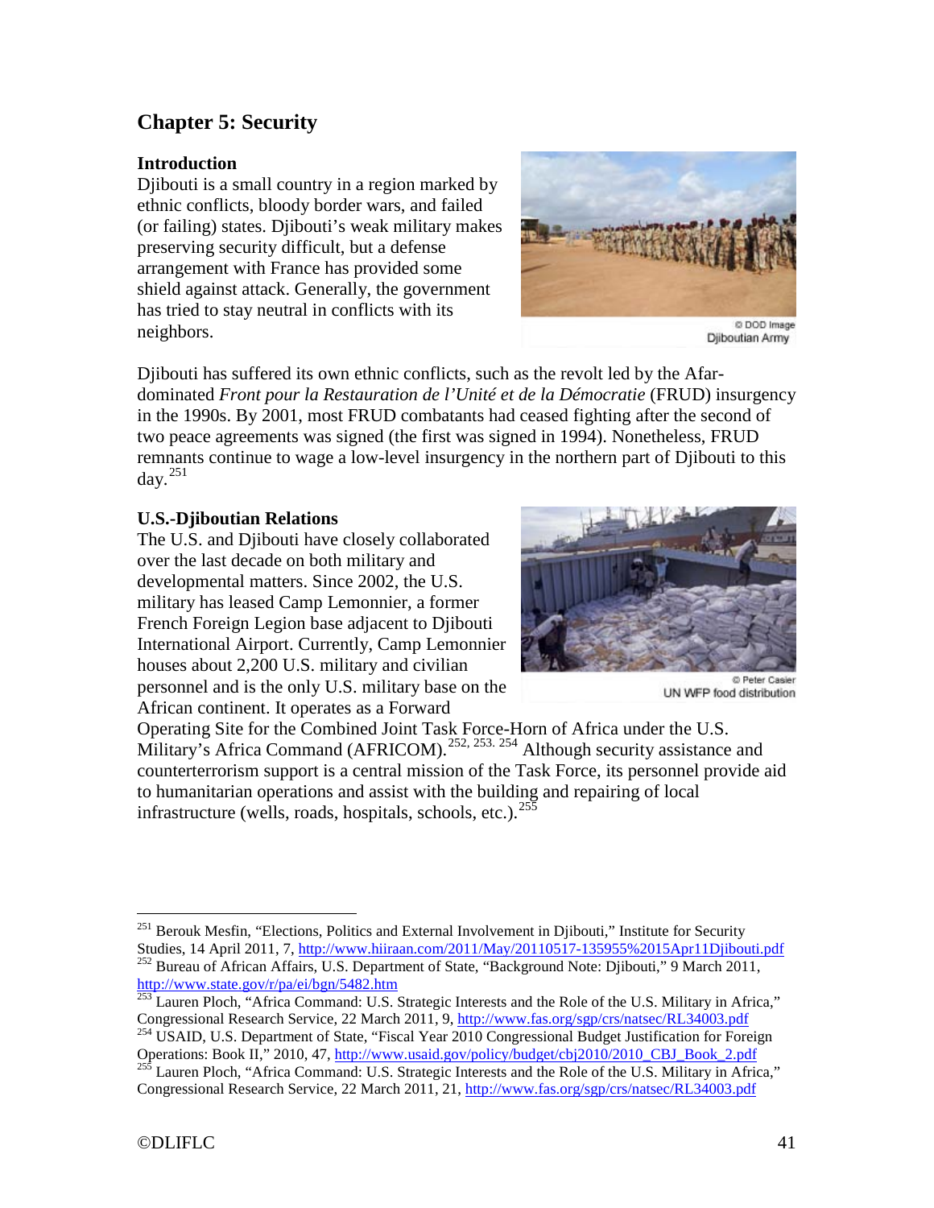## Chapter 5: Security

### Introduction

Djibouti is a small country in a region marked by ethnic conflicts, bloody border wars, and failed (or failing) states. Djibouti's weak military makes preserving security difficult, but a defense arrangement with France has provided some shield against attack. Generally, the government has tried to stay neutral in conflicts with its neighbors.

© DOD Image
Djiboutian Army

Djibouti has suffered its own ethnic conflicts, such as the revolt led by the Afar-dominated *Front pour la Restauration de l'Unité et de la Démocratie* (FRUD) insurgency in the 1990s. By 2001, most FRUD combatants had ceased fighting after the second of two peace agreements was signed (the first was signed in 1994). Nonetheless, FRUD remnants continue to wage a low-level insurgency in the northern part of Djibouti to this day.[251]

### U.S.-Djiboutian Relations

The U.S. and Djibouti have closely collaborated over the last decade on both military and developmental matters. Since 2002, the U.S. military has leased Camp Lemonnier, a former French Foreign Legion base adjacent to Djibouti International Airport. Currently, Camp Lemonnier houses about 2,200 U.S. military and civilian personnel and is the only U.S. military base on the African continent. It operates as a Forward Operating Site for the Combined Joint Task Force-Horn of Africa under the U.S. Military's Africa Command (AFRICOM).[252, 253, 254] Although security assistance and counterterrorism support is a central mission of the Task Force, its personnel provide aid to humanitarian operations and assist with the building and repairing of local infrastructure (wells, roads, hospitals, schools, etc.).[255]

© Peter Casier
UN WFP food distribution

---

[251] Berouk Mesfin, "Elections, Politics and External Involvement in Djibouti," Institute for Security Studies, 14 April 2011, 7, http://www.hiiraan.com/2011/May/20110517-135955%2015Apr11Djibouti.pdf

[252] Bureau of African Affairs, U.S. Department of State, "Background Note: Djibouti," 9 March 2011, http://www.state.gov/r/pa/ei/bgn/5482.htm

[253] Lauren Ploch, "Africa Command: U.S. Strategic Interests and the Role of the U.S. Military in Africa," Congressional Research Service, 22 March 2011, 9, http://www.fas.org/sgp/crs/natsec/RL34003.pdf

[254] USAID, U.S. Department of State, "Fiscal Year 2010 Congressional Budget Justification for Foreign Operations: Book II," 2010, 47, http://www.usaid.gov/policy/budget/cbj2010/2010_CBJ_Book_2.pdf

[255] Lauren Ploch, "Africa Command: U.S. Strategic Interests and the Role of the U.S. Military in Africa," Congressional Research Service, 22 March 2011, 21, http://www.fas.org/sgp/crs/natsec/RL34003.pdf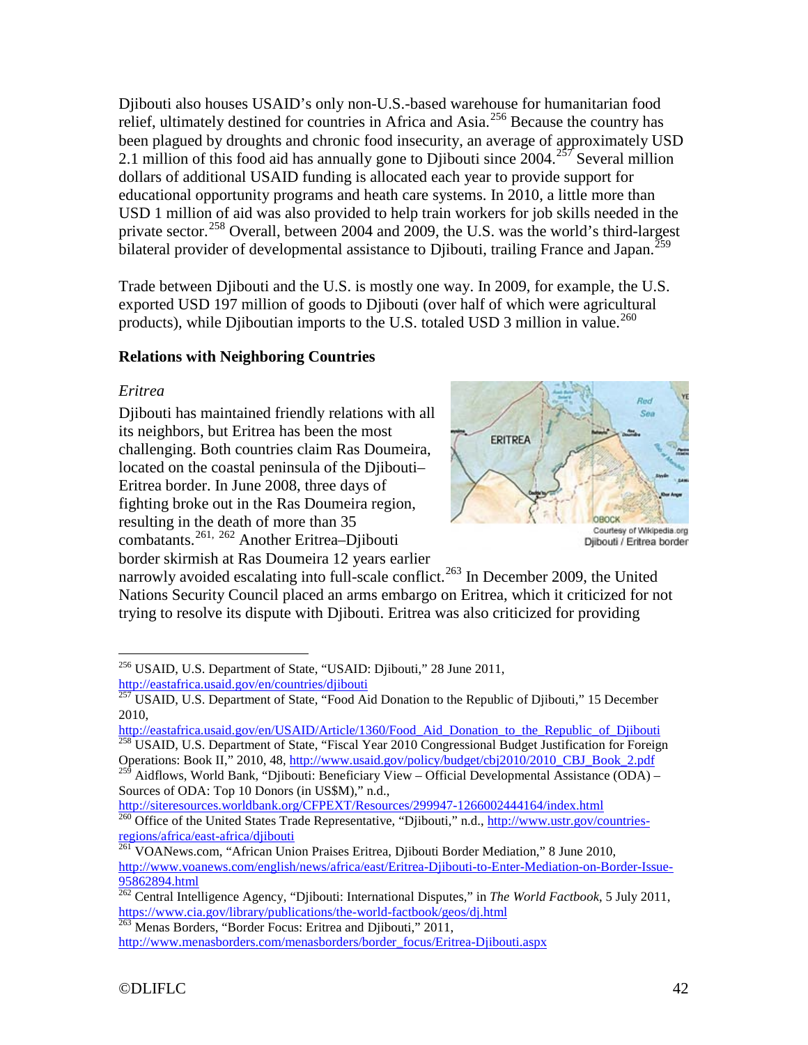Djibouti also houses USAID's only non-U.S.-based warehouse for humanitarian food relief, ultimately destined for countries in Africa and Asia.[256] Because the country has been plagued by droughts and chronic food insecurity, an average of approximately USD 2.1 million of this food aid has annually gone to Djibouti since 2004.[257] Several million dollars of additional USAID funding is allocated each year to provide support for educational opportunity programs and heath care systems. In 2010, a little more than USD 1 million of aid was also provided to help train workers for job skills needed in the private sector.[258] Overall, between 2004 and 2009, the U.S. was the world's third-largest bilateral provider of developmental assistance to Djibouti, trailing France and Japan.[259]

Trade between Djibouti and the U.S. is mostly one way. In 2009, for example, the U.S. exported USD 197 million of goods to Djibouti (over half of which were agricultural products), while Djiboutian imports to the U.S. totaled USD 3 million in value.[260]

### Relations with Neighboring Countries

*Eritrea*

Djibouti has maintained friendly relations with all its neighbors, but Eritrea has been the most challenging. Both countries claim Ras Doumeira, located on the coastal peninsula of the Djibouti–Eritrea border. In June 2008, three days of fighting broke out in the Ras Doumeira region, resulting in the death of more than 35 combatants.[261, 262] Another Eritrea–Djibouti border skirmish at Ras Doumeira 12 years earlier narrowly avoided escalating into full-scale conflict.[263] In December 2009, the United Nations Security Council placed an arms embargo on Eritrea, which it criticized for not trying to resolve its dispute with Djibouti. Eritrea was also criticized for providing

Courtesy of Wikipedia.org
Djibouti / Eritrea border

---

[256] USAID, U.S. Department of State, "USAID: Djibouti," 28 June 2011, http://eastafrica.usaid.gov/en/countries/djibouti

[257] USAID, U.S. Department of State, "Food Aid Donation to the Republic of Djibouti," 15 December 2010, http://eastafrica.usaid.gov/en/USAID/Article/1360/Food_Aid_Donation_to_the_Republic_of_Djibouti

[258] USAID, U.S. Department of State, "Fiscal Year 2010 Congressional Budget Justification for Foreign Operations: Book II," 2010, 48, http://www.usaid.gov/policy/budget/cbj2010/2010_CBJ_Book_2.pdf

[259] Aidflows, World Bank, "Djibouti: Beneficiary View – Official Developmental Assistance (ODA) – Sources of ODA: Top 10 Donors (in US$M)," n.d., http://siteresources.worldbank.org/CFPEXT/Resources/299947-1266002444164/index.html

[260] Office of the United States Trade Representative, "Djibouti," n.d., http://www.ustr.gov/countries-regions/africa/east-africa/djibouti

[261] VOANews.com, "African Union Praises Eritrea, Djibouti Border Mediation," 8 June 2010, http://www.voanews.com/english/news/africa/east/Eritrea-Djibouti-to-Enter-Mediation-on-Border-Issue-95862894.html

[262] Central Intelligence Agency, "Djibouti: International Disputes," in *The World Factbook*, 5 July 2011, https://www.cia.gov/library/publications/the-world-factbook/geos/dj.html

[263] Menas Borders, "Border Focus: Eritrea and Djibouti," 2011, http://www.menasborders.com/menasborders/border_focus/Eritrea-Djibouti.aspx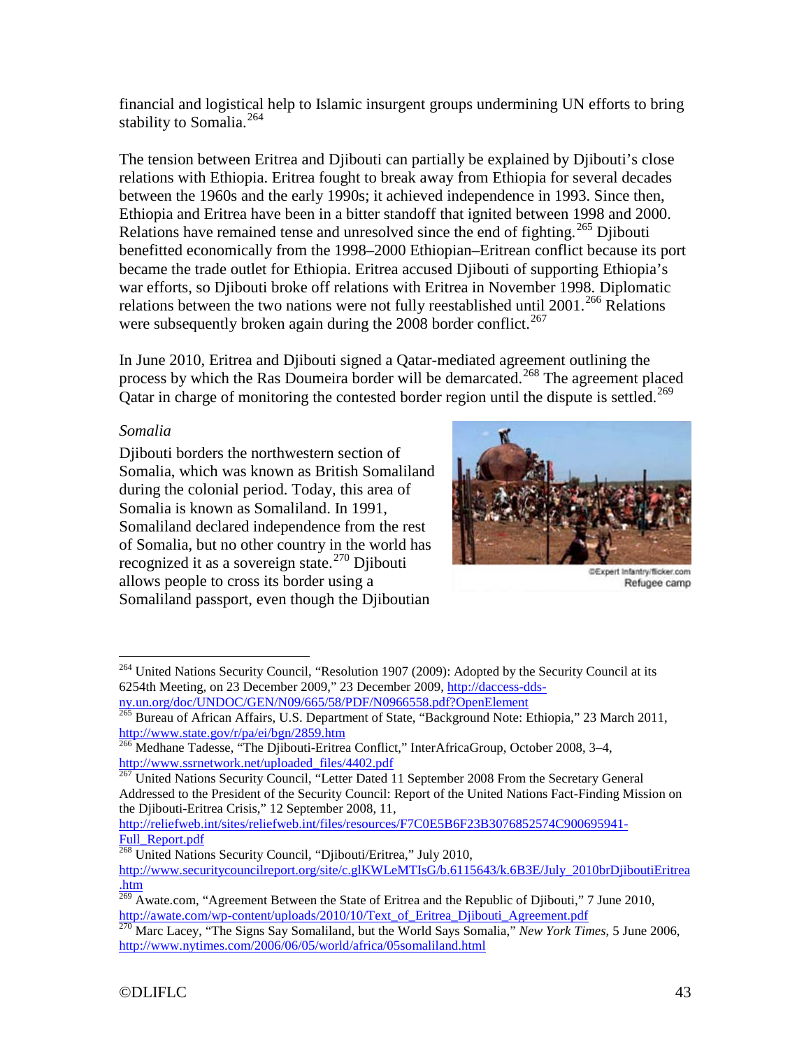financial and logistical help to Islamic insurgent groups undermining UN efforts to bring stability to Somalia.[264]

The tension between Eritrea and Djibouti can partially be explained by Djibouti's close relations with Ethiopia. Eritrea fought to break away from Ethiopia for several decades between the 1960s and the early 1990s; it achieved independence in 1993. Since then, Ethiopia and Eritrea have been in a bitter standoff that ignited between 1998 and 2000. Relations have remained tense and unresolved since the end of fighting.[265] Djibouti benefitted economically from the 1998–2000 Ethiopian–Eritrean conflict because its port became the trade outlet for Ethiopia. Eritrea accused Djibouti of supporting Ethiopia's war efforts, so Djibouti broke off relations with Eritrea in November 1998. Diplomatic relations between the two nations were not fully reestablished until 2001.[266] Relations were subsequently broken again during the 2008 border conflict.[267]

In June 2010, Eritrea and Djibouti signed a Qatar-mediated agreement outlining the process by which the Ras Doumeira border will be demarcated.[268] The agreement placed Qatar in charge of monitoring the contested border region until the dispute is settled.[269]

*Somalia*

Djibouti borders the northwestern section of Somalia, which was known as British Somaliland during the colonial period. Today, this area of Somalia is known as Somaliland. In 1991, Somaliland declared independence from the rest of Somalia, but no other country in the world has recognized it as a sovereign state.[270] Djibouti allows people to cross its border using a Somaliland passport, even though the Djiboutian

©Expert Infantry/flicker.com
Refugee camp

---

[264] United Nations Security Council, "Resolution 1907 (2009): Adopted by the Security Council at its 6254th Meeting, on 23 December 2009," 23 December 2009, http://daccess-dds-ny.un.org/doc/UNDOC/GEN/N09/665/58/PDF/N0966558.pdf?OpenElement

[265] Bureau of African Affairs, U.S. Department of State, "Background Note: Ethiopia," 23 March 2011, http://www.state.gov/r/pa/ei/bgn/2859.htm

[266] Medhane Tadesse, "The Djibouti-Eritrea Conflict," InterAfricaGroup, October 2008, 3–4, http://www.ssrnetwork.net/uploaded_files/4402.pdf

[267] United Nations Security Council, "Letter Dated 11 September 2008 From the Secretary General Addressed to the President of the Security Council: Report of the United Nations Fact-Finding Mission on the Djibouti-Eritrea Crisis," 12 September 2008, 11, http://reliefweb.int/sites/reliefweb.int/files/resources/F7C0E5B6F23B3076852574C900695941-Full_Report.pdf

[268] United Nations Security Council, "Djibouti/Eritrea," July 2010, http://www.securitycouncilreport.org/site/c.glKWLeMTIsG/b.6115643/k.6B3E/July_2010brDjiboutiEritrea.htm

[269] Awate.com, "Agreement Between the State of Eritrea and the Republic of Djibouti," 7 June 2010, http://awate.com/wp-content/uploads/2010/10/Text_of_Eritrea_Djibouti_Agreement.pdf

[270] Marc Lacey, "The Signs Say Somaliland, but the World Says Somalia," *New York Times*, 5 June 2006, http://www.nytimes.com/2006/06/05/world/africa/05somaliland.html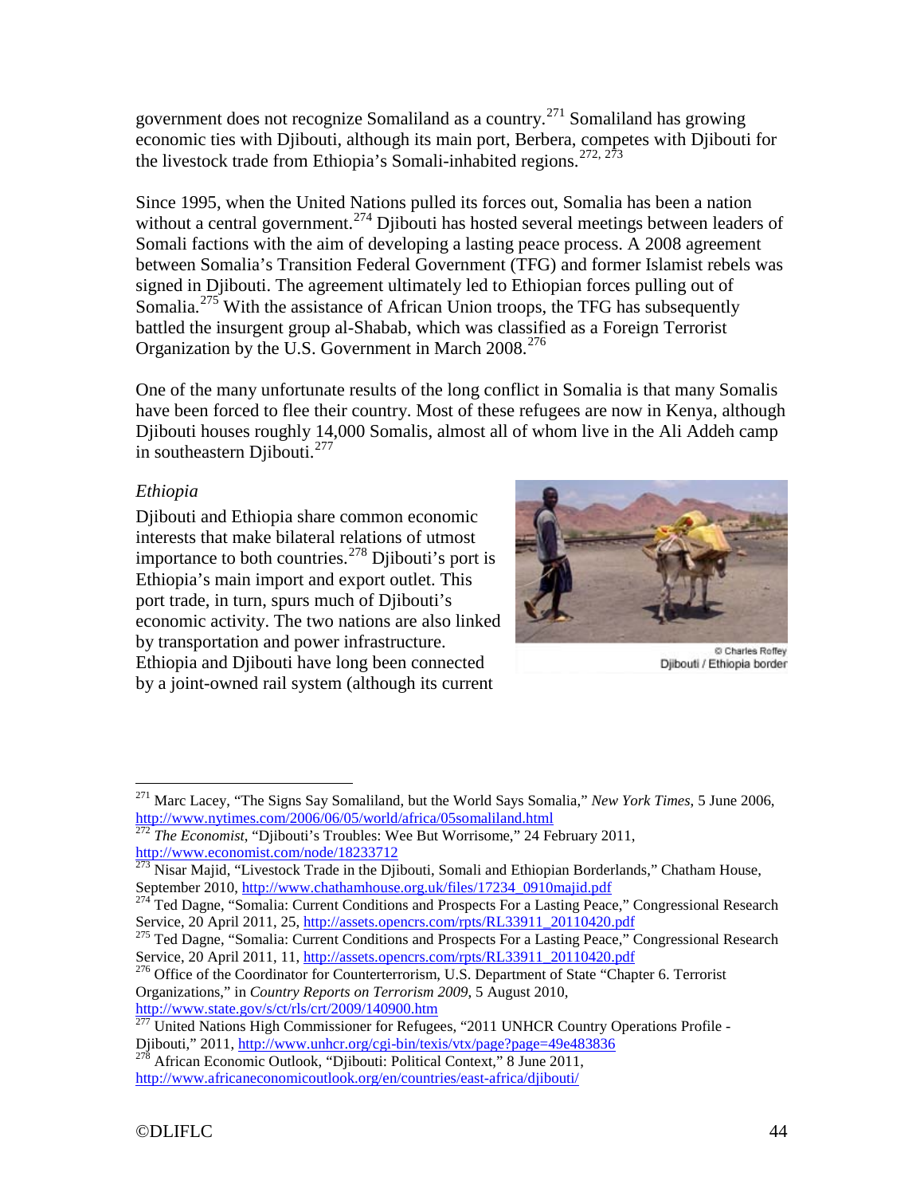government does not recognize Somaliland as a country.[271] Somaliland has growing economic ties with Djibouti, although its main port, Berbera, competes with Djibouti for the livestock trade from Ethiopia's Somali-inhabited regions.[272, 273]

Since 1995, when the United Nations pulled its forces out, Somalia has been a nation without a central government.[274] Djibouti has hosted several meetings between leaders of Somali factions with the aim of developing a lasting peace process. A 2008 agreement between Somalia's Transition Federal Government (TFG) and former Islamist rebels was signed in Djibouti. The agreement ultimately led to Ethiopian forces pulling out of Somalia.[275] With the assistance of African Union troops, the TFG has subsequently battled the insurgent group al-Shabab, which was classified as a Foreign Terrorist Organization by the U.S. Government in March 2008.[276]

One of the many unfortunate results of the long conflict in Somalia is that many Somalis have been forced to flee their country. Most of these refugees are now in Kenya, although Djibouti houses roughly 14,000 Somalis, almost all of whom live in the Ali Addeh camp in southeastern Djibouti.[277]

*Ethiopia*

Djibouti and Ethiopia share common economic interests that make bilateral relations of utmost importance to both countries.[278] Djibouti's port is Ethiopia's main import and export outlet. This port trade, in turn, spurs much of Djibouti's economic activity. The two nations are also linked by transportation and power infrastructure. Ethiopia and Djibouti have long been connected by a joint-owned rail system (although its current

© Charles Roffey
Djibouti / Ethiopia border

---

[271] Marc Lacey, "The Signs Say Somaliland, but the World Says Somalia," *New York Times*, 5 June 2006, http://www.nytimes.com/2006/06/05/world/africa/05somaliland.html

[272] *The Economist*, "Djibouti's Troubles: Wee But Worrisome," 24 February 2011, http://www.economist.com/node/18233712

[273] Nisar Majid, "Livestock Trade in the Djibouti, Somali and Ethiopian Borderlands," Chatham House, September 2010, http://www.chathamhouse.org.uk/files/17234_0910majid.pdf

[274] Ted Dagne, "Somalia: Current Conditions and Prospects For a Lasting Peace," Congressional Research Service, 20 April 2011, 25, http://assets.opencrs.com/rpts/RL33911_20110420.pdf

[275] Ted Dagne, "Somalia: Current Conditions and Prospects For a Lasting Peace," Congressional Research Service, 20 April 2011, 11, http://assets.opencrs.com/rpts/RL33911_20110420.pdf

[276] Office of the Coordinator for Counterterrorism, U.S. Department of State "Chapter 6. Terrorist Organizations," in *Country Reports on Terrorism 2009*, 5 August 2010, http://www.state.gov/s/ct/rls/crt/2009/140900.htm

[277] United Nations High Commissioner for Refugees, "2011 UNHCR Country Operations Profile - Djibouti," 2011, http://www.unhcr.org/cgi-bin/texis/vtx/page?page=49e483836

[278] African Economic Outlook, "Djibouti: Political Context," 8 June 2011, http://www.africaneconomicoutlook.org/en/countries/east-africa/djibouti/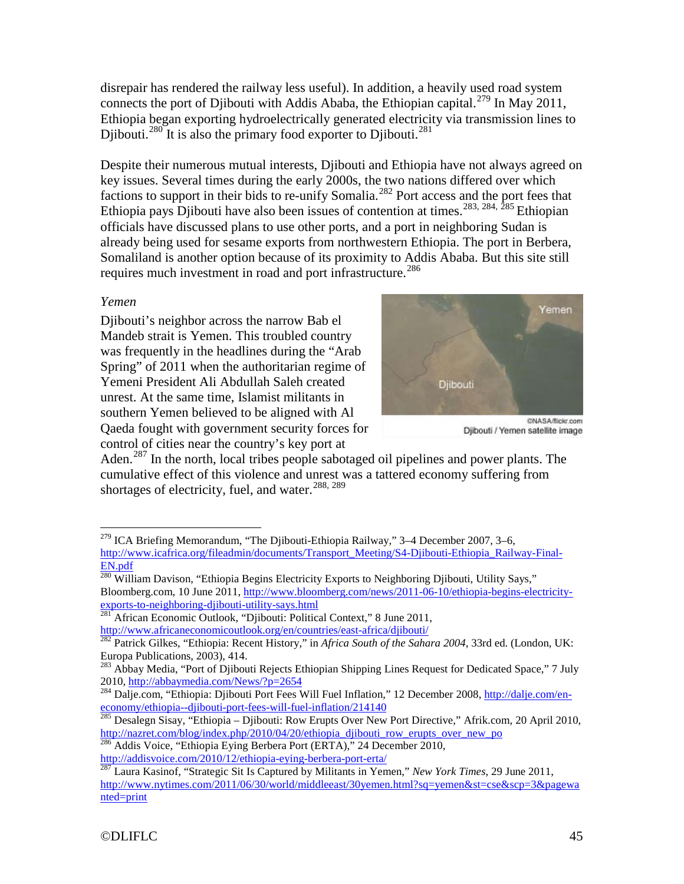disrepair has rendered the railway less useful). In addition, a heavily used road system connects the port of Djibouti with Addis Ababa, the Ethiopian capital.[279] In May 2011, Ethiopia began exporting hydroelectrically generated electricity via transmission lines to Djibouti.[280] It is also the primary food exporter to Djibouti.[281]

Despite their numerous mutual interests, Djibouti and Ethiopia have not always agreed on key issues. Several times during the early 2000s, the two nations differed over which factions to support in their bids to re-unify Somalia.[282] Port access and the port fees that Ethiopia pays Djibouti have also been issues of contention at times.[283, 284, 285] Ethiopian officials have discussed plans to use other ports, and a port in neighboring Sudan is already being used for sesame exports from northwestern Ethiopia. The port in Berbera, Somaliland is another option because of its proximity to Addis Ababa. But this site still requires much investment in road and port infrastructure.[286]

*Yemen*

Djibouti's neighbor across the narrow Bab el Mandeb strait is Yemen. This troubled country was frequently in the headlines during the "Arab Spring" of 2011 when the authoritarian regime of Yemeni President Ali Abdullah Saleh created unrest. At the same time, Islamist militants in southern Yemen believed to be aligned with Al Qaeda fought with government security forces for control of cities near the country's key port at Aden.[287] In the north, local tribes people sabotaged oil pipelines and power plants. The cumulative effect of this violence and unrest was a tattered economy suffering from shortages of electricity, fuel, and water.[288, 289]

Yemen

Djibouti

©NASA/flickr.com

Djibouti / Yemen satellite image

---

[279] ICA Briefing Memorandum, "The Djibouti-Ethiopia Railway," 3–4 December 2007, 3–6, http://www.icafrica.org/fileadmin/documents/Transport_Meeting/S4-Djibouti-Ethiopia_Railway-Final-EN.pdf

[280] William Davison, "Ethiopia Begins Electricity Exports to Neighboring Djibouti, Utility Says," Bloomberg.com, 10 June 2011, http://www.bloomberg.com/news/2011-06-10/ethiopia-begins-electricity-exports-to-neighboring-djibouti-utility-says.html

[281] African Economic Outlook, "Djibouti: Political Context," 8 June 2011, http://www.africaneconomicoutlook.org/en/countries/east-africa/djibouti/

[282] Patrick Gilkes, "Ethiopia: Recent History," in *Africa South of the Sahara 2004*, 33rd ed. (London, UK: Europa Publications, 2003), 414.

[283] Abbay Media, "Port of Djibouti Rejects Ethiopian Shipping Lines Request for Dedicated Space," 7 July 2010, http://abbaymedia.com/News/?p=2654

[284] Dalje.com, "Ethiopia: Djibouti Port Fees Will Fuel Inflation," 12 December 2008, http://dalje.com/en-economy/ethiopia--djibouti-port-fees-will-fuel-inflation/214140

[285] Desalegn Sisay, "Ethiopia – Djibouti: Row Erupts Over New Port Directive," Afrik.com, 20 April 2010, http://nazret.com/blog/index.php/2010/04/20/ethiopia_djibouti_row_erupts_over_new_po

[286] Addis Voice, "Ethiopia Eying Berbera Port (ERTA)," 24 December 2010, http://addisvoice.com/2010/12/ethiopia-eying-berbera-port-erta/

[287] Laura Kasinof, "Strategic Sit Is Captured by Militants in Yemen," *New York Times*, 29 June 2011, http://www.nytimes.com/2011/06/30/world/middleeast/30yemen.html?sq=yemen&st=cse&scp=3&pagewanted=print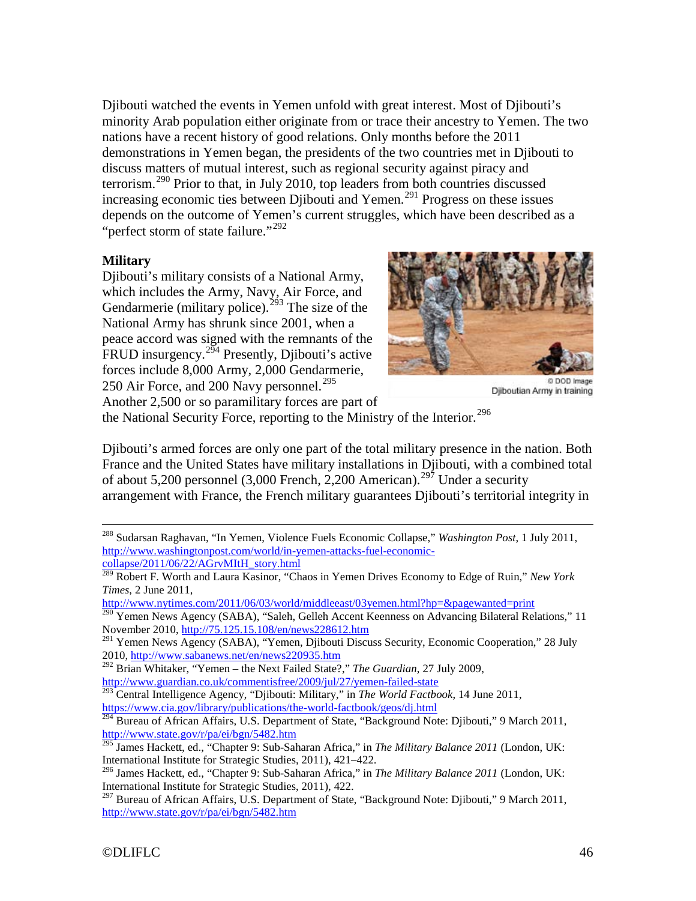Djibouti watched the events in Yemen unfold with great interest. Most of Djibouti's minority Arab population either originate from or trace their ancestry to Yemen. The two nations have a recent history of good relations. Only months before the 2011 demonstrations in Yemen began, the presidents of the two countries met in Djibouti to discuss matters of mutual interest, such as regional security against piracy and terrorism.[290] Prior to that, in July 2010, top leaders from both countries discussed increasing economic ties between Djibouti and Yemen.[291] Progress on these issues depends on the outcome of Yemen's current struggles, which have been described as a "perfect storm of state failure."[292]

**Military**

Djibouti's military consists of a National Army, which includes the Army, Navy, Air Force, and Gendarmerie (military police).[293] The size of the National Army has shrunk since 2001, when a peace accord was signed with the remnants of the FRUD insurgency.[294] Presently, Djibouti's active forces include 8,000 Army, 2,000 Gendarmerie, 250 Air Force, and 200 Navy personnel.[295] Another 2,500 or so paramilitary forces are part of the National Security Force, reporting to the Ministry of the Interior.[296]

© DOD Image
Djiboutian Army in training

Djibouti's armed forces are only one part of the total military presence in the nation. Both France and the United States have military installations in Djibouti, with a combined total of about 5,200 personnel (3,000 French, 2,200 American).[297] Under a security arrangement with France, the French military guarantees Djibouti's territorial integrity in

---

[288] Sudarsan Raghavan, "In Yemen, Violence Fuels Economic Collapse," *Washington Post*, 1 July 2011, http://www.washingtonpost.com/world/in-yemen-attacks-fuel-economic-collapse/2011/06/22/AGrvMItH_story.html

[289] Robert F. Worth and Laura Kasinor, "Chaos in Yemen Drives Economy to Edge of Ruin," *New York Times*, 2 June 2011, http://www.nytimes.com/2011/06/03/world/middleeast/03yemen.html?hp=&pagewanted=print

[290] Yemen News Agency (SABA), "Saleh, Gelleh Accent Keenness on Advancing Bilateral Relations," 11 November 2010, http://75.125.15.108/en/news228612.htm

[291] Yemen News Agency (SABA), "Yemen, Djibouti Discuss Security, Economic Cooperation," 28 July 2010, http://www.sabanews.net/en/news220935.htm

[292] Brian Whitaker, "Yemen – the Next Failed State?," *The Guardian*, 27 July 2009, http://www.guardian.co.uk/commentisfree/2009/jul/27/yemen-failed-state

[293] Central Intelligence Agency, "Djibouti: Military," in *The World Factbook*, 14 June 2011, https://www.cia.gov/library/publications/the-world-factbook/geos/dj.html

[294] Bureau of African Affairs, U.S. Department of State, "Background Note: Djibouti," 9 March 2011, http://www.state.gov/r/pa/ei/bgn/5482.htm

[295] James Hackett, ed., "Chapter 9: Sub-Saharan Africa," in *The Military Balance 2011* (London, UK: International Institute for Strategic Studies, 2011), 421–422.

[296] James Hackett, ed., "Chapter 9: Sub-Saharan Africa," in *The Military Balance 2011* (London, UK: International Institute for Strategic Studies, 2011), 422.

[297] Bureau of African Affairs, U.S. Department of State, "Background Note: Djibouti," 9 March 2011, http://www.state.gov/r/pa/ei/bgn/5482.htm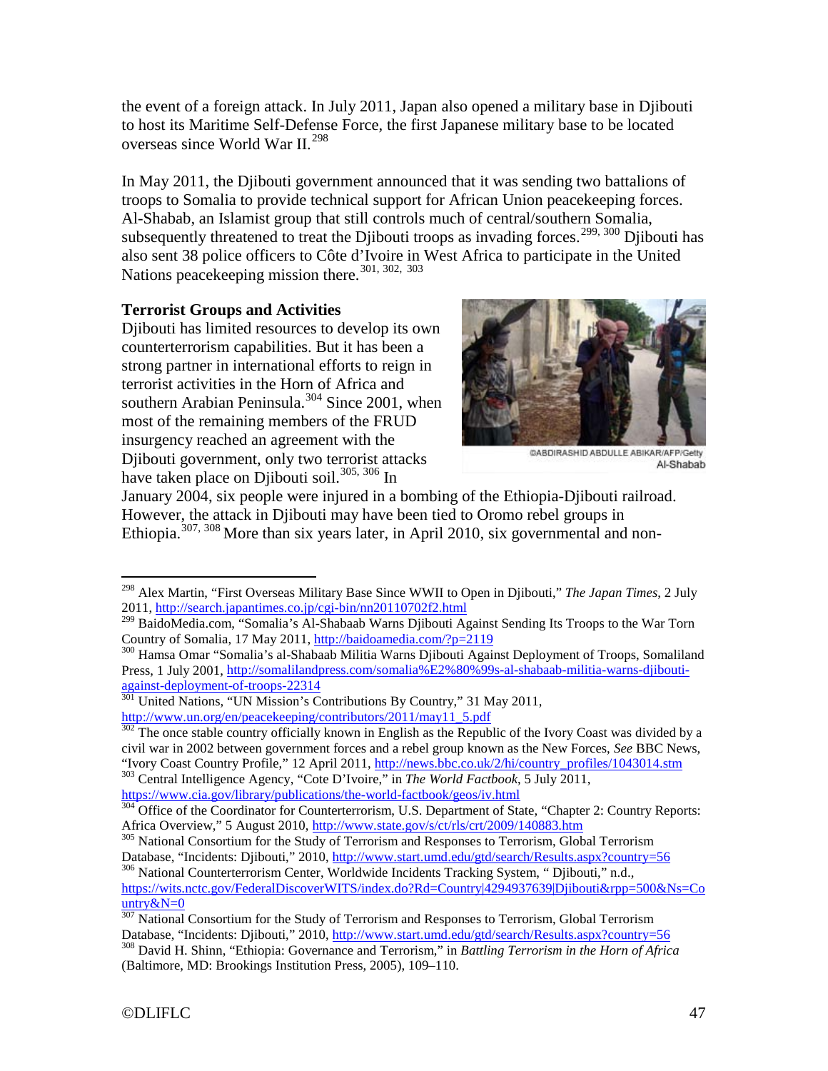the event of a foreign attack. In July 2011, Japan also opened a military base in Djibouti to host its Maritime Self-Defense Force, the first Japanese military base to be located overseas since World War II.[298]

In May 2011, the Djibouti government announced that it was sending two battalions of troops to Somalia to provide technical support for African Union peacekeeping forces. Al-Shabab, an Islamist group that still controls much of central/southern Somalia, subsequently threatened to treat the Djibouti troops as invading forces.[299, 300] Djibouti has also sent 38 police officers to Côte d'Ivoire in West Africa to participate in the United Nations peacekeeping mission there.[301, 302, 303]

**Terrorist Groups and Activities**

Djibouti has limited resources to develop its own counterterrorism capabilities. But it has been a strong partner in international efforts to reign in terrorist activities in the Horn of Africa and southern Arabian Peninsula.[304] Since 2001, when most of the remaining members of the FRUD insurgency reached an agreement with the Djibouti government, only two terrorist attacks have taken place on Djibouti soil.[305, 306] In January 2004, six people were injured in a bombing of the Ethiopia-Djibouti railroad. However, the attack in Djibouti may have been tied to Oromo rebel groups in Ethiopia.[307, 308] More than six years later, in April 2010, six governmental and non-

©ABDIRASHID ABDULLE ABIKAR/AFP/Getty
Al-Shabab

---

298 Alex Martin, "First Overseas Military Base Since WWII to Open in Djibouti," *The Japan Times*, 2 July 2011, http://search.japantimes.co.jp/cgi-bin/nn20110702f2.html

299 BaidoMedia.com, "Somalia's Al-Shabaab Warns Djibouti Against Sending Its Troops to the War Torn Country of Somalia, 17 May 2011, http://baidoamedia.com/?p=2119

300 Hamsa Omar "Somalia's al-Shabaab Militia Warns Djibouti Against Deployment of Troops, Somaliland Press, 1 July 2001, http://somalilandpress.com/somalia%E2%80%99s-al-shabaab-militia-warns-djibouti-against-deployment-of-troops-22314

301 United Nations, "UN Mission's Contributions By Country," 31 May 2011, http://www.un.org/en/peacekeeping/contributors/2011/may11_5.pdf

302 The once stable country officially known in English as the Republic of the Ivory Coast was divided by a civil war in 2002 between government forces and a rebel group known as the New Forces, *See* BBC News, "Ivory Coast Country Profile," 12 April 2011, http://news.bbc.co.uk/2/hi/country_profiles/1043014.stm

303 Central Intelligence Agency, "Cote D'Ivoire," in *The World Factbook*, 5 July 2011, https://www.cia.gov/library/publications/the-world-factbook/geos/iv.html

304 Office of the Coordinator for Counterterrorism, U.S. Department of State, "Chapter 2: Country Reports: Africa Overview," 5 August 2010, http://www.state.gov/s/ct/rls/crt/2009/140883.htm

305 National Consortium for the Study of Terrorism and Responses to Terrorism, Global Terrorism Database, "Incidents: Djibouti," 2010, http://www.start.umd.edu/gtd/search/Results.aspx?country=56

306 National Counterterrorism Center, Worldwide Incidents Tracking System, " Djibouti," n.d., https://wits.nctc.gov/FederalDiscoverWITS/index.do?Rd=Country|4294937639|Djibouti&rpp=500&Ns=Country&N=0

307 National Consortium for the Study of Terrorism and Responses to Terrorism, Global Terrorism Database, "Incidents: Djibouti," 2010, http://www.start.umd.edu/gtd/search/Results.aspx?country=56

308 David H. Shinn, "Ethiopia: Governance and Terrorism," in *Battling Terrorism in the Horn of Africa* (Baltimore, MD: Brookings Institution Press, 2005), 109–110.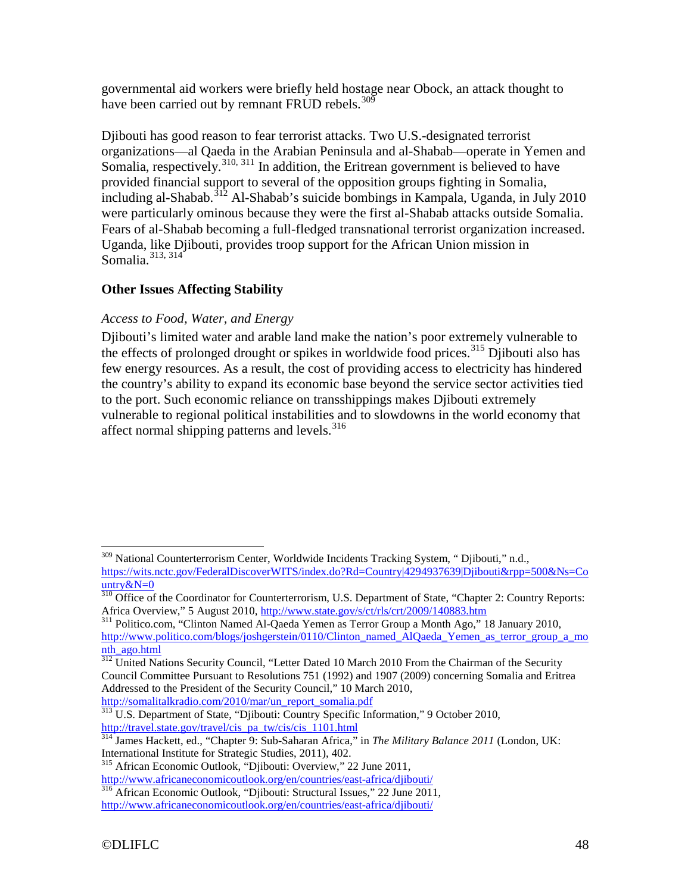governmental aid workers were briefly held hostage near Obock, an attack thought to have been carried out by remnant FRUD rebels.[309]

Djibouti has good reason to fear terrorist attacks. Two U.S.-designated terrorist organizations—al Qaeda in the Arabian Peninsula and al-Shabab—operate in Yemen and Somalia, respectively.[310, 311] In addition, the Eritrean government is believed to have provided financial support to several of the opposition groups fighting in Somalia, including al-Shabab.[312] Al-Shabab's suicide bombings in Kampala, Uganda, in July 2010 were particularly ominous because they were the first al-Shabab attacks outside Somalia. Fears of al-Shabab becoming a full-fledged transnational terrorist organization increased. Uganda, like Djibouti, provides troop support for the African Union mission in Somalia.[313, 314]

## Other Issues Affecting Stability

### *Access to Food, Water, and Energy*

Djibouti's limited water and arable land make the nation's poor extremely vulnerable to the effects of prolonged drought or spikes in worldwide food prices.[315] Djibouti also has few energy resources. As a result, the cost of providing access to electricity has hindered the country's ability to expand its economic base beyond the service sector activities tied to the port. Such economic reliance on transshippings makes Djibouti extremely vulnerable to regional political instabilities and to slowdowns in the world economy that affect normal shipping patterns and levels.[316]

---

[309] National Counterterrorism Center, Worldwide Incidents Tracking System, " Djibouti," n.d., https://wits.nctc.gov/FederalDiscoverWITS/index.do?Rd=Country|4294937639|Djibouti&rpp=500&Ns=Country&N=0

[310] Office of the Coordinator for Counterterrorism, U.S. Department of State, "Chapter 2: Country Reports: Africa Overview," 5 August 2010, http://www.state.gov/s/ct/rls/crt/2009/140883.htm

[311] Politico.com, "Clinton Named Al-Qaeda Yemen as Terror Group a Month Ago," 18 January 2010, http://www.politico.com/blogs/joshgerstein/0110/Clinton_named_AlQaeda_Yemen_as_terror_group_a_month_ago.html

[312] United Nations Security Council, "Letter Dated 10 March 2010 From the Chairman of the Security Council Committee Pursuant to Resolutions 751 (1992) and 1907 (2009) concerning Somalia and Eritrea Addressed to the President of the Security Council," 10 March 2010, http://somalitalkradio.com/2010/mar/un_report_somalia.pdf

[313] U.S. Department of State, "Djibouti: Country Specific Information," 9 October 2010, http://travel.state.gov/travel/cis_pa_tw/cis/cis_1101.html

[314] James Hackett, ed., "Chapter 9: Sub-Saharan Africa," in *The Military Balance 2011* (London, UK: International Institute for Strategic Studies, 2011), 402.

[315] African Economic Outlook, "Djibouti: Overview," 22 June 2011, http://www.africaneconomicoutlook.org/en/countries/east-africa/djibouti/

[316] African Economic Outlook, "Djibouti: Structural Issues," 22 June 2011, http://www.africaneconomicoutlook.org/en/countries/east-africa/djibouti/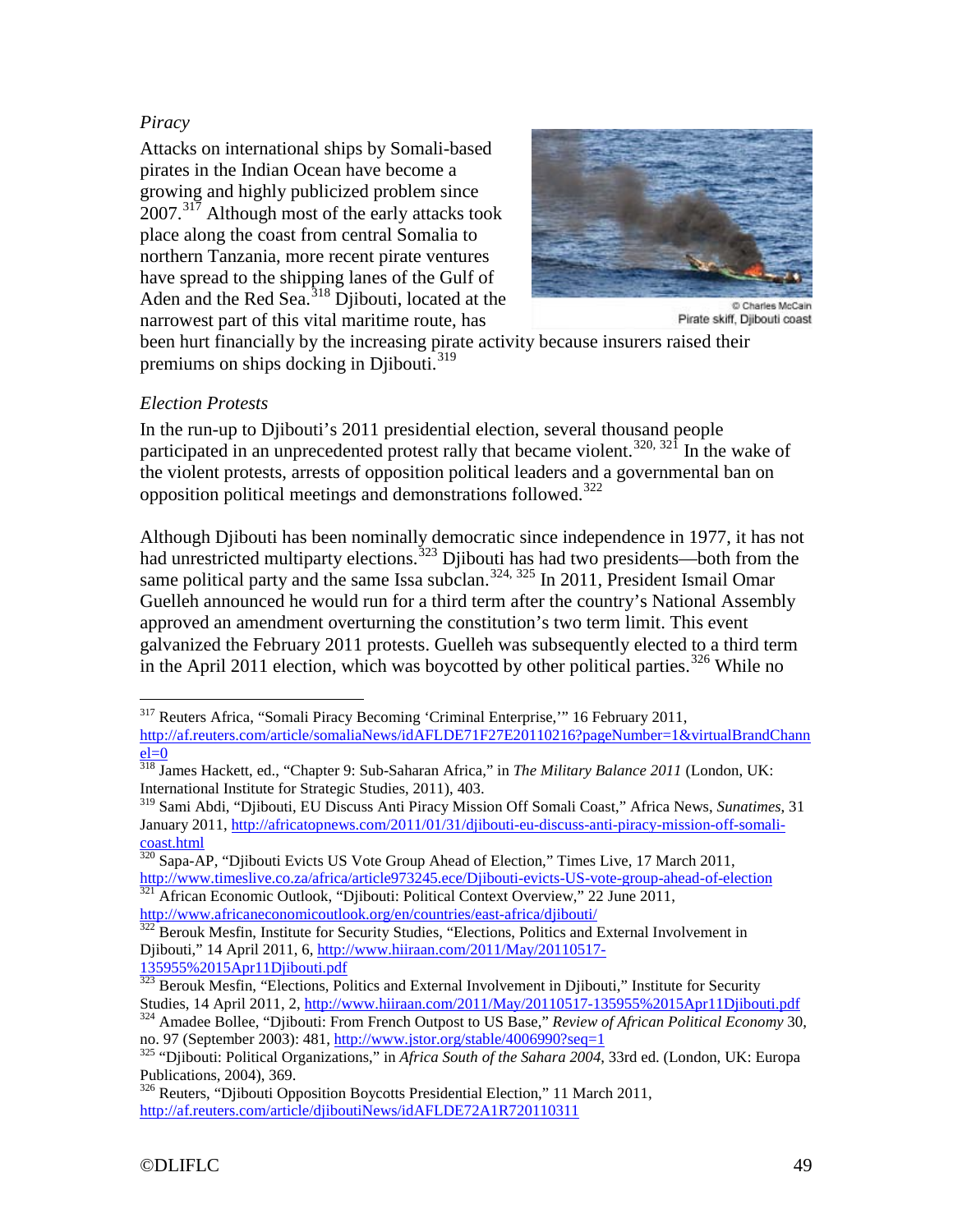*Piracy*

Attacks on international ships by Somali-based pirates in the Indian Ocean have become a growing and highly publicized problem since 2007.[317] Although most of the early attacks took place along the coast from central Somalia to northern Tanzania, more recent pirate ventures have spread to the shipping lanes of the Gulf of Aden and the Red Sea.[318] Djibouti, located at the narrowest part of this vital maritime route, has been hurt financially by the increasing pirate activity because insurers raised their premiums on ships docking in Djibouti.[319]

© Charles McCain
Pirate skiff, Djibouti coast

*Election Protests*

In the run-up to Djibouti's 2011 presidential election, several thousand people participated in an unprecedented protest rally that became violent.[320, 321] In the wake of the violent protests, arrests of opposition political leaders and a governmental ban on opposition political meetings and demonstrations followed.[322]

Although Djibouti has been nominally democratic since independence in 1977, it has not had unrestricted multiparty elections.[323] Djibouti has had two presidents—both from the same political party and the same Issa subclan.[324, 325] In 2011, President Ismail Omar Guelleh announced he would run for a third term after the country's National Assembly approved an amendment overturning the constitution's two term limit. This event galvanized the February 2011 protests. Guelleh was subsequently elected to a third term in the April 2011 election, which was boycotted by other political parties.[326] While no

---

[317] Reuters Africa, "Somali Piracy Becoming 'Criminal Enterprise,'" 16 February 2011, http://af.reuters.com/article/somaliaNews/idAFLDE71F27E20110216?pageNumber=1&virtualBrandChannel=0

[318] James Hackett, ed., "Chapter 9: Sub-Saharan Africa," in *The Military Balance 2011* (London, UK: International Institute for Strategic Studies, 2011), 403.

[319] Sami Abdi, "Djibouti, EU Discuss Anti Piracy Mission Off Somali Coast," Africa News, *Sunatimes*, 31 January 2011, http://africatopnews.com/2011/01/31/djibouti-eu-discuss-anti-piracy-mission-off-somali-coast.html

[320] Sapa-AP, "Djibouti Evicts US Vote Group Ahead of Election," Times Live, 17 March 2011, http://www.timeslive.co.za/africa/article973245.ece/Djibouti-evicts-US-vote-group-ahead-of-election

[321] African Economic Outlook, "Djibouti: Political Context Overview," 22 June 2011, http://www.africaneconomicoutlook.org/en/countries/east-africa/djibouti/

[322] Berouk Mesfin, Institute for Security Studies, "Elections, Politics and External Involvement in Djibouti," 14 April 2011, 6, http://www.hiiraan.com/2011/May/20110517-135955%2015Apr11Djibouti.pdf

[323] Berouk Mesfin, "Elections, Politics and External Involvement in Djibouti," Institute for Security Studies, 14 April 2011, 2, http://www.hiiraan.com/2011/May/20110517-135955%2015Apr11Djibouti.pdf

[324] Amadee Bollee, "Djibouti: From French Outpost to US Base," *Review of African Political Economy* 30, no. 97 (September 2003): 481, http://www.jstor.org/stable/4006990?seq=1

[325] "Djibouti: Political Organizations," in *Africa South of the Sahara 2004*, 33rd ed. (London, UK: Europa Publications, 2004), 369.

[326] Reuters, "Djibouti Opposition Boycotts Presidential Election," 11 March 2011, http://af.reuters.com/article/djiboutiNews/idAFLDE72A1R720110311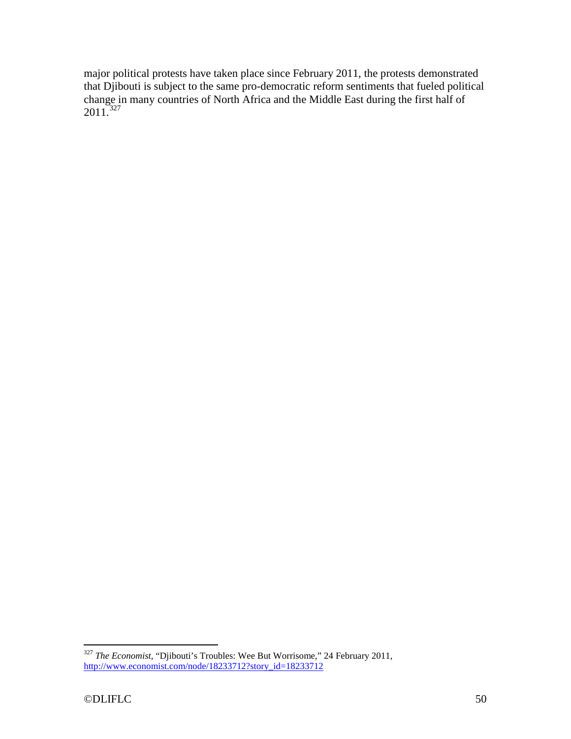major political protests have taken place since February 2011, the protests demonstrated that Djibouti is subject to the same pro-democratic reform sentiments that fueled political change in many countries of North Africa and the Middle East during the first half of 2011.[327]

---

[327] *The Economist*, "Djibouti's Troubles: Wee But Worrisome," 24 February 2011, http://www.economist.com/node/18233712?story_id=18233712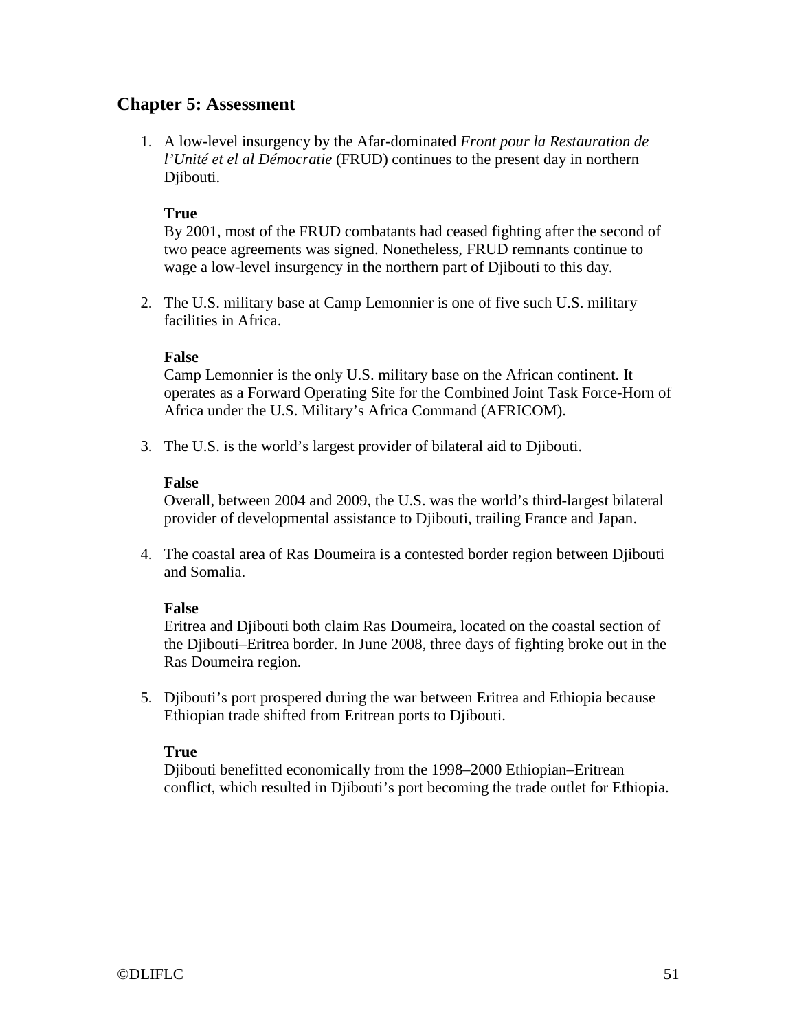## Chapter 5: Assessment

1. A low-level insurgency by the Afar-dominated *Front pour la Restauration de l'Unité et el al Démocratie* (FRUD) continues to the present day in northern Djibouti.

   **True**
   By 2001, most of the FRUD combatants had ceased fighting after the second of two peace agreements was signed. Nonetheless, FRUD remnants continue to wage a low-level insurgency in the northern part of Djibouti to this day.

2. The U.S. military base at Camp Lemonnier is one of five such U.S. military facilities in Africa.

   **False**
   Camp Lemonnier is the only U.S. military base on the African continent. It operates as a Forward Operating Site for the Combined Joint Task Force-Horn of Africa under the U.S. Military's Africa Command (AFRICOM).

3. The U.S. is the world's largest provider of bilateral aid to Djibouti.

   **False**
   Overall, between 2004 and 2009, the U.S. was the world's third-largest bilateral provider of developmental assistance to Djibouti, trailing France and Japan.

4. The coastal area of Ras Doumeira is a contested border region between Djibouti and Somalia.

   **False**
   Eritrea and Djibouti both claim Ras Doumeira, located on the coastal section of the Djibouti–Eritrea border. In June 2008, three days of fighting broke out in the Ras Doumeira region.

5. Djibouti's port prospered during the war between Eritrea and Ethiopia because Ethiopian trade shifted from Eritrean ports to Djibouti.

   **True**
   Djibouti benefitted economically from the 1998–2000 Ethiopian–Eritrean conflict, which resulted in Djibouti's port becoming the trade outlet for Ethiopia.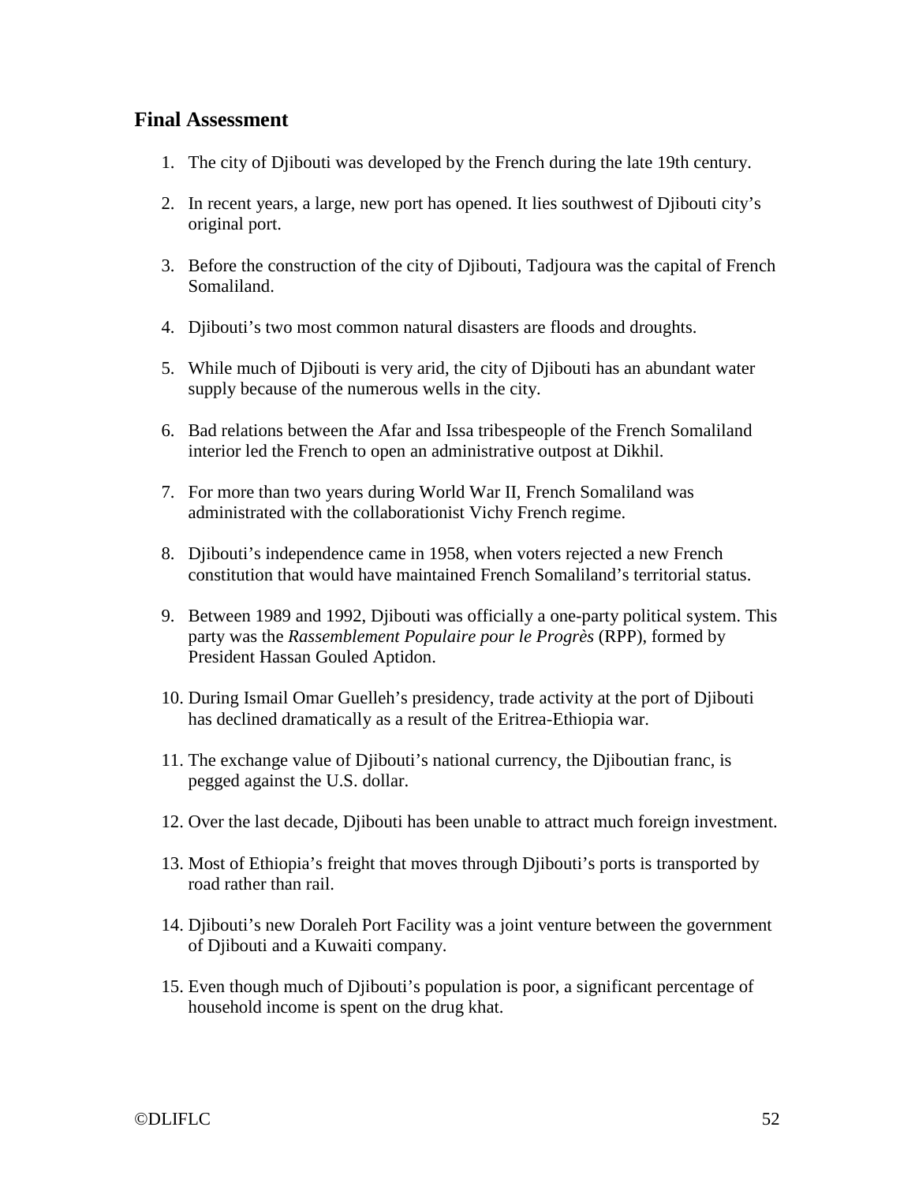## Final Assessment

1. The city of Djibouti was developed by the French during the late 19th century.
2. In recent years, a large, new port has opened. It lies southwest of Djibouti city's original port.
3. Before the construction of the city of Djibouti, Tadjoura was the capital of French Somaliland.
4. Djibouti's two most common natural disasters are floods and droughts.
5. While much of Djibouti is very arid, the city of Djibouti has an abundant water supply because of the numerous wells in the city.
6. Bad relations between the Afar and Issa tribespeople of the French Somaliland interior led the French to open an administrative outpost at Dikhil.
7. For more than two years during World War II, French Somaliland was administrated with the collaborationist Vichy French regime.
8. Djibouti's independence came in 1958, when voters rejected a new French constitution that would have maintained French Somaliland's territorial status.
9. Between 1989 and 1992, Djibouti was officially a one-party political system. This party was the *Rassemblement Populaire pour le Progrès* (RPP), formed by President Hassan Gouled Aptidon.
10. During Ismail Omar Guelleh's presidency, trade activity at the port of Djibouti has declined dramatically as a result of the Eritrea-Ethiopia war.
11. The exchange value of Djibouti's national currency, the Djiboutian franc, is pegged against the U.S. dollar.
12. Over the last decade, Djibouti has been unable to attract much foreign investment.
13. Most of Ethiopia's freight that moves through Djibouti's ports is transported by road rather than rail.
14. Djibouti's new Doraleh Port Facility was a joint venture between the government of Djibouti and a Kuwaiti company.
15. Even though much of Djibouti's population is poor, a significant percentage of household income is spent on the drug khat.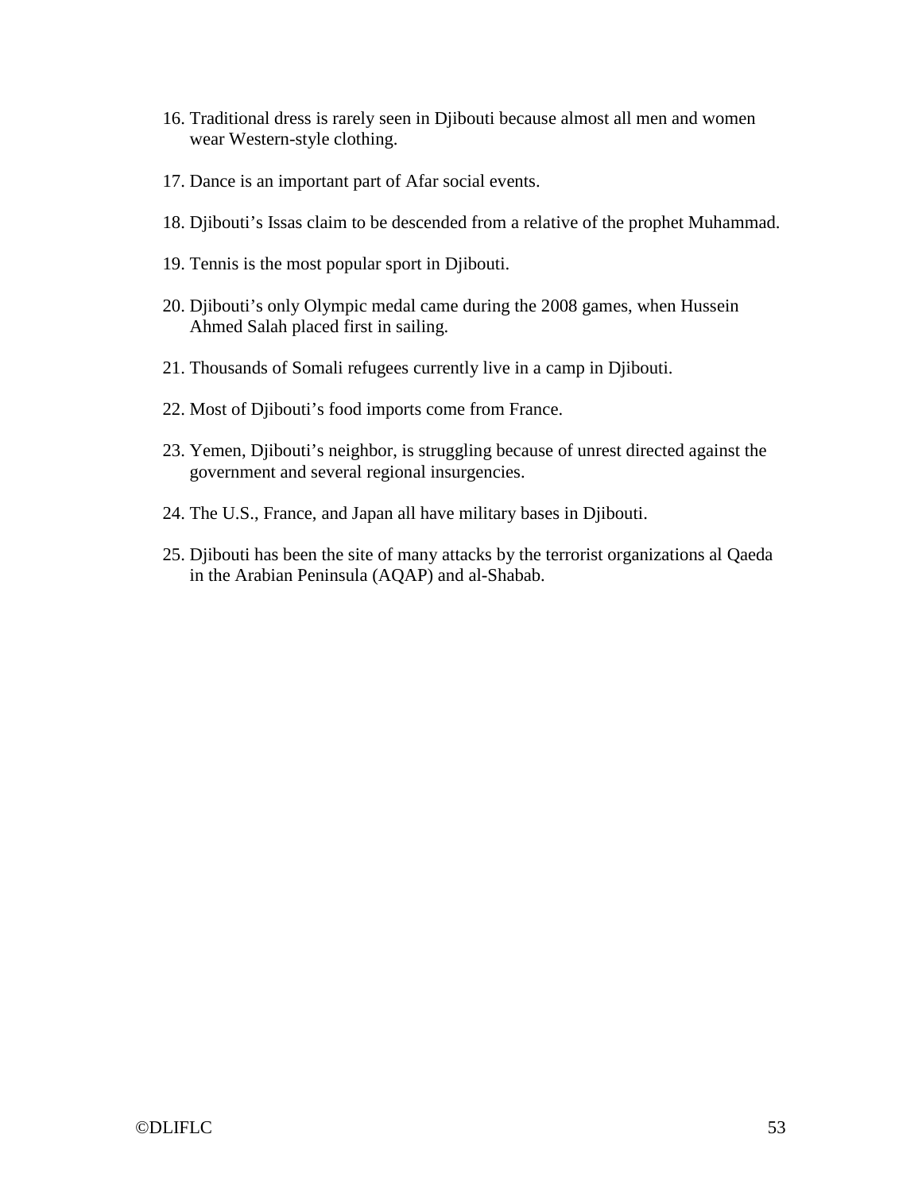16. Traditional dress is rarely seen in Djibouti because almost all men and women wear Western-style clothing.

17. Dance is an important part of Afar social events.

18. Djibouti’s Issas claim to be descended from a relative of the prophet Muhammad.

19. Tennis is the most popular sport in Djibouti.

20. Djibouti’s only Olympic medal came during the 2008 games, when Hussein Ahmed Salah placed first in sailing.

21. Thousands of Somali refugees currently live in a camp in Djibouti.

22. Most of Djibouti’s food imports come from France.

23. Yemen, Djibouti’s neighbor, is struggling because of unrest directed against the government and several regional insurgencies.

24. The U.S., France, and Japan all have military bases in Djibouti.

25. Djibouti has been the site of many attacks by the terrorist organizations al Qaeda in the Arabian Peninsula (AQAP) and al-Shabab.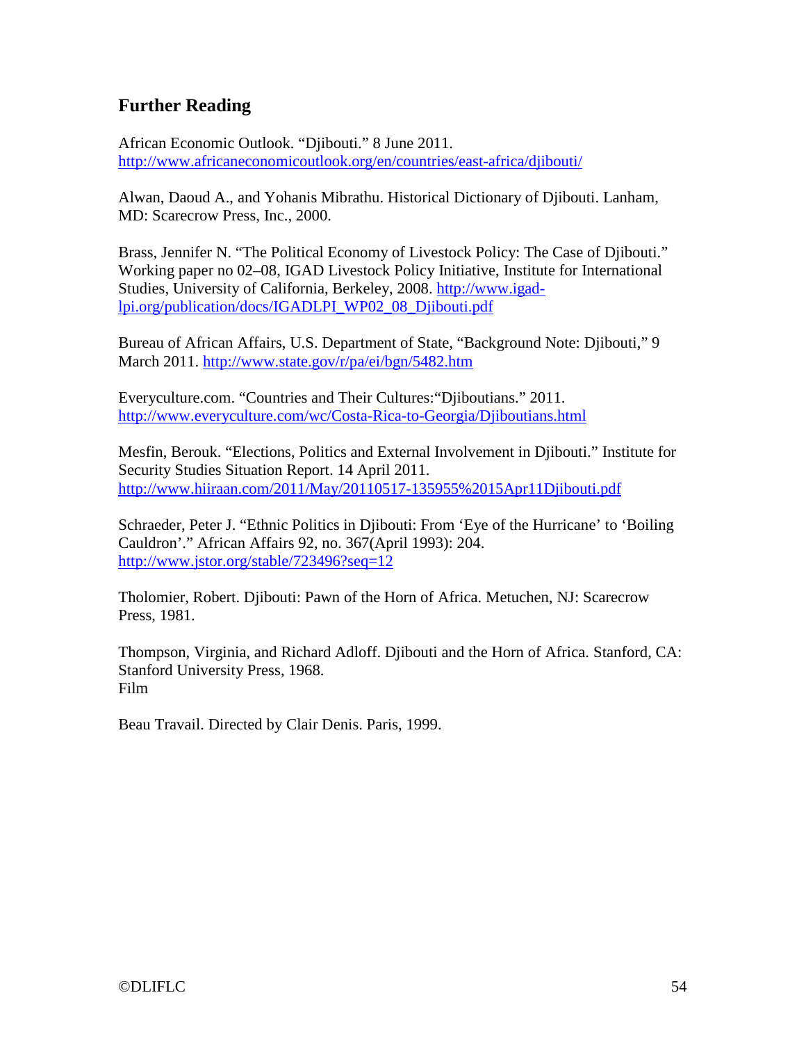## Further Reading

African Economic Outlook. “Djibouti.” 8 June 2011. http://www.africaneconomicoutlook.org/en/countries/east-africa/djibouti/

Alwan, Daoud A., and Yohanis Mibrathu. Historical Dictionary of Djibouti. Lanham, MD: Scarecrow Press, Inc., 2000.

Brass, Jennifer N. “The Political Economy of Livestock Policy: The Case of Djibouti.” Working paper no 02–08, IGAD Livestock Policy Initiative, Institute for International Studies, University of California, Berkeley, 2008. http://www.igad-lpi.org/publication/docs/IGADLPI_WP02_08_Djibouti.pdf

Bureau of African Affairs, U.S. Department of State, “Background Note: Djibouti,” 9 March 2011. http://www.state.gov/r/pa/ei/bgn/5482.htm

Everyculture.com. “Countries and Their Cultures:“Djiboutians.” 2011. http://www.everyculture.com/wc/Costa-Rica-to-Georgia/Djiboutians.html

Mesfin, Berouk. “Elections, Politics and External Involvement in Djibouti.” Institute for Security Studies Situation Report. 14 April 2011. http://www.hiiraan.com/2011/May/20110517-135955%2015Apr11Djibouti.pdf

Schraeder, Peter J. “Ethnic Politics in Djibouti: From ‘Eye of the Hurricane’ to ‘Boiling Cauldron’.” African Affairs 92, no. 367(April 1993): 204. http://www.jstor.org/stable/723496?seq=12

Tholomier, Robert. Djibouti: Pawn of the Horn of Africa. Metuchen, NJ: Scarecrow Press, 1981.

Thompson, Virginia, and Richard Adloff. Djibouti and the Horn of Africa. Stanford, CA: Stanford University Press, 1968.

Film

Beau Travail. Directed by Clair Denis. Paris, 1999.